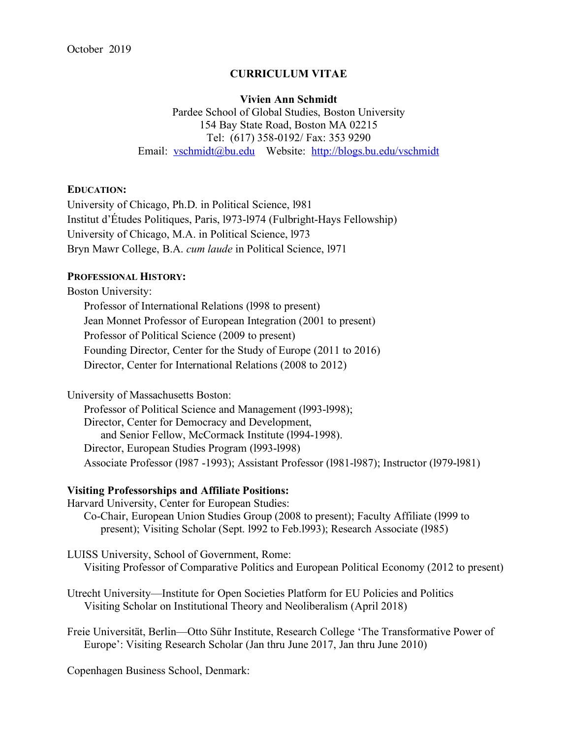October 2019

# CURRICULUM VITAE

**Vivien Ann Schmidt**
Pardee School of Global Studies, Boston University
154 Bay State Road, Boston MA 02215
Tel: (617) 358-0192/ Fax: 353 9290
Email: vschmidt@bu.edu Website: http://blogs.bu.edu/vschmidt

## EDUCATION:

University of Chicago, Ph.D. in Political Science, l981
Institut d'Études Politiques, Paris, l973-l974 (Fulbright-Hays Fellowship)
University of Chicago, M.A. in Political Science, l973
Bryn Mawr College, B.A. *cum laude* in Political Science, l971

## PROFESSIONAL HISTORY:

Boston University:
- Professor of International Relations (l998 to present)
- Jean Monnet Professor of European Integration (2001 to present)
- Professor of Political Science (2009 to present)
- Founding Director, Center for the Study of Europe (2011 to 2016)
- Director, Center for International Relations (2008 to 2012)

University of Massachusetts Boston:
- Professor of Political Science and Management (l993-l998);
- Director, Center for Democracy and Development, and Senior Fellow, McCormack Institute (l994-1998).
- Director, European Studies Program (l993-l998)
- Associate Professor (l987 -1993); Assistant Professor (l981-l987); Instructor (l979-l981)

**Visiting Professorships and Affiliate Positions:**

Harvard University, Center for European Studies:
- Co-Chair, European Union Studies Group (2008 to present); Faculty Affiliate (l999 to present); Visiting Scholar (Sept. l992 to Feb.l993); Research Associate (l985)

LUISS University, School of Government, Rome:
- Visiting Professor of Comparative Politics and European Political Economy (2012 to present)

Utrecht University—Institute for Open Societies Platform for EU Policies and Politics
- Visiting Scholar on Institutional Theory and Neoliberalism (April 2018)

Freie Universität, Berlin—Otto Sühr Institute, Research College 'The Transformative Power of Europe': Visiting Research Scholar (Jan thru June 2017, Jan thru June 2010)

Copenhagen Business School, Denmark: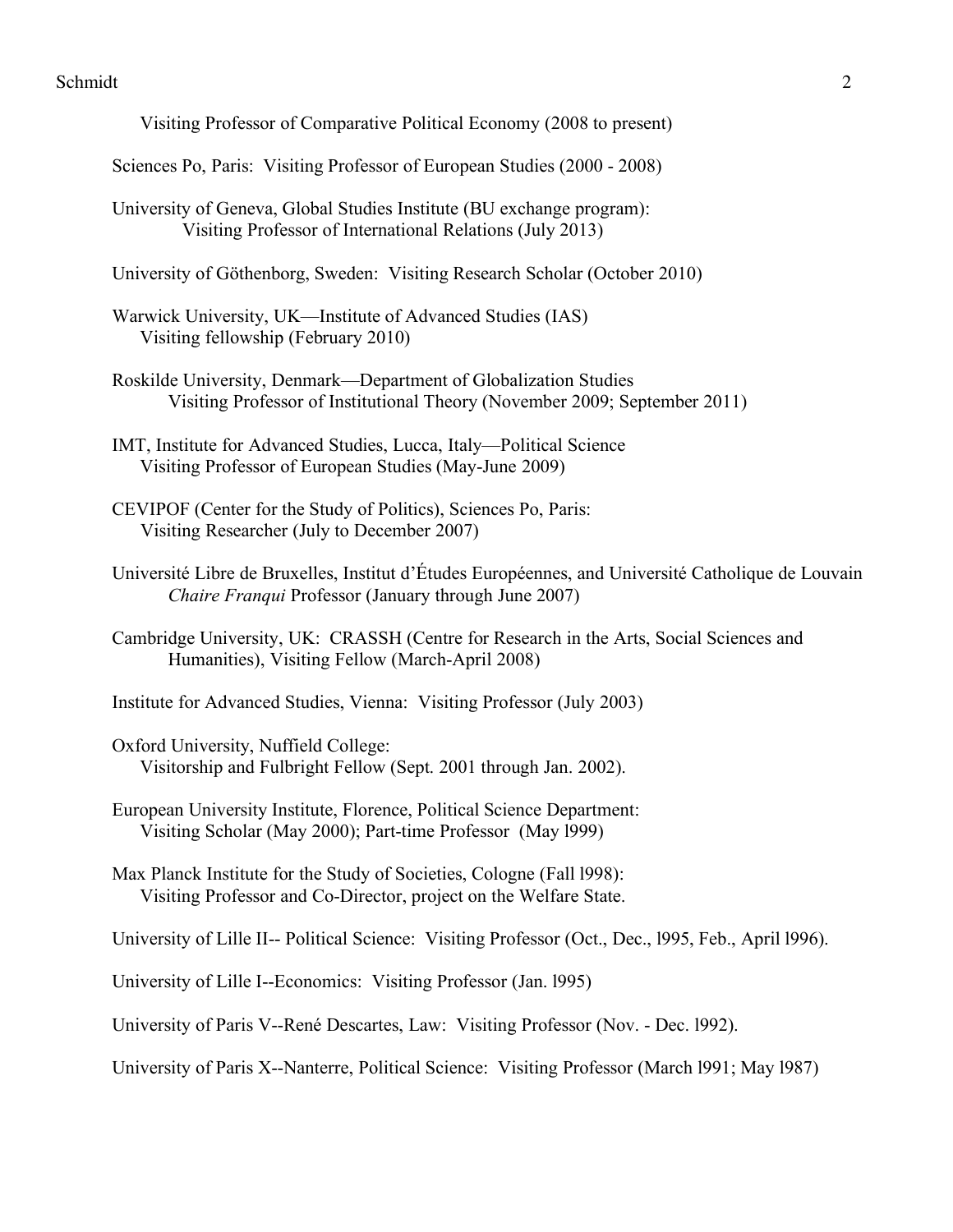Visiting Professor of Comparative Political Economy (2008 to present)

Sciences Po, Paris: Visiting Professor of European Studies (2000 - 2008)

University of Geneva, Global Studies Institute (BU exchange program):
Visiting Professor of International Relations (July 2013)

University of Göthenborg, Sweden: Visiting Research Scholar (October 2010)

Warwick University, UK—Institute of Advanced Studies (IAS)
Visiting fellowship (February 2010)

Roskilde University, Denmark—Department of Globalization Studies
Visiting Professor of Institutional Theory (November 2009; September 2011)

IMT, Institute for Advanced Studies, Lucca, Italy—Political Science
Visiting Professor of European Studies (May-June 2009)

CEVIPOF (Center for the Study of Politics), Sciences Po, Paris:
Visiting Researcher (July to December 2007)

Université Libre de Bruxelles, Institut d'Études Européennes, and Université Catholique de Louvain
*Chaire Franqui* Professor (January through June 2007)

Cambridge University, UK: CRASSH (Centre for Research in the Arts, Social Sciences and Humanities), Visiting Fellow (March-April 2008)

Institute for Advanced Studies, Vienna: Visiting Professor (July 2003)

Oxford University, Nuffield College:
Visitorship and Fulbright Fellow (Sept. 2001 through Jan. 2002).

European University Institute, Florence, Political Science Department:
Visiting Scholar (May 2000); Part-time Professor (May l999)

Max Planck Institute for the Study of Societies, Cologne (Fall l998):
Visiting Professor and Co-Director, project on the Welfare State.

University of Lille II-- Political Science: Visiting Professor (Oct., Dec., l995, Feb., April l996).

University of Lille I--Economics: Visiting Professor (Jan. l995)

University of Paris V--René Descartes, Law: Visiting Professor (Nov. - Dec. l992).

University of Paris X--Nanterre, Political Science: Visiting Professor (March l991; May l987)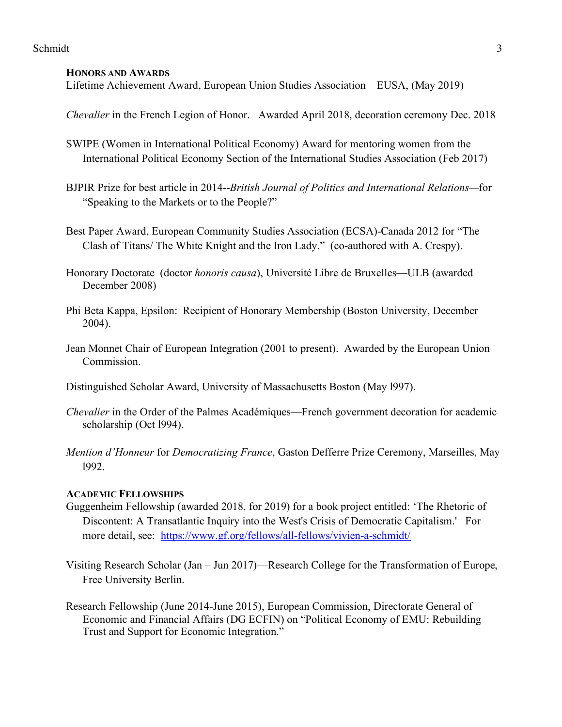## Honors and Awards

Lifetime Achievement Award, European Union Studies Association—EUSA, (May 2019)

*Chevalier* in the French Legion of Honor. Awarded April 2018, decoration ceremony Dec. 2018

SWIPE (Women in International Political Economy) Award for mentoring women from the International Political Economy Section of the International Studies Association (Feb 2017)

BJPIR Prize for best article in 2014--*British Journal of Politics and International Relations*—for "Speaking to the Markets or to the People?"

Best Paper Award, European Community Studies Association (ECSA)-Canada 2012 for "The Clash of Titans/ The White Knight and the Iron Lady." (co-authored with A. Crespy).

Honorary Doctorate (doctor *honoris causa*), Université Libre de Bruxelles—ULB (awarded December 2008)

Phi Beta Kappa, Epsilon: Recipient of Honorary Membership (Boston University, December 2004).

Jean Monnet Chair of European Integration (2001 to present). Awarded by the European Union Commission.

Distinguished Scholar Award, University of Massachusetts Boston (May l997).

*Chevalier* in the Order of the Palmes Académiques—French government decoration for academic scholarship (Oct l994).

*Mention d'Honneur* for *Democratizing France*, Gaston Defferre Prize Ceremony, Marseilles, May l992.

## Academic Fellowships

Guggenheim Fellowship (awarded 2018, for 2019) for a book project entitled: 'The Rhetoric of Discontent: A Transatlantic Inquiry into the West's Crisis of Democratic Capitalism.' For more detail, see: https://www.gf.org/fellows/all-fellows/vivien-a-schmidt/

Visiting Research Scholar (Jan – Jun 2017)—Research College for the Transformation of Europe, Free University Berlin.

Research Fellowship (June 2014-June 2015), European Commission, Directorate General of Economic and Financial Affairs (DG ECFIN) on "Political Economy of EMU: Rebuilding Trust and Support for Economic Integration."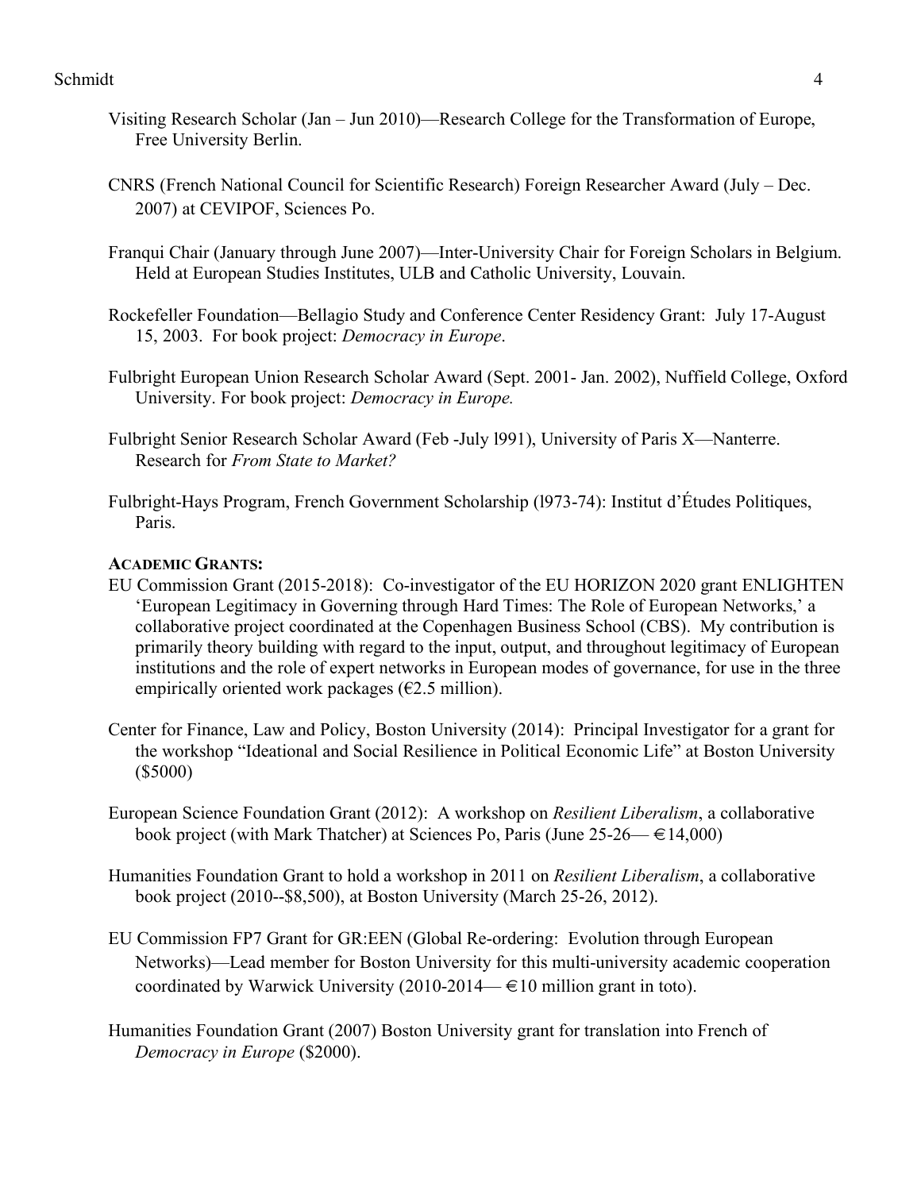Visiting Research Scholar (Jan – Jun 2010)—Research College for the Transformation of Europe, Free University Berlin.

CNRS (French National Council for Scientific Research) Foreign Researcher Award (July – Dec. 2007) at CEVIPOF, Sciences Po.

Franqui Chair (January through June 2007)—Inter-University Chair for Foreign Scholars in Belgium. Held at European Studies Institutes, ULB and Catholic University, Louvain.

Rockefeller Foundation—Bellagio Study and Conference Center Residency Grant: July 17-August 15, 2003. For book project: *Democracy in Europe*.

Fulbright European Union Research Scholar Award (Sept. 2001- Jan. 2002), Nuffield College, Oxford University. For book project: *Democracy in Europe.*

Fulbright Senior Research Scholar Award (Feb -July l991), University of Paris X—Nanterre. Research for *From State to Market?*

Fulbright-Hays Program, French Government Scholarship (l973-74): Institut d'Études Politiques, Paris.

**ACADEMIC GRANTS:**

EU Commission Grant (2015-2018): Co-investigator of the EU HORIZON 2020 grant ENLIGHTEN 'European Legitimacy in Governing through Hard Times: The Role of European Networks,' a collaborative project coordinated at the Copenhagen Business School (CBS). My contribution is primarily theory building with regard to the input, output, and throughout legitimacy of European institutions and the role of expert networks in European modes of governance, for use in the three empirically oriented work packages (€2.5 million).

Center for Finance, Law and Policy, Boston University (2014): Principal Investigator for a grant for the workshop "Ideational and Social Resilience in Political Economic Life" at Boston University ($5000)

European Science Foundation Grant (2012): A workshop on *Resilient Liberalism*, a collaborative book project (with Mark Thatcher) at Sciences Po, Paris (June 25-26— €14,000)

Humanities Foundation Grant to hold a workshop in 2011 on *Resilient Liberalism*, a collaborative book project (2010--$8,500), at Boston University (March 25-26, 2012).

EU Commission FP7 Grant for GR:EEN (Global Re-ordering: Evolution through European Networks)—Lead member for Boston University for this multi-university academic cooperation coordinated by Warwick University (2010-2014— €10 million grant in toto).

Humanities Foundation Grant (2007) Boston University grant for translation into French of *Democracy in Europe* ($2000).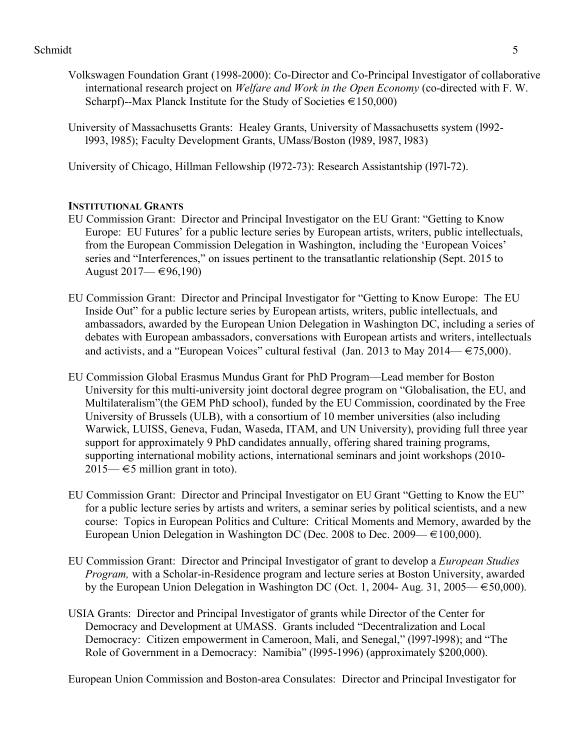Volkswagen Foundation Grant (1998-2000): Co-Director and Co-Principal Investigator of collaborative international research project on *Welfare and Work in the Open Economy* (co-directed with F. W. Scharpf)--Max Planck Institute for the Study of Societies €150,000)

University of Massachusetts Grants: Healey Grants, University of Massachusetts system (l992-l993, l985); Faculty Development Grants, UMass/Boston (l989, l987, l983)

University of Chicago, Hillman Fellowship (l972-73): Research Assistantship (l97l-72).

### INSTITUTIONAL GRANTS

EU Commission Grant: Director and Principal Investigator on the EU Grant: "Getting to Know Europe: EU Futures' for a public lecture series by European artists, writers, public intellectuals, from the European Commission Delegation in Washington, including the 'European Voices' series and "Interferences," on issues pertinent to the transatlantic relationship (Sept. 2015 to August 2017— €96,190)

EU Commission Grant: Director and Principal Investigator for "Getting to Know Europe: The EU Inside Out" for a public lecture series by European artists, writers, public intellectuals, and ambassadors, awarded by the European Union Delegation in Washington DC, including a series of debates with European ambassadors, conversations with European artists and writers, intellectuals and activists, and a "European Voices" cultural festival (Jan. 2013 to May 2014— €75,000).

EU Commission Global Erasmus Mundus Grant for PhD Program—Lead member for Boston University for this multi-university joint doctoral degree program on "Globalisation, the EU, and Multilateralism"(the GEM PhD school), funded by the EU Commission, coordinated by the Free University of Brussels (ULB), with a consortium of 10 member universities (also including Warwick, LUISS, Geneva, Fudan, Waseda, ITAM, and UN University), providing full three year support for approximately 9 PhD candidates annually, offering shared training programs, supporting international mobility actions, international seminars and joint workshops (2010-2015— €5 million grant in toto).

EU Commission Grant: Director and Principal Investigator on EU Grant "Getting to Know the EU" for a public lecture series by artists and writers, a seminar series by political scientists, and a new course: Topics in European Politics and Culture: Critical Moments and Memory, awarded by the European Union Delegation in Washington DC (Dec. 2008 to Dec. 2009— €100,000).

EU Commission Grant: Director and Principal Investigator of grant to develop a *European Studies Program,* with a Scholar-in-Residence program and lecture series at Boston University, awarded by the European Union Delegation in Washington DC (Oct. 1, 2004- Aug. 31, 2005— €50,000).

USIA Grants: Director and Principal Investigator of grants while Director of the Center for Democracy and Development at UMASS. Grants included "Decentralization and Local Democracy: Citizen empowerment in Cameroon, Mali, and Senegal," (l997-l998); and "The Role of Government in a Democracy: Namibia" (l995-1996) (approximately $200,000).

European Union Commission and Boston-area Consulates: Director and Principal Investigator for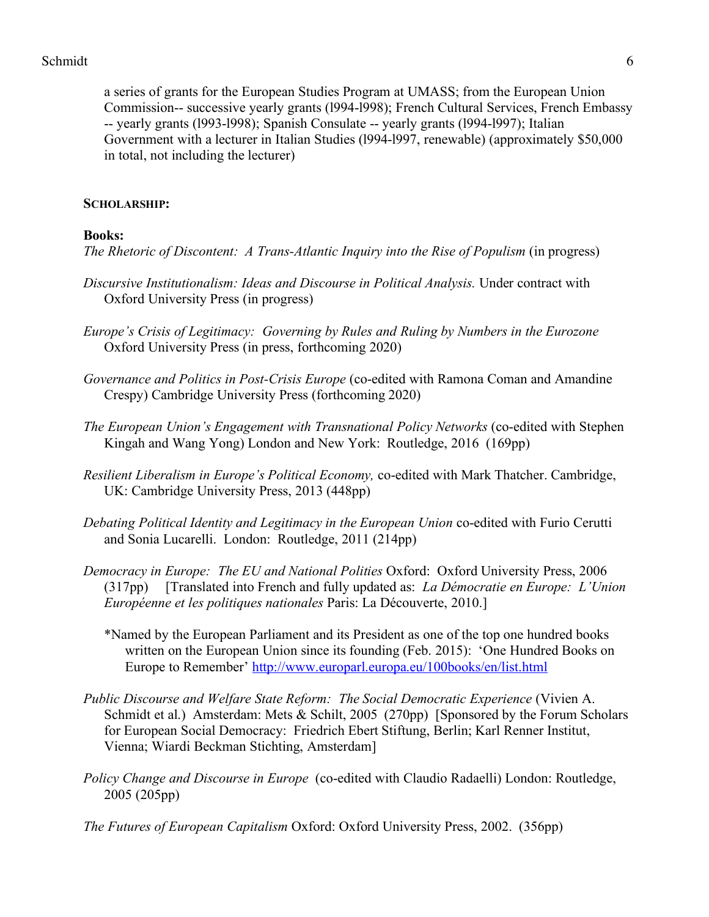a series of grants for the European Studies Program at UMASS; from the European Union Commission-- successive yearly grants (l994-l998); French Cultural Services, French Embassy -- yearly grants (l993-l998); Spanish Consulate -- yearly grants (l994-l997); Italian Government with a lecturer in Italian Studies (l994-l997, renewable) (approximately $50,000 in total, not including the lecturer)

**SCHOLARSHIP:**

**Books:**

*The Rhetoric of Discontent: A Trans-Atlantic Inquiry into the Rise of Populism* (in progress)

*Discursive Institutionalism: Ideas and Discourse in Political Analysis.* Under contract with Oxford University Press (in progress)

*Europe's Crisis of Legitimacy: Governing by Rules and Ruling by Numbers in the Eurozone* Oxford University Press (in press, forthcoming 2020)

*Governance and Politics in Post-Crisis Europe* (co-edited with Ramona Coman and Amandine Crespy) Cambridge University Press (forthcoming 2020)

*The European Union's Engagement with Transnational Policy Networks* (co-edited with Stephen Kingah and Wang Yong) London and New York: Routledge, 2016 (169pp)

*Resilient Liberalism in Europe's Political Economy,* co-edited with Mark Thatcher. Cambridge, UK: Cambridge University Press, 2013 (448pp)

*Debating Political Identity and Legitimacy in the European Union* co-edited with Furio Cerutti and Sonia Lucarelli. London: Routledge, 2011 (214pp)

*Democracy in Europe: The EU and National Polities* Oxford: Oxford University Press, 2006 (317pp) [Translated into French and fully updated as: *La Démocratie en Europe: L'Union Européenne et les politiques nationales* Paris: La Découverte, 2010.]

*Named by the European Parliament and its President as one of the top one hundred books written on the European Union since its founding (Feb. 2015): 'One Hundred Books on Europe to Remember' http://www.europarl.europa.eu/100books/en/list.html

*Public Discourse and Welfare State Reform: The Social Democratic Experience* (Vivien A. Schmidt et al.) Amsterdam: Mets & Schilt, 2005 (270pp) [Sponsored by the Forum Scholars for European Social Democracy: Friedrich Ebert Stiftung, Berlin; Karl Renner Institut, Vienna; Wiardi Beckman Stichting, Amsterdam]

*Policy Change and Discourse in Europe* (co-edited with Claudio Radaelli) London: Routledge, 2005 (205pp)

*The Futures of European Capitalism* Oxford: Oxford University Press, 2002. (356pp)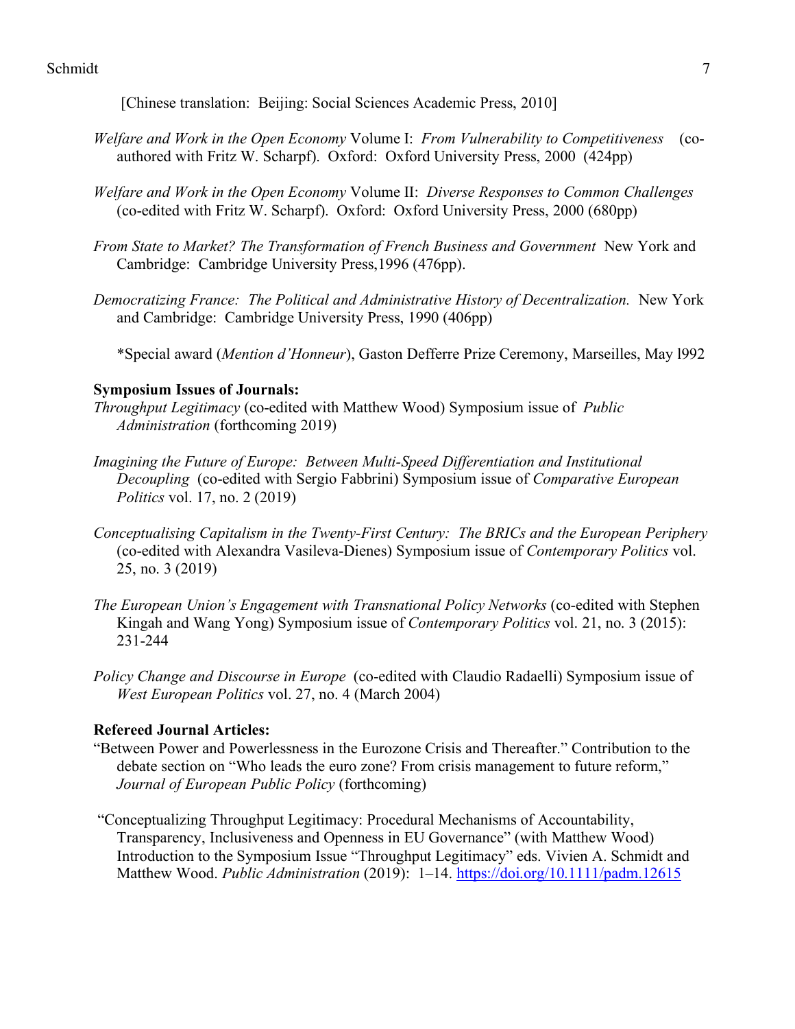[Chinese translation:  Beijing: Social Sciences Academic Press, 2010]

*Welfare and Work in the Open Economy* Volume I:  *From Vulnerability to Competitiveness*   (co-authored with Fritz W. Scharpf).  Oxford:  Oxford University Press, 2000  (424pp)

*Welfare and Work in the Open Economy* Volume II:  *Diverse Responses to Common Challenges* (co-edited with Fritz W. Scharpf).  Oxford:  Oxford University Press, 2000 (680pp)

*From State to Market? The Transformation of French Business and Government*  New York and Cambridge:  Cambridge University Press,1996 (476pp).

*Democratizing France:  The Political and Administrative History of Decentralization.*  New York and Cambridge:  Cambridge University Press, 1990 (406pp)

*Special award (*Mention d'Honneur*), Gaston Defferre Prize Ceremony, Marseilles, May l992

**Symposium Issues of Journals:**

*Throughput Legitimacy* (co-edited with Matthew Wood) Symposium issue of *Public Administration* (forthcoming 2019)

*Imagining the Future of Europe:  Between Multi-Speed Differentiation and Institutional Decoupling*  (co-edited with Sergio Fabbrini) Symposium issue of *Comparative European Politics* vol. 17, no. 2 (2019)

*Conceptualising Capitalism in the Twenty-First Century:  The BRICs and the European Periphery* (co-edited with Alexandra Vasileva-Dienes) Symposium issue of *Contemporary Politics* vol. 25, no. 3 (2019)

*The European Union's Engagement with Transnational Policy Networks* (co-edited with Stephen Kingah and Wang Yong) Symposium issue of *Contemporary Politics* vol. 21, no. 3 (2015): 231-244

*Policy Change and Discourse in Europe*  (co-edited with Claudio Radaelli) Symposium issue of *West European Politics* vol. 27, no. 4 (March 2004)

**Refereed Journal Articles:**

"Between Power and Powerlessness in the Eurozone Crisis and Thereafter." Contribution to the debate section on "Who leads the euro zone? From crisis management to future reform," *Journal of European Public Policy* (forthcoming)

"Conceptualizing Throughput Legitimacy: Procedural Mechanisms of Accountability, Transparency, Inclusiveness and Openness in EU Governance" (with Matthew Wood) Introduction to the Symposium Issue "Throughput Legitimacy" eds. Vivien A. Schmidt and Matthew Wood. *Public Administration* (2019):  1–14. https://doi.org/10.1111/padm.12615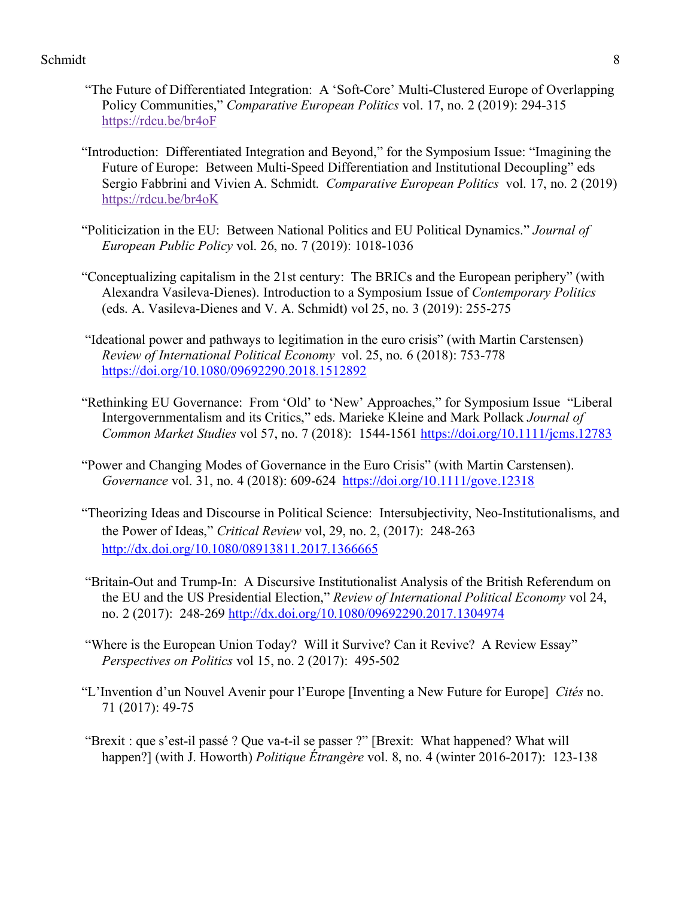"The Future of Differentiated Integration: A 'Soft-Core' Multi-Clustered Europe of Overlapping Policy Communities," *Comparative European Politics* vol. 17, no. 2 (2019): 294-315 https://rdcu.be/br4oF

"Introduction: Differentiated Integration and Beyond," for the Symposium Issue: "Imagining the Future of Europe: Between Multi-Speed Differentiation and Institutional Decoupling" eds Sergio Fabbrini and Vivien A. Schmidt. *Comparative European Politics* vol. 17, no. 2 (2019) https://rdcu.be/br4oK

"Politicization in the EU: Between National Politics and EU Political Dynamics." *Journal of European Public Policy* vol. 26, no. 7 (2019): 1018-1036

"Conceptualizing capitalism in the 21st century: The BRICs and the European periphery" (with Alexandra Vasileva-Dienes). Introduction to a Symposium Issue of *Contemporary Politics* (eds. A. Vasileva-Dienes and V. A. Schmidt) vol 25, no. 3 (2019): 255-275

"Ideational power and pathways to legitimation in the euro crisis" (with Martin Carstensen) *Review of International Political Economy* vol. 25, no. 6 (2018): 753-778 https://doi.org/10.1080/09692290.2018.1512892

"Rethinking EU Governance: From 'Old' to 'New' Approaches," for Symposium Issue "Liberal Intergovernmentalism and its Critics," eds. Marieke Kleine and Mark Pollack *Journal of Common Market Studies* vol 57, no. 7 (2018): 1544-1561 https://doi.org/10.1111/jcms.12783

"Power and Changing Modes of Governance in the Euro Crisis" (with Martin Carstensen). *Governance* vol. 31, no. 4 (2018): 609-624 https://doi.org/10.1111/gove.12318

"Theorizing Ideas and Discourse in Political Science: Intersubjectivity, Neo-Institutionalisms, and the Power of Ideas," *Critical Review* vol, 29, no. 2, (2017): 248-263 http://dx.doi.org/10.1080/08913811.2017.1366665

"Britain-Out and Trump-In: A Discursive Institutionalist Analysis of the British Referendum on the EU and the US Presidential Election," *Review of International Political Economy* vol 24, no. 2 (2017): 248-269 http://dx.doi.org/10.1080/09692290.2017.1304974

"Where is the European Union Today? Will it Survive? Can it Revive? A Review Essay" *Perspectives on Politics* vol 15, no. 2 (2017): 495-502

"L'Invention d'un Nouvel Avenir pour l'Europe [Inventing a New Future for Europe] *Cités* no. 71 (2017): 49-75

"Brexit : que s'est-il passé ? Que va-t-il se passer ?" [Brexit: What happened? What will happen?] (with J. Howorth) *Politique Étrangère* vol. 8, no. 4 (winter 2016-2017): 123-138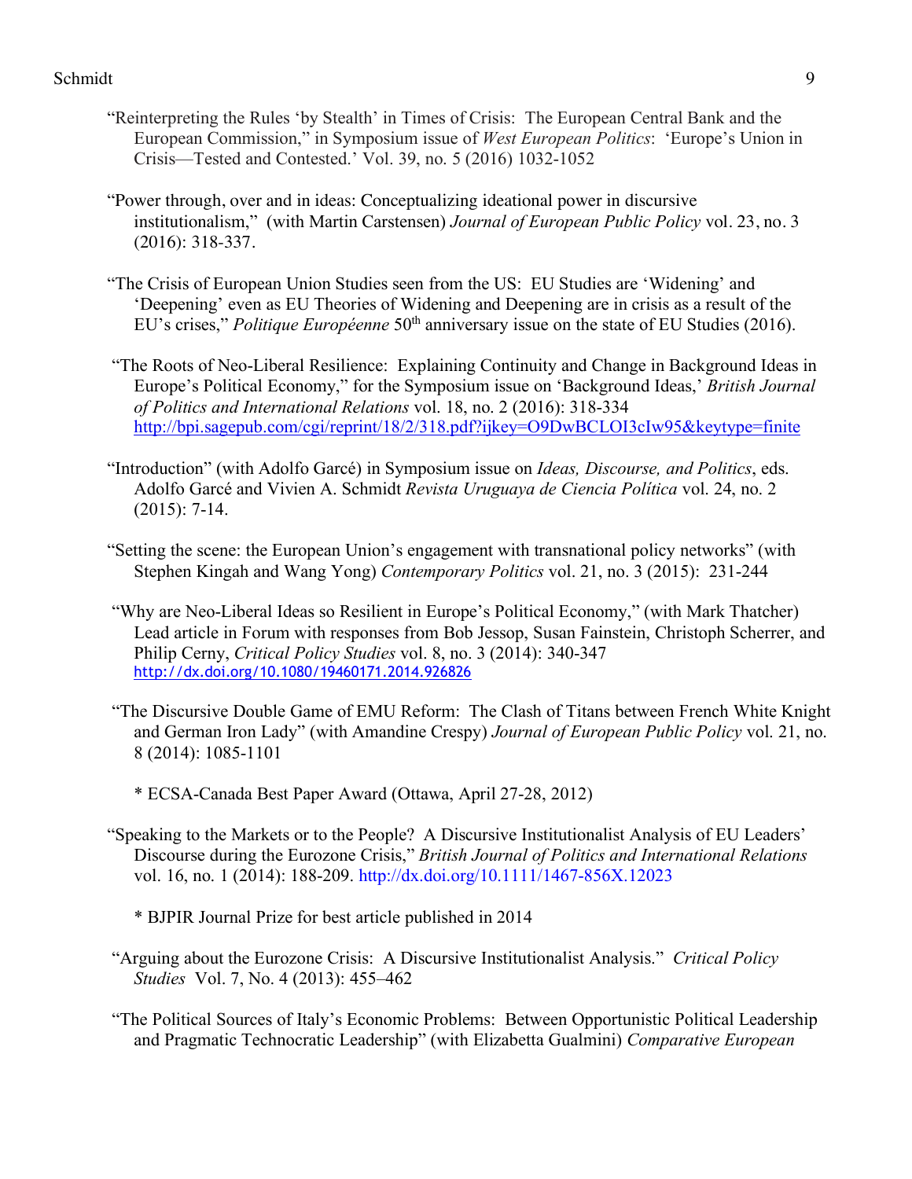"Reinterpreting the Rules 'by Stealth' in Times of Crisis: The European Central Bank and the European Commission," in Symposium issue of *West European Politics*: 'Europe's Union in Crisis—Tested and Contested.' Vol. 39, no. 5 (2016) 1032-1052

"Power through, over and in ideas: Conceptualizing ideational power in discursive institutionalism," (with Martin Carstensen) *Journal of European Public Policy* vol. 23, no. 3 (2016): 318-337.

"The Crisis of European Union Studies seen from the US: EU Studies are 'Widening' and 'Deepening' even as EU Theories of Widening and Deepening are in crisis as a result of the EU's crises," *Politique Européenne* 50th anniversary issue on the state of EU Studies (2016).

"The Roots of Neo-Liberal Resilience: Explaining Continuity and Change in Background Ideas in Europe's Political Economy," for the Symposium issue on 'Background Ideas,' *British Journal of Politics and International Relations* vol. 18, no. 2 (2016): 318-334 http://bpi.sagepub.com/cgi/reprint/18/2/318.pdf?ijkey=O9DwBCLOI3cIw95&keytype=finite

"Introduction" (with Adolfo Garcé) in Symposium issue on *Ideas, Discourse, and Politics*, eds. Adolfo Garcé and Vivien A. Schmidt *Revista Uruguaya de Ciencia Política* vol. 24, no. 2 (2015): 7-14.

"Setting the scene: the European Union's engagement with transnational policy networks" (with Stephen Kingah and Wang Yong) *Contemporary Politics* vol. 21, no. 3 (2015): 231-244

"Why are Neo-Liberal Ideas so Resilient in Europe's Political Economy," (with Mark Thatcher) Lead article in Forum with responses from Bob Jessop, Susan Fainstein, Christoph Scherrer, and Philip Cerny, *Critical Policy Studies* vol. 8, no. 3 (2014): 340-347 http://dx.doi.org/10.1080/19460171.2014.926826

"The Discursive Double Game of EMU Reform: The Clash of Titans between French White Knight and German Iron Lady" (with Amandine Crespy) *Journal of European Public Policy* vol. 21, no. 8 (2014): 1085-1101

* ECSA-Canada Best Paper Award (Ottawa, April 27-28, 2012)

"Speaking to the Markets or to the People? A Discursive Institutionalist Analysis of EU Leaders' Discourse during the Eurozone Crisis," *British Journal of Politics and International Relations* vol. 16, no. 1 (2014): 188-209. http://dx.doi.org/10.1111/1467-856X.12023

* BJPIR Journal Prize for best article published in 2014

"Arguing about the Eurozone Crisis: A Discursive Institutionalist Analysis." *Critical Policy Studies* Vol. 7, No. 4 (2013): 455–462

"The Political Sources of Italy's Economic Problems: Between Opportunistic Political Leadership and Pragmatic Technocratic Leadership" (with Elizabetta Gualmini) *Comparative European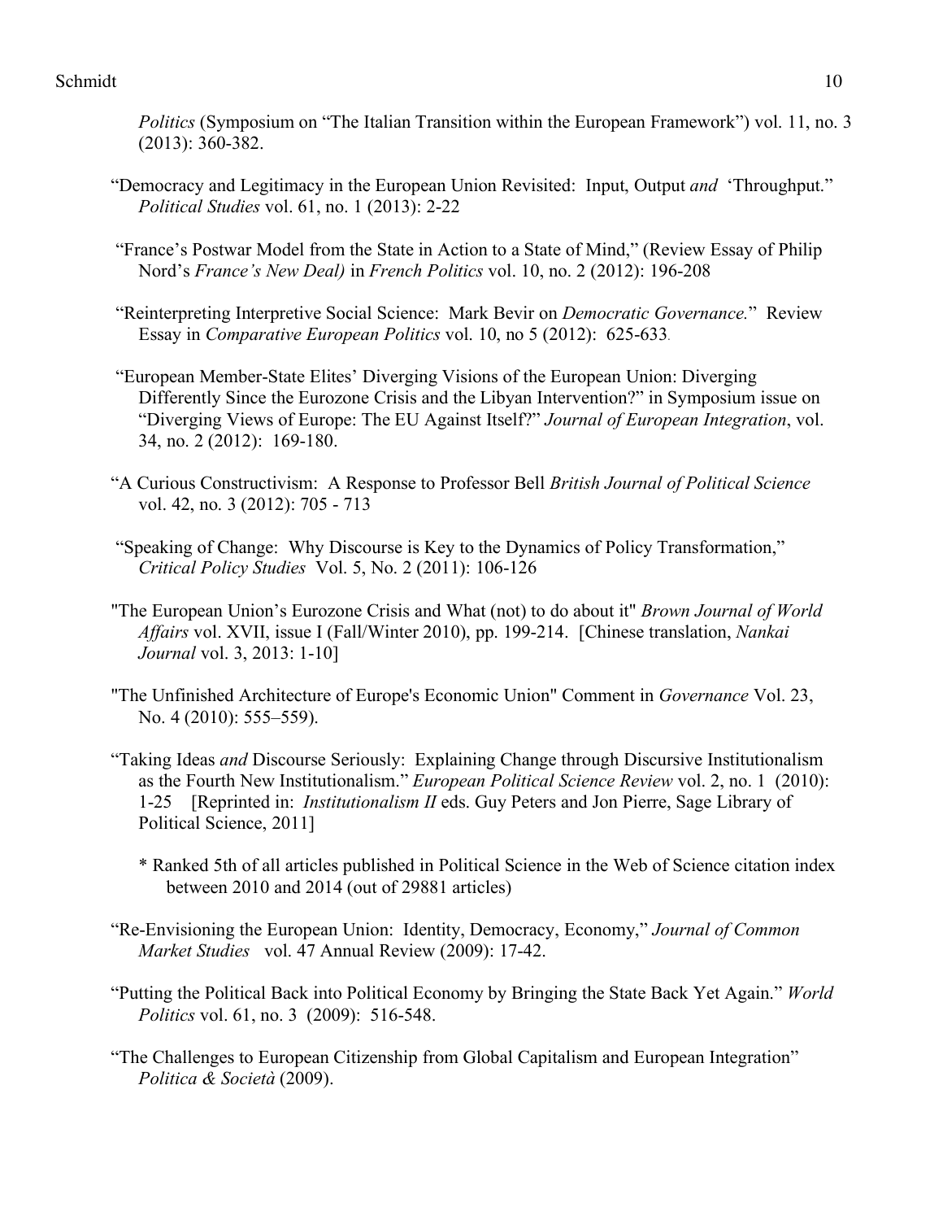*Politics* (Symposium on "The Italian Transition within the European Framework") vol. 11, no. 3 (2013): 360-382.

"Democracy and Legitimacy in the European Union Revisited: Input, Output *and* 'Throughput." *Political Studies* vol. 61, no. 1 (2013): 2-22

"France's Postwar Model from the State in Action to a State of Mind," (Review Essay of Philip Nord's *France's New Deal)* in *French Politics* vol. 10, no. 2 (2012): 196-208

"Reinterpreting Interpretive Social Science: Mark Bevir on *Democratic Governance.*" Review Essay in *Comparative European Politics* vol. 10, no 5 (2012): 625-633.

"European Member-State Elites' Diverging Visions of the European Union: Diverging Differently Since the Eurozone Crisis and the Libyan Intervention?" in Symposium issue on "Diverging Views of Europe: The EU Against Itself?" *Journal of European Integration*, vol. 34, no. 2 (2012): 169-180.

"A Curious Constructivism: A Response to Professor Bell *British Journal of Political Science* vol. 42, no. 3 (2012): 705 - 713

"Speaking of Change: Why Discourse is Key to the Dynamics of Policy Transformation," *Critical Policy Studies* Vol. 5, No. 2 (2011): 106-126

"The European Union's Eurozone Crisis and What (not) to do about it" *Brown Journal of World Affairs* vol. XVII, issue I (Fall/Winter 2010), pp. 199-214. [Chinese translation, *Nankai Journal* vol. 3, 2013: 1-10]

"The Unfinished Architecture of Europe's Economic Union" Comment in *Governance* Vol. 23, No. 4 (2010): 555–559).

"Taking Ideas *and* Discourse Seriously: Explaining Change through Discursive Institutionalism as the Fourth New Institutionalism." *European Political Science Review* vol. 2, no. 1 (2010): 1-25 [Reprinted in: *Institutionalism II* eds. Guy Peters and Jon Pierre, Sage Library of Political Science, 2011]

* Ranked 5th of all articles published in Political Science in the Web of Science citation index between 2010 and 2014 (out of 29881 articles)

"Re-Envisioning the European Union: Identity, Democracy, Economy," *Journal of Common Market Studies* vol. 47 Annual Review (2009): 17-42.

"Putting the Political Back into Political Economy by Bringing the State Back Yet Again." *World Politics* vol. 61, no. 3 (2009): 516-548.

"The Challenges to European Citizenship from Global Capitalism and European Integration" *Politica & Società* (2009).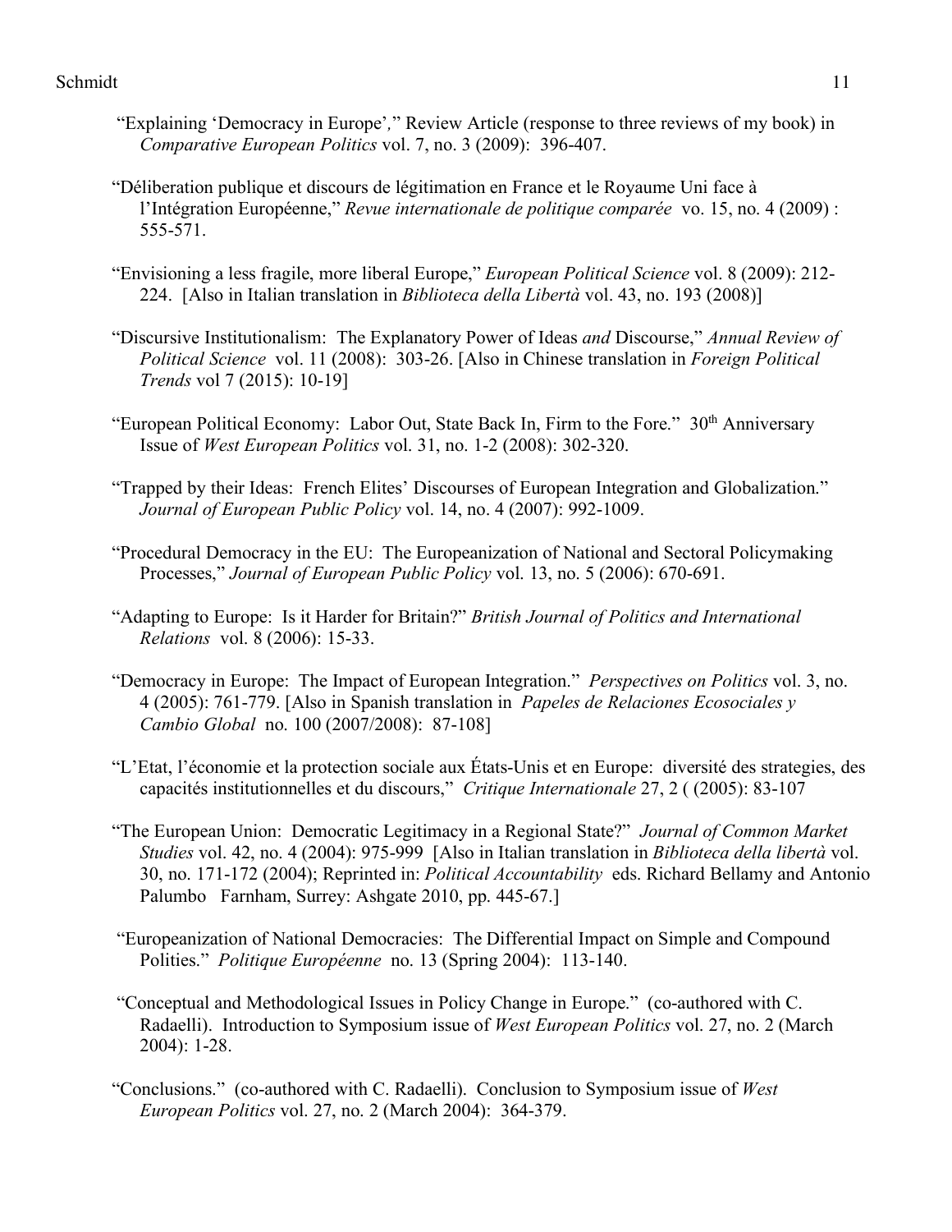"Explaining 'Democracy in Europe'," Review Article (response to three reviews of my book) in *Comparative European Politics* vol. 7, no. 3 (2009): 396-407.

"Déliberation publique et discours de légitimation en France et le Royaume Uni face à l'Intégration Européenne," *Revue internationale de politique comparée* vo. 15, no. 4 (2009) : 555-571.

"Envisioning a less fragile, more liberal Europe," *European Political Science* vol. 8 (2009): 212-224. [Also in Italian translation in *Biblioteca della Libertà* vol. 43, no. 193 (2008)]

"Discursive Institutionalism: The Explanatory Power of Ideas *and* Discourse," *Annual Review of Political Science* vol. 11 (2008): 303-26. [Also in Chinese translation in *Foreign Political Trends* vol 7 (2015): 10-19]

"European Political Economy: Labor Out, State Back In, Firm to the Fore." 30th Anniversary Issue of *West European Politics* vol. 31, no. 1-2 (2008): 302-320.

"Trapped by their Ideas: French Elites' Discourses of European Integration and Globalization." *Journal of European Public Policy* vol. 14, no. 4 (2007): 992-1009.

"Procedural Democracy in the EU: The Europeanization of National and Sectoral Policymaking Processes," *Journal of European Public Policy* vol. 13, no. 5 (2006): 670-691.

"Adapting to Europe: Is it Harder for Britain?" *British Journal of Politics and International Relations* vol. 8 (2006): 15-33.

"Democracy in Europe: The Impact of European Integration." *Perspectives on Politics* vol. 3, no. 4 (2005): 761-779. [Also in Spanish translation in *Papeles de Relaciones Ecosociales y Cambio Global* no. 100 (2007/2008): 87-108]

"L'Etat, l'économie et la protection sociale aux États-Unis et en Europe: diversité des strategies, des capacités institutionnelles et du discours," *Critique Internationale* 27, 2 ( (2005): 83-107

"The European Union: Democratic Legitimacy in a Regional State?" *Journal of Common Market Studies* vol. 42, no. 4 (2004): 975-999 [Also in Italian translation in *Biblioteca della libertà* vol. 30, no. 171-172 (2004); Reprinted in: *Political Accountability* eds. Richard Bellamy and Antonio Palumbo Farnham, Surrey: Ashgate 2010, pp. 445-67.]

"Europeanization of National Democracies: The Differential Impact on Simple and Compound Polities." *Politique Européenne* no. 13 (Spring 2004): 113-140.

"Conceptual and Methodological Issues in Policy Change in Europe." (co-authored with C. Radaelli). Introduction to Symposium issue of *West European Politics* vol. 27, no. 2 (March 2004): 1-28.

"Conclusions." (co-authored with C. Radaelli). Conclusion to Symposium issue of *West European Politics* vol. 27, no. 2 (March 2004): 364-379.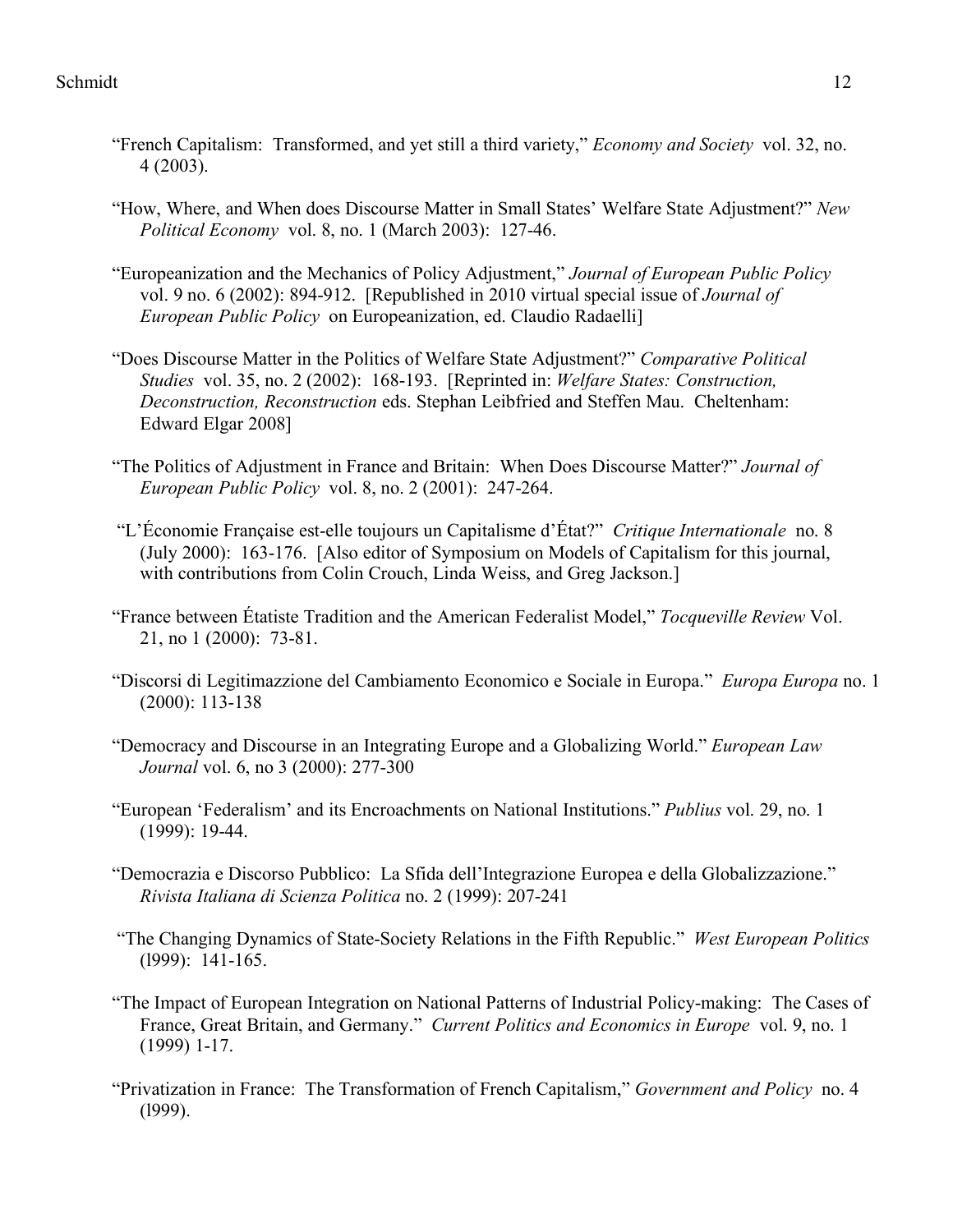"French Capitalism: Transformed, and yet still a third variety," *Economy and Society* vol. 32, no. 4 (2003).

"How, Where, and When does Discourse Matter in Small States' Welfare State Adjustment?" *New Political Economy* vol. 8, no. 1 (March 2003): 127-46.

"Europeanization and the Mechanics of Policy Adjustment," *Journal of European Public Policy* vol. 9 no. 6 (2002): 894-912. [Republished in 2010 virtual special issue of *Journal of European Public Policy* on Europeanization, ed. Claudio Radaelli]

"Does Discourse Matter in the Politics of Welfare State Adjustment?" *Comparative Political Studies* vol. 35, no. 2 (2002): 168-193. [Reprinted in: *Welfare States: Construction, Deconstruction, Reconstruction* eds. Stephan Leibfried and Steffen Mau. Cheltenham: Edward Elgar 2008]

"The Politics of Adjustment in France and Britain: When Does Discourse Matter?" *Journal of European Public Policy* vol. 8, no. 2 (2001): 247-264.

"L'Économie Française est-elle toujours un Capitalisme d'État?" *Critique Internationale* no. 8 (July 2000): 163-176. [Also editor of Symposium on Models of Capitalism for this journal, with contributions from Colin Crouch, Linda Weiss, and Greg Jackson.]

"France between Étatiste Tradition and the American Federalist Model," *Tocqueville Review* Vol. 21, no 1 (2000): 73-81.

"Discorsi di Legitimazzione del Cambiamento Economico e Sociale in Europa." *Europa Europa* no. 1 (2000): 113-138

"Democracy and Discourse in an Integrating Europe and a Globalizing World." *European Law Journal* vol. 6, no 3 (2000): 277-300

"European 'Federalism' and its Encroachments on National Institutions." *Publius* vol. 29, no. 1 (1999): 19-44.

"Democrazia e Discorso Pubblico: La Sfida dell'Integrazione Europea e della Globalizzazione." *Rivista Italiana di Scienza Politica* no. 2 (1999): 207-241

"The Changing Dynamics of State-Society Relations in the Fifth Republic." *West European Politics* (l999): 141-165.

"The Impact of European Integration on National Patterns of Industrial Policy-making: The Cases of France, Great Britain, and Germany." *Current Politics and Economics in Europe* vol. 9, no. 1 (1999) 1-17.

"Privatization in France: The Transformation of French Capitalism," *Government and Policy* no. 4 (l999).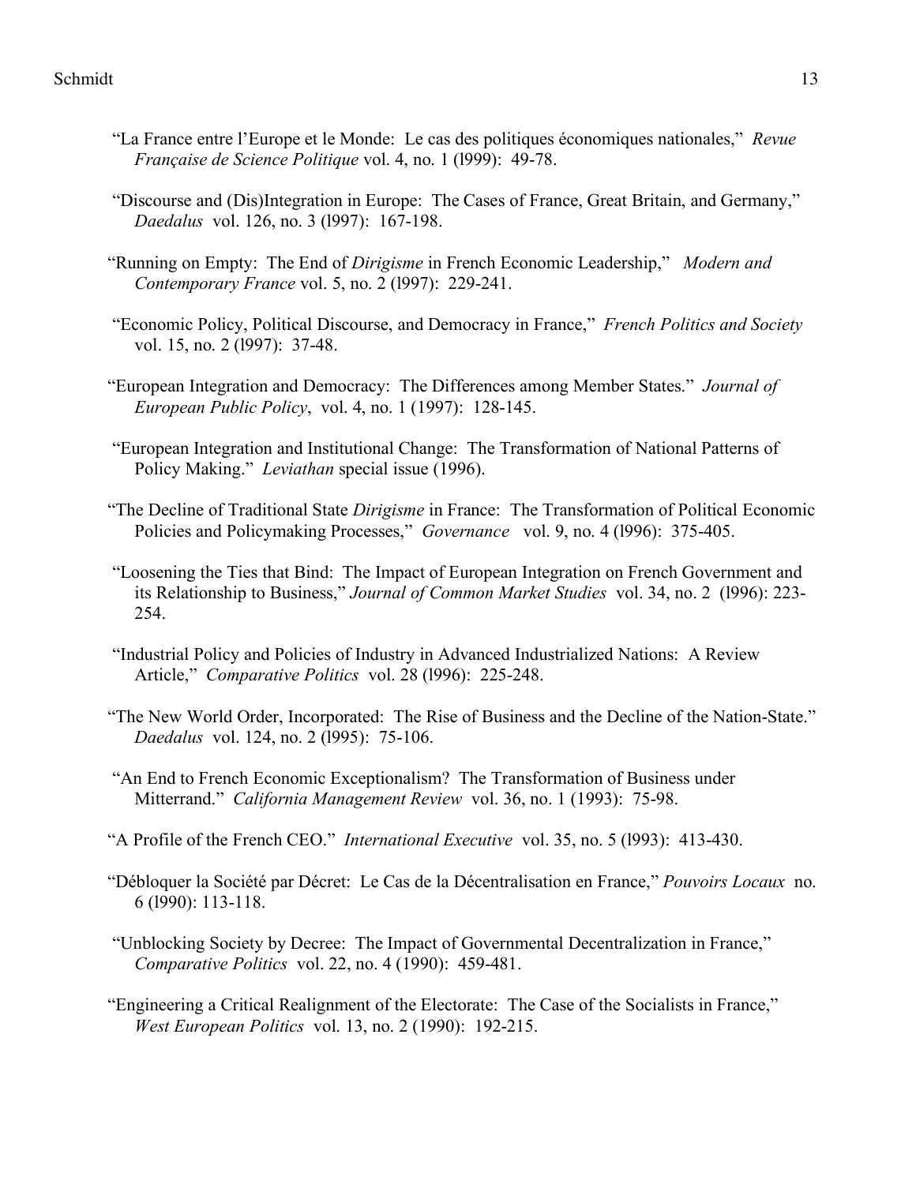“La France entre l’Europe et le Monde: Le cas des politiques économiques nationales,” *Revue Française de Science Politique* vol. 4, no. 1 (l999): 49-78.

“Discourse and (Dis)Integration in Europe: The Cases of France, Great Britain, and Germany,” *Daedalus* vol. 126, no. 3 (l997): 167-198.

“Running on Empty: The End of *Dirigisme* in French Economic Leadership,” *Modern and Contemporary France* vol. 5, no. 2 (l997): 229-241.

“Economic Policy, Political Discourse, and Democracy in France,” *French Politics and Society* vol. 15, no. 2 (l997): 37-48.

“European Integration and Democracy: The Differences among Member States.” *Journal of European Public Policy*, vol. 4, no. 1 (1997): 128-145.

“European Integration and Institutional Change: The Transformation of National Patterns of Policy Making.” *Leviathan* special issue (1996).

“The Decline of Traditional State *Dirigisme* in France: The Transformation of Political Economic Policies and Policymaking Processes,” *Governance* vol. 9, no. 4 (l996): 375-405.

“Loosening the Ties that Bind: The Impact of European Integration on French Government and its Relationship to Business,” *Journal of Common Market Studies* vol. 34, no. 2 (l996): 223-254.

“Industrial Policy and Policies of Industry in Advanced Industrialized Nations: A Review Article,” *Comparative Politics* vol. 28 (l996): 225-248.

“The New World Order, Incorporated: The Rise of Business and the Decline of the Nation-State.” *Daedalus* vol. 124, no. 2 (l995): 75-106.

“An End to French Economic Exceptionalism? The Transformation of Business under Mitterrand.” *California Management Review* vol. 36, no. 1 (1993): 75-98.

“A Profile of the French CEO.” *International Executive* vol. 35, no. 5 (l993): 413-430.

“Débloquer la Société par Décret: Le Cas de la Décentralisation en France,” *Pouvoirs Locaux* no. 6 (l990): 113-118.

“Unblocking Society by Decree: The Impact of Governmental Decentralization in France,” *Comparative Politics* vol. 22, no. 4 (1990): 459-481.

“Engineering a Critical Realignment of the Electorate: The Case of the Socialists in France,” *West European Politics* vol. 13, no. 2 (1990): 192-215.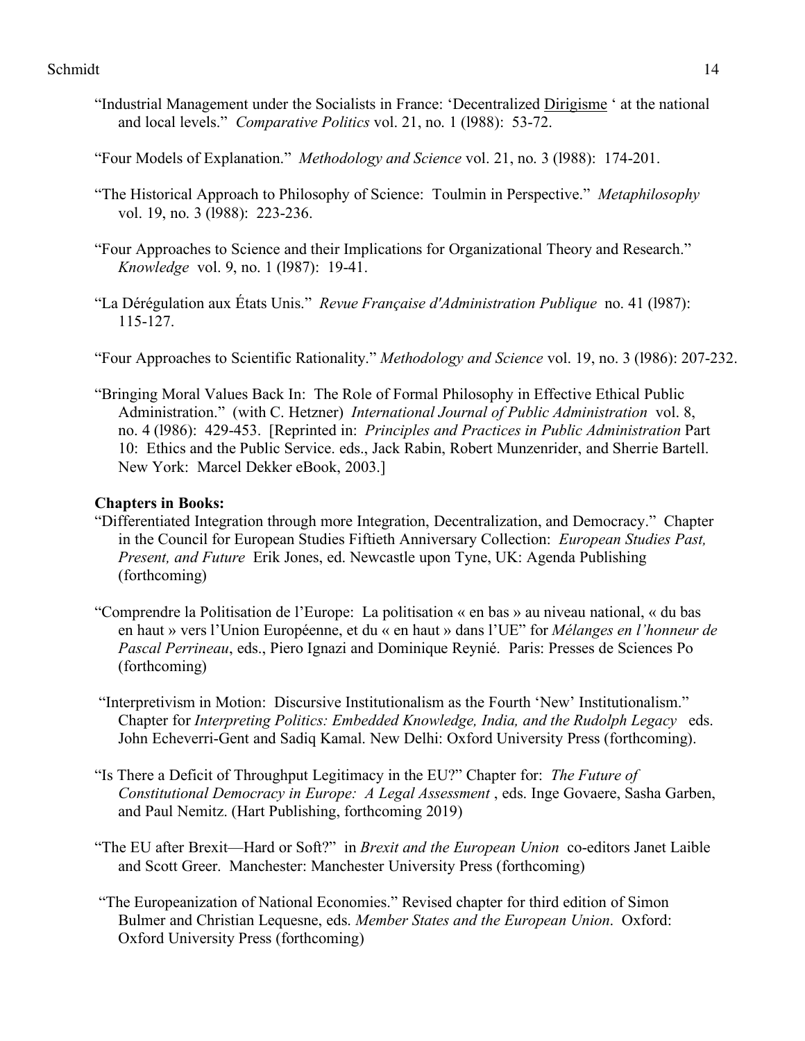"Industrial Management under the Socialists in France: 'Decentralized Dirigisme ' at the national and local levels." *Comparative Politics* vol. 21, no. 1 (l988): 53-72.

"Four Models of Explanation." *Methodology and Science* vol. 21, no. 3 (l988): 174-201.

"The Historical Approach to Philosophy of Science: Toulmin in Perspective." *Metaphilosophy* vol. 19, no. 3 (l988): 223-236.

"Four Approaches to Science and their Implications for Organizational Theory and Research." *Knowledge* vol. 9, no. 1 (l987): 19-41.

"La Dérégulation aux États Unis." *Revue Française d'Administration Publique* no. 41 (l987): 115-127.

"Four Approaches to Scientific Rationality." *Methodology and Science* vol. 19, no. 3 (l986): 207-232.

"Bringing Moral Values Back In: The Role of Formal Philosophy in Effective Ethical Public Administration." (with C. Hetzner) *International Journal of Public Administration* vol. 8, no. 4 (l986): 429-453. [Reprinted in: *Principles and Practices in Public Administration* Part 10: Ethics and the Public Service. eds., Jack Rabin, Robert Munzenrider, and Sherrie Bartell. New York: Marcel Dekker eBook, 2003.]

**Chapters in Books:**

"Differentiated Integration through more Integration, Decentralization, and Democracy." Chapter in the Council for European Studies Fiftieth Anniversary Collection: *European Studies Past, Present, and Future* Erik Jones, ed. Newcastle upon Tyne, UK: Agenda Publishing (forthcoming)

"Comprendre la Politisation de l'Europe: La politisation « en bas » au niveau national, « du bas en haut » vers l'Union Européenne, et du « en haut » dans l'UE" for *Mélanges en l'honneur de Pascal Perrineau*, eds., Piero Ignazi and Dominique Reynié. Paris: Presses de Sciences Po (forthcoming)

"Interpretivism in Motion: Discursive Institutionalism as the Fourth 'New' Institutionalism." Chapter for *Interpreting Politics: Embedded Knowledge, India, and the Rudolph Legacy* eds. John Echeverri-Gent and Sadiq Kamal. New Delhi: Oxford University Press (forthcoming).

"Is There a Deficit of Throughput Legitimacy in the EU?" Chapter for: *The Future of Constitutional Democracy in Europe: A Legal Assessment* , eds. Inge Govaere, Sasha Garben, and Paul Nemitz. (Hart Publishing, forthcoming 2019)

"The EU after Brexit—Hard or Soft?" in *Brexit and the European Union* co-editors Janet Laible and Scott Greer. Manchester: Manchester University Press (forthcoming)

"The Europeanization of National Economies." Revised chapter for third edition of Simon Bulmer and Christian Lequesne, eds. *Member States and the European Union*. Oxford: Oxford University Press (forthcoming)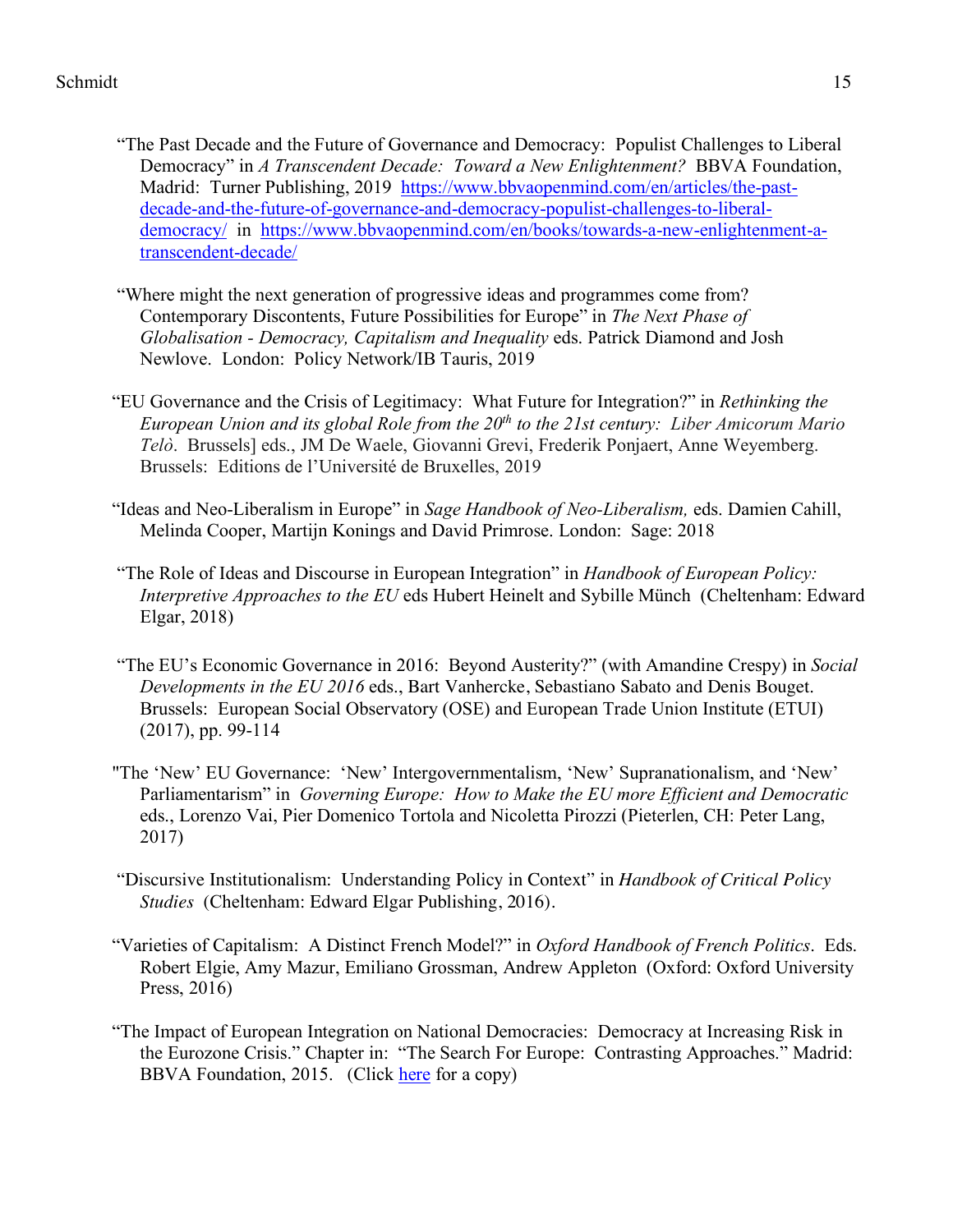"The Past Decade and the Future of Governance and Democracy: Populist Challenges to Liberal Democracy" in *A Transcendent Decade: Toward a New Enlightenment?* BBVA Foundation, Madrid: Turner Publishing, 2019 https://www.bbvaopenmind.com/en/articles/the-past-decade-and-the-future-of-governance-and-democracy-populist-challenges-to-liberal-democracy/ in https://www.bbvaopenmind.com/en/books/towards-a-new-enlightenment-a-transcendent-decade/

"Where might the next generation of progressive ideas and programmes come from? Contemporary Discontents, Future Possibilities for Europe" in *The Next Phase of Globalisation - Democracy, Capitalism and Inequality* eds. Patrick Diamond and Josh Newlove. London: Policy Network/IB Tauris, 2019

"EU Governance and the Crisis of Legitimacy: What Future for Integration?" in *Rethinking the European Union and its global Role from the 20th to the 21st century: Liber Amicorum Mario Telò*. Brussels] eds., JM De Waele, Giovanni Grevi, Frederik Ponjaert, Anne Weyemberg. Brussels: Editions de l'Université de Bruxelles, 2019

"Ideas and Neo-Liberalism in Europe" in *Sage Handbook of Neo-Liberalism,* eds. Damien Cahill, Melinda Cooper, Martijn Konings and David Primrose. London: Sage: 2018

"The Role of Ideas and Discourse in European Integration" in *Handbook of European Policy: Interpretive Approaches to the EU* eds Hubert Heinelt and Sybille Münch (Cheltenham: Edward Elgar, 2018)

"The EU's Economic Governance in 2016: Beyond Austerity?" (with Amandine Crespy) in *Social Developments in the EU 2016* eds., Bart Vanhercke, Sebastiano Sabato and Denis Bouget. Brussels: European Social Observatory (OSE) and European Trade Union Institute (ETUI) (2017), pp. 99-114

"The 'New' EU Governance: 'New' Intergovernmentalism, 'New' Supranationalism, and 'New' Parliamentarism" in *Governing Europe: How to Make the EU more Efficient and Democratic* eds., Lorenzo Vai, Pier Domenico Tortola and Nicoletta Pirozzi (Pieterlen, CH: Peter Lang, 2017)

"Discursive Institutionalism: Understanding Policy in Context" in *Handbook of Critical Policy Studies* (Cheltenham: Edward Elgar Publishing, 2016).

"Varieties of Capitalism: A Distinct French Model?" in *Oxford Handbook of French Politics*. Eds. Robert Elgie, Amy Mazur, Emiliano Grossman, Andrew Appleton (Oxford: Oxford University Press, 2016)

"The Impact of European Integration on National Democracies: Democracy at Increasing Risk in the Eurozone Crisis." Chapter in: "The Search For Europe: Contrasting Approaches." Madrid: BBVA Foundation, 2015. (Click here for a copy)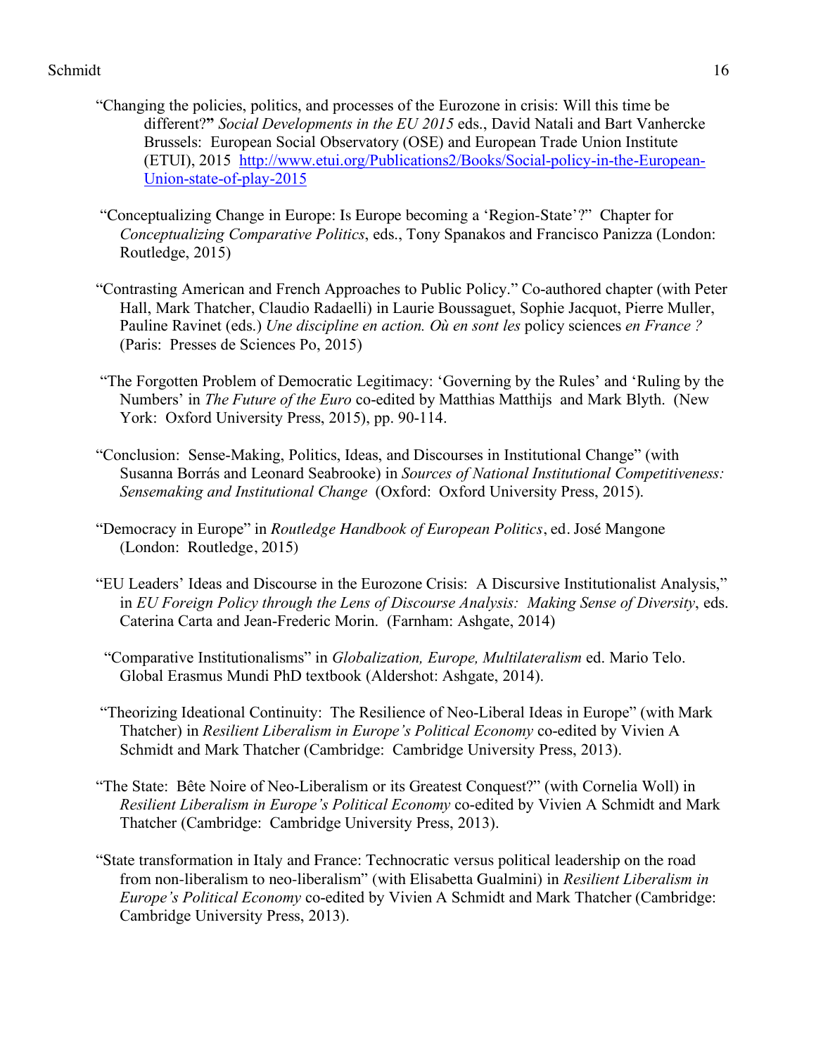"Changing the policies, politics, and processes of the Eurozone in crisis: Will this time be different?" *Social Developments in the EU 2015* eds., David Natali and Bart Vanhercke Brussels: European Social Observatory (OSE) and European Trade Union Institute (ETUI), 2015 [http://www.etui.org/Publications2/Books/Social-policy-in-the-European-Union-state-of-play-2015](http://www.etui.org/Publications2/Books/Social-policy-in-the-European-Union-state-of-play-2015)

"Conceptualizing Change in Europe: Is Europe becoming a 'Region-State'?" Chapter for *Conceptualizing Comparative Politics*, eds., Tony Spanakos and Francisco Panizza (London: Routledge, 2015)

"Contrasting American and French Approaches to Public Policy." Co-authored chapter (with Peter Hall, Mark Thatcher, Claudio Radaelli) in Laurie Boussaguet, Sophie Jacquot, Pierre Muller, Pauline Ravinet (eds.) *Une discipline en action. Où en sont les* policy sciences *en France ?* (Paris: Presses de Sciences Po, 2015)

"The Forgotten Problem of Democratic Legitimacy: 'Governing by the Rules' and 'Ruling by the Numbers' in *The Future of the Euro* co-edited by Matthias Matthijs and Mark Blyth. (New York: Oxford University Press, 2015), pp. 90-114.

"Conclusion: Sense-Making, Politics, Ideas, and Discourses in Institutional Change" (with Susanna Borrás and Leonard Seabrooke) in *Sources of National Institutional Competitiveness: Sensemaking and Institutional Change* (Oxford: Oxford University Press, 2015).

"Democracy in Europe" in *Routledge Handbook of European Politics*, ed. José Mangone (London: Routledge, 2015)

"EU Leaders' Ideas and Discourse in the Eurozone Crisis: A Discursive Institutionalist Analysis," in *EU Foreign Policy through the Lens of Discourse Analysis: Making Sense of Diversity*, eds. Caterina Carta and Jean-Frederic Morin. (Farnham: Ashgate, 2014)

"Comparative Institutionalisms" in *Globalization, Europe, Multilateralism* ed. Mario Telo. Global Erasmus Mundi PhD textbook (Aldershot: Ashgate, 2014).

"Theorizing Ideational Continuity: The Resilience of Neo-Liberal Ideas in Europe" (with Mark Thatcher) in *Resilient Liberalism in Europe's Political Economy* co-edited by Vivien A Schmidt and Mark Thatcher (Cambridge: Cambridge University Press, 2013).

"The State: Bête Noire of Neo-Liberalism or its Greatest Conquest?" (with Cornelia Woll) in *Resilient Liberalism in Europe's Political Economy* co-edited by Vivien A Schmidt and Mark Thatcher (Cambridge: Cambridge University Press, 2013).

"State transformation in Italy and France: Technocratic versus political leadership on the road from non-liberalism to neo-liberalism" (with Elisabetta Gualmini) in *Resilient Liberalism in Europe's Political Economy* co-edited by Vivien A Schmidt and Mark Thatcher (Cambridge: Cambridge University Press, 2013).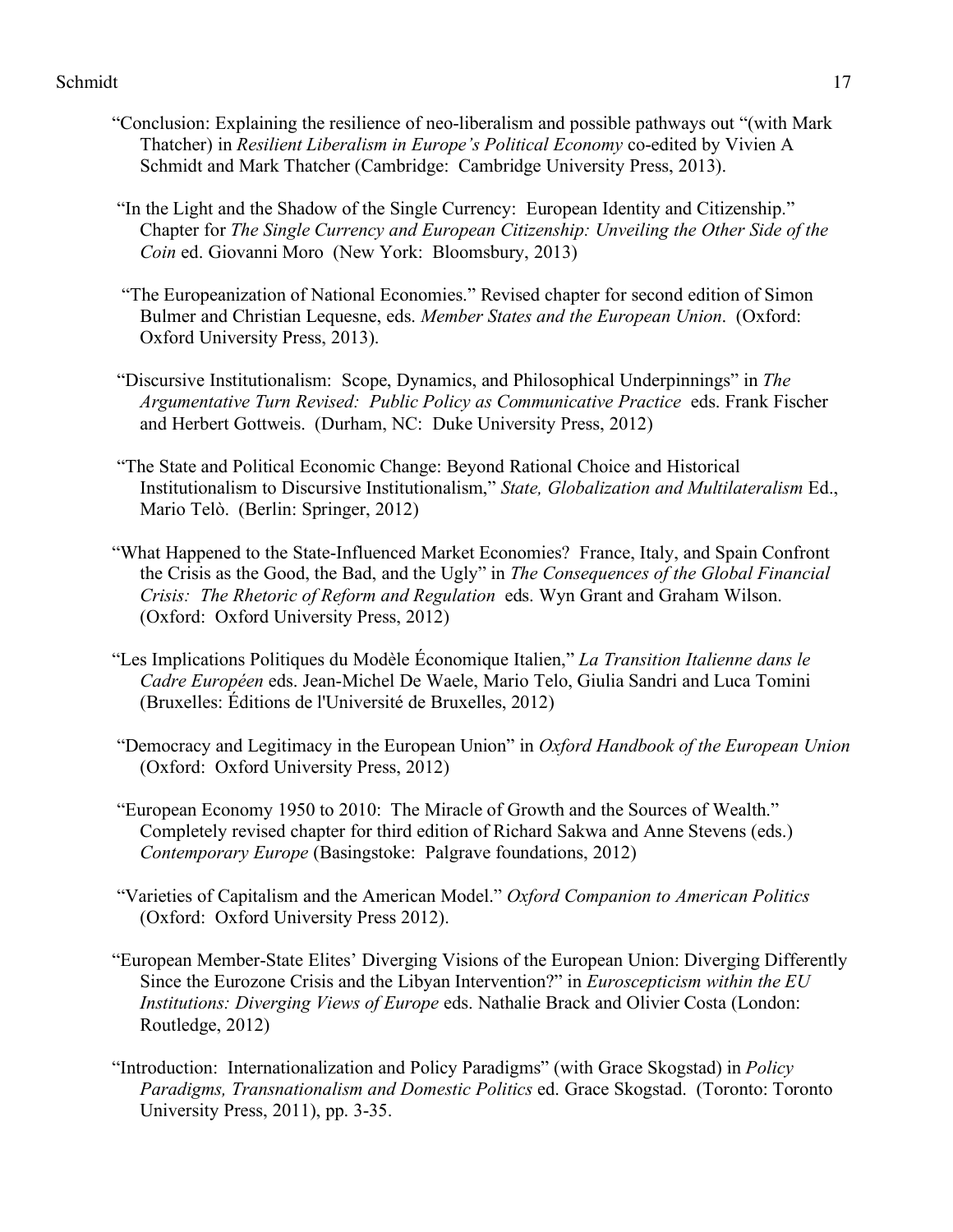"Conclusion: Explaining the resilience of neo-liberalism and possible pathways out "(with Mark Thatcher) in *Resilient Liberalism in Europe's Political Economy* co-edited by Vivien A Schmidt and Mark Thatcher (Cambridge: Cambridge University Press, 2013).

"In the Light and the Shadow of the Single Currency: European Identity and Citizenship." Chapter for *The Single Currency and European Citizenship: Unveiling the Other Side of the Coin* ed. Giovanni Moro (New York: Bloomsbury, 2013)

"The Europeanization of National Economies." Revised chapter for second edition of Simon Bulmer and Christian Lequesne, eds. *Member States and the European Union*. (Oxford: Oxford University Press, 2013).

"Discursive Institutionalism: Scope, Dynamics, and Philosophical Underpinnings" in *The Argumentative Turn Revised: Public Policy as Communicative Practice* eds. Frank Fischer and Herbert Gottweis. (Durham, NC: Duke University Press, 2012)

"The State and Political Economic Change: Beyond Rational Choice and Historical Institutionalism to Discursive Institutionalism," *State, Globalization and Multilateralism* Ed., Mario Telò. (Berlin: Springer, 2012)

"What Happened to the State-Influenced Market Economies? France, Italy, and Spain Confront the Crisis as the Good, the Bad, and the Ugly" in *The Consequences of the Global Financial Crisis: The Rhetoric of Reform and Regulation* eds. Wyn Grant and Graham Wilson. (Oxford: Oxford University Press, 2012)

"Les Implications Politiques du Modèle Économique Italien," *La Transition Italienne dans le Cadre Européen* eds. Jean-Michel De Waele, Mario Telo, Giulia Sandri and Luca Tomini (Bruxelles: Éditions de l'Université de Bruxelles, 2012)

"Democracy and Legitimacy in the European Union" in *Oxford Handbook of the European Union* (Oxford: Oxford University Press, 2012)

"European Economy 1950 to 2010: The Miracle of Growth and the Sources of Wealth." Completely revised chapter for third edition of Richard Sakwa and Anne Stevens (eds.) *Contemporary Europe* (Basingstoke: Palgrave foundations, 2012)

"Varieties of Capitalism and the American Model." *Oxford Companion to American Politics* (Oxford: Oxford University Press 2012).

"European Member-State Elites' Diverging Visions of the European Union: Diverging Differently Since the Eurozone Crisis and the Libyan Intervention?" in *Euroscepticism within the EU Institutions: Diverging Views of Europe* eds. Nathalie Brack and Olivier Costa (London: Routledge, 2012)

"Introduction: Internationalization and Policy Paradigms" (with Grace Skogstad) in *Policy Paradigms, Transnationalism and Domestic Politics* ed. Grace Skogstad. (Toronto: Toronto University Press, 2011), pp. 3-35.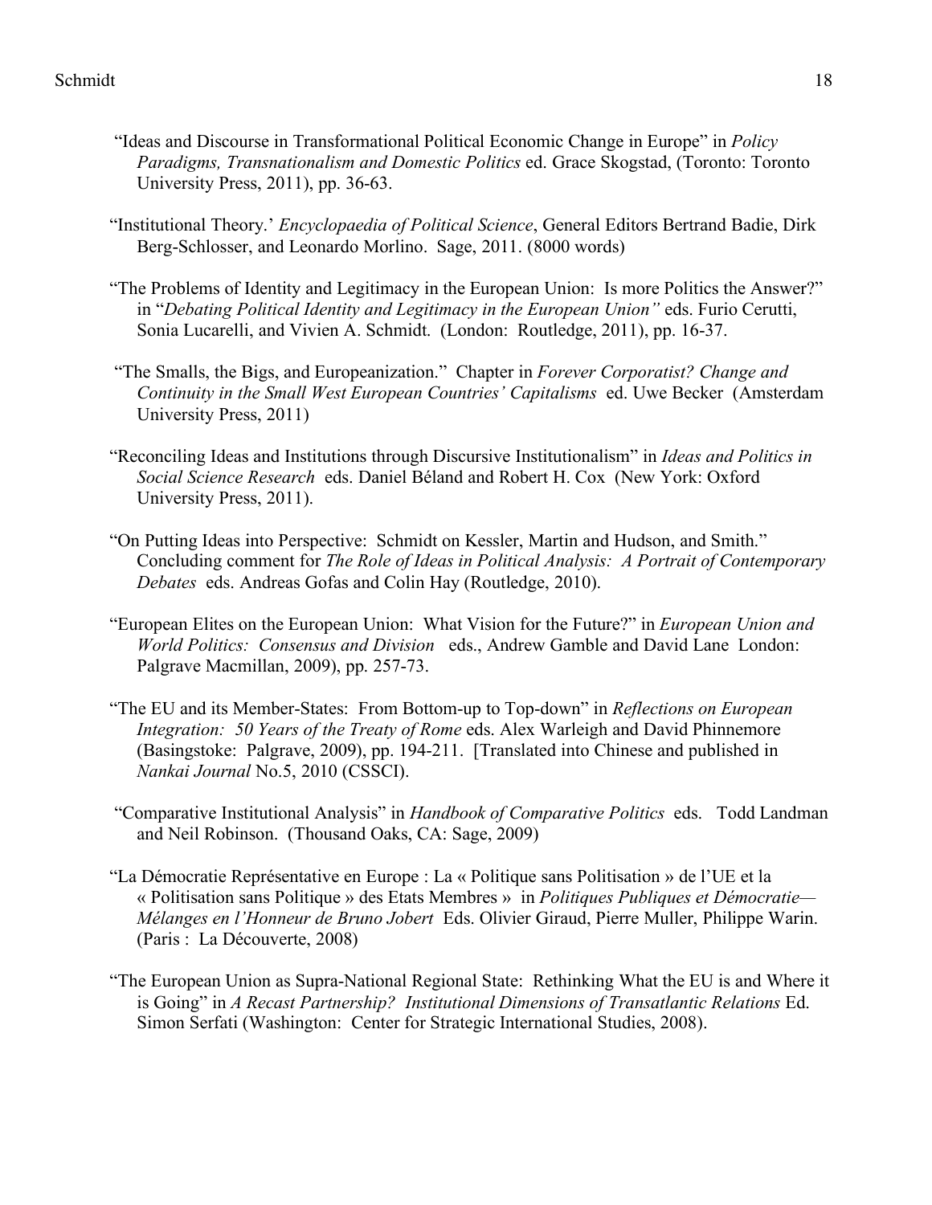"Ideas and Discourse in Transformational Political Economic Change in Europe" in *Policy Paradigms, Transnationalism and Domestic Politics* ed. Grace Skogstad, (Toronto: Toronto University Press, 2011), pp. 36-63.

"Institutional Theory.' *Encyclopaedia of Political Science*, General Editors Bertrand Badie, Dirk Berg-Schlosser, and Leonardo Morlino. Sage, 2011. (8000 words)

"The Problems of Identity and Legitimacy in the European Union: Is more Politics the Answer?" in "*Debating Political Identity and Legitimacy in the European Union"* eds. Furio Cerutti, Sonia Lucarelli, and Vivien A. Schmidt. (London: Routledge, 2011), pp. 16-37.

"The Smalls, the Bigs, and Europeanization." Chapter in *Forever Corporatist? Change and Continuity in the Small West European Countries' Capitalisms* ed. Uwe Becker (Amsterdam University Press, 2011)

"Reconciling Ideas and Institutions through Discursive Institutionalism" in *Ideas and Politics in Social Science Research* eds. Daniel Béland and Robert H. Cox (New York: Oxford University Press, 2011).

"On Putting Ideas into Perspective: Schmidt on Kessler, Martin and Hudson, and Smith." Concluding comment for *The Role of Ideas in Political Analysis: A Portrait of Contemporary Debates* eds. Andreas Gofas and Colin Hay (Routledge, 2010).

"European Elites on the European Union: What Vision for the Future?" in *European Union and World Politics: Consensus and Division* eds., Andrew Gamble and David Lane London: Palgrave Macmillan, 2009), pp. 257-73.

"The EU and its Member-States: From Bottom-up to Top-down" in *Reflections on European Integration: 50 Years of the Treaty of Rome* eds. Alex Warleigh and David Phinnemore (Basingstoke: Palgrave, 2009), pp. 194-211. [Translated into Chinese and published in *Nankai Journal* No.5, 2010 (CSSCI).

"Comparative Institutional Analysis" in *Handbook of Comparative Politics* eds. Todd Landman and Neil Robinson. (Thousand Oaks, CA: Sage, 2009)

"La Démocratie Représentative en Europe : La « Politique sans Politisation » de l'UE et la « Politisation sans Politique » des Etats Membres » in *Politiques Publiques et Démocratie—Mélanges en l'Honneur de Bruno Jobert* Eds. Olivier Giraud, Pierre Muller, Philippe Warin. (Paris : La Découverte, 2008)

"The European Union as Supra-National Regional State: Rethinking What the EU is and Where it is Going" in *A Recast Partnership? Institutional Dimensions of Transatlantic Relations* Ed. Simon Serfati (Washington: Center for Strategic International Studies, 2008).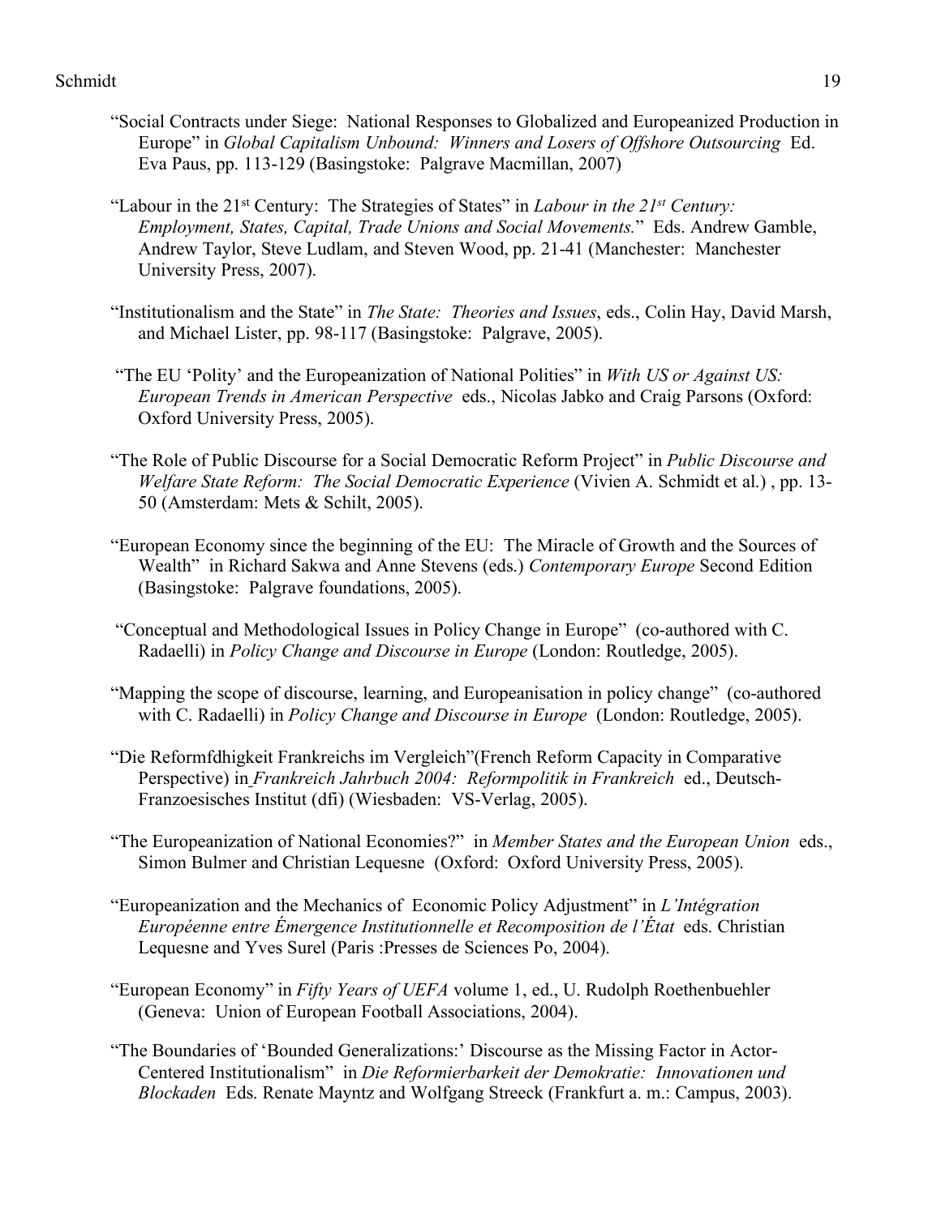"Social Contracts under Siege: National Responses to Globalized and Europeanized Production in Europe" in *Global Capitalism Unbound: Winners and Losers of Offshore Outsourcing* Ed. Eva Paus, pp. 113-129 (Basingstoke: Palgrave Macmillan, 2007)

"Labour in the 21st Century: The Strategies of States" in *Labour in the 21st Century: Employment, States, Capital, Trade Unions and Social Movements.*" Eds. Andrew Gamble, Andrew Taylor, Steve Ludlam, and Steven Wood, pp. 21-41 (Manchester: Manchester University Press, 2007).

"Institutionalism and the State" in *The State: Theories and Issues*, eds., Colin Hay, David Marsh, and Michael Lister, pp. 98-117 (Basingstoke: Palgrave, 2005).

"The EU 'Polity' and the Europeanization of National Polities" in *With US or Against US: European Trends in American Perspective* eds., Nicolas Jabko and Craig Parsons (Oxford: Oxford University Press, 2005).

"The Role of Public Discourse for a Social Democratic Reform Project" in *Public Discourse and Welfare State Reform: The Social Democratic Experience* (Vivien A. Schmidt et al.) , pp. 13-50 (Amsterdam: Mets & Schilt, 2005).

"European Economy since the beginning of the EU: The Miracle of Growth and the Sources of Wealth" in Richard Sakwa and Anne Stevens (eds.) *Contemporary Europe* Second Edition (Basingstoke: Palgrave foundations, 2005).

"Conceptual and Methodological Issues in Policy Change in Europe" (co-authored with C. Radaelli) in *Policy Change and Discourse in Europe* (London: Routledge, 2005).

"Mapping the scope of discourse, learning, and Europeanisation in policy change" (co-authored with C. Radaelli) in *Policy Change and Discourse in Europe* (London: Routledge, 2005).

"Die Reformfdhigkeit Frankreichs im Vergleich"(French Reform Capacity in Comparative Perspective) in *Frankreich Jahrbuch 2004: Reformpolitik in Frankreich* ed., Deutsch-Franzoesisches Institut (dfi) (Wiesbaden: VS-Verlag, 2005).

"The Europeanization of National Economies?" in *Member States and the European Union* eds., Simon Bulmer and Christian Lequesne (Oxford: Oxford University Press, 2005).

"Europeanization and the Mechanics of Economic Policy Adjustment" in *L'Intégration Européenne entre Émergence Institutionnelle et Recomposition de l'État* eds. Christian Lequesne and Yves Surel (Paris :Presses de Sciences Po, 2004).

"European Economy" in *Fifty Years of UEFA* volume 1, ed., U. Rudolph Roethenbuehler (Geneva: Union of European Football Associations, 2004).

"The Boundaries of 'Bounded Generalizations:' Discourse as the Missing Factor in Actor-Centered Institutionalism" in *Die Reformierbarkeit der Demokratie: Innovationen und Blockaden* Eds. Renate Mayntz and Wolfgang Streeck (Frankfurt a. m.: Campus, 2003).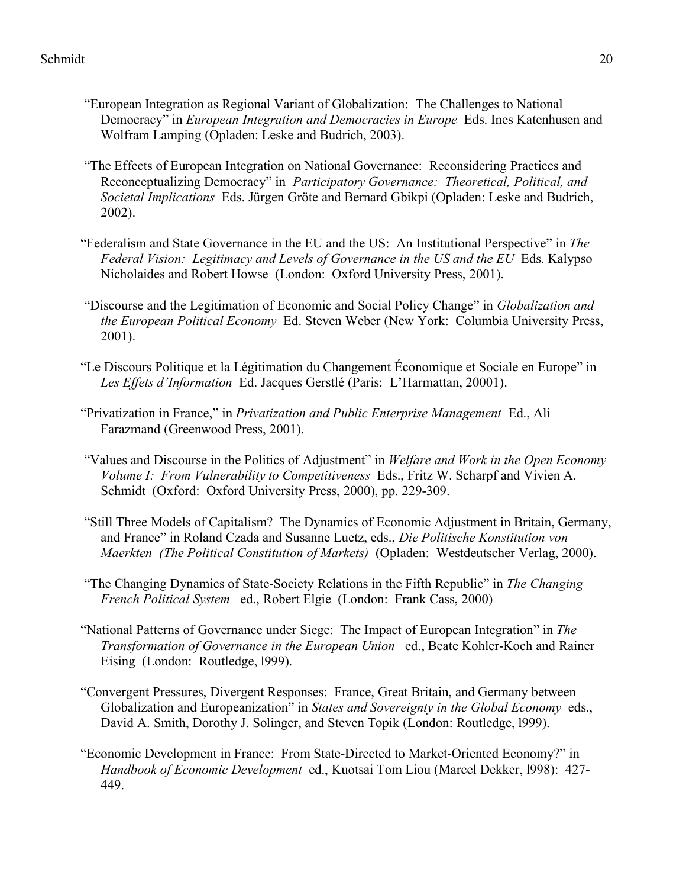"European Integration as Regional Variant of Globalization: The Challenges to National Democracy" in *European Integration and Democracies in Europe* Eds. Ines Katenhusen and Wolfram Lamping (Opladen: Leske and Budrich, 2003).

"The Effects of European Integration on National Governance: Reconsidering Practices and Reconceptualizing Democracy" in *Participatory Governance: Theoretical, Political, and Societal Implications* Eds. Jürgen Gröte and Bernard Gbikpi (Opladen: Leske and Budrich, 2002).

"Federalism and State Governance in the EU and the US: An Institutional Perspective" in *The Federal Vision: Legitimacy and Levels of Governance in the US and the EU* Eds. Kalypso Nicholaides and Robert Howse (London: Oxford University Press, 2001).

"Discourse and the Legitimation of Economic and Social Policy Change" in *Globalization and the European Political Economy* Ed. Steven Weber (New York: Columbia University Press, 2001).

"Le Discours Politique et la Légitimation du Changement Économique et Sociale en Europe" in *Les Effets d'Information* Ed. Jacques Gerstlé (Paris: L'Harmattan, 20001).

"Privatization in France," in *Privatization and Public Enterprise Management* Ed., Ali Farazmand (Greenwood Press, 2001).

"Values and Discourse in the Politics of Adjustment" in *Welfare and Work in the Open Economy Volume I: From Vulnerability to Competitiveness* Eds., Fritz W. Scharpf and Vivien A. Schmidt (Oxford: Oxford University Press, 2000), pp. 229-309.

"Still Three Models of Capitalism? The Dynamics of Economic Adjustment in Britain, Germany, and France" in Roland Czada and Susanne Luetz, eds., *Die Politische Konstitution von Maerkten (The Political Constitution of Markets)* (Opladen: Westdeutscher Verlag, 2000).

"The Changing Dynamics of State-Society Relations in the Fifth Republic" in *The Changing French Political System* ed., Robert Elgie (London: Frank Cass, 2000)

"National Patterns of Governance under Siege: The Impact of European Integration" in *The Transformation of Governance in the European Union* ed., Beate Kohler-Koch and Rainer Eising (London: Routledge, l999).

"Convergent Pressures, Divergent Responses: France, Great Britain, and Germany between Globalization and Europeanization" in *States and Sovereignty in the Global Economy* eds., David A. Smith, Dorothy J. Solinger, and Steven Topik (London: Routledge, l999).

"Economic Development in France: From State-Directed to Market-Oriented Economy?" in *Handbook of Economic Development* ed., Kuotsai Tom Liou (Marcel Dekker, l998): 427-449.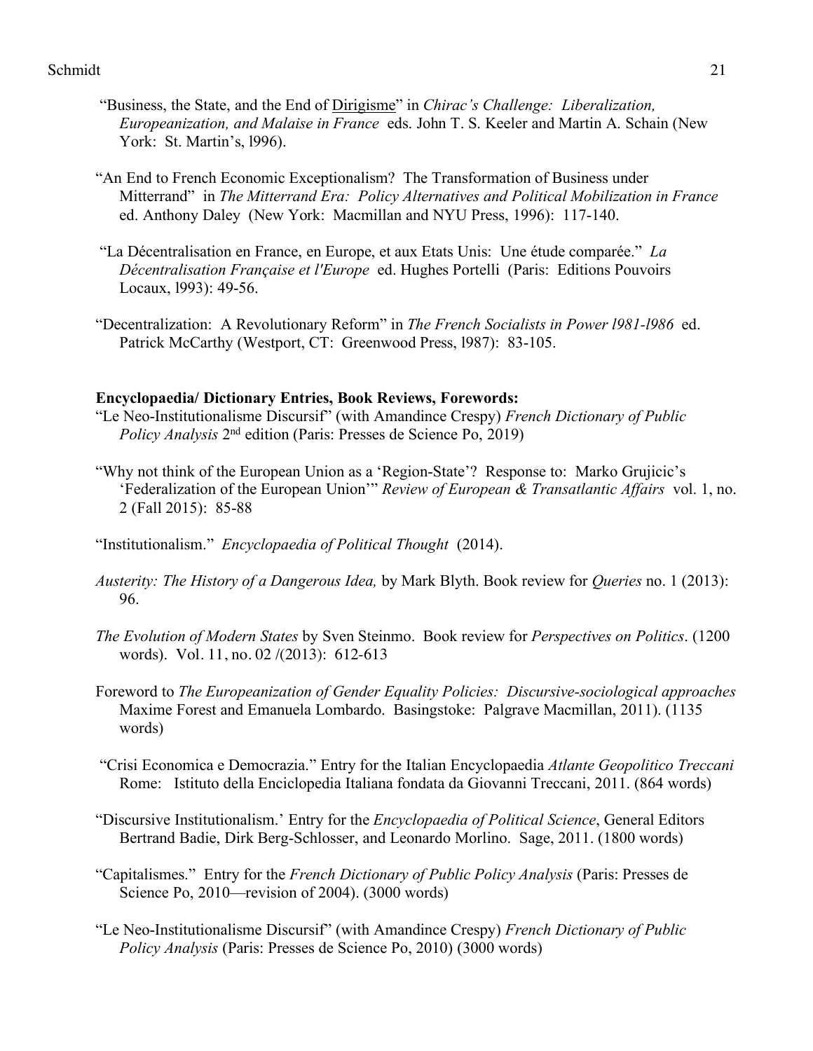"Business, the State, and the End of Dirigisme" in *Chirac's Challenge: Liberalization, Europeanization, and Malaise in France* eds. John T. S. Keeler and Martin A. Schain (New York: St. Martin's, l996).

"An End to French Economic Exceptionalism? The Transformation of Business under Mitterrand" in *The Mitterrand Era: Policy Alternatives and Political Mobilization in France* ed. Anthony Daley (New York: Macmillan and NYU Press, 1996): 117-140.

"La Décentralisation en France, en Europe, et aux Etats Unis: Une étude comparée." *La Décentralisation Française et l'Europe* ed. Hughes Portelli (Paris: Editions Pouvoirs Locaux, l993): 49-56.

"Decentralization: A Revolutionary Reform" in *The French Socialists in Power l981-l986* ed. Patrick McCarthy (Westport, CT: Greenwood Press, l987): 83-105.

**Encyclopaedia/ Dictionary Entries, Book Reviews, Forewords:**

"Le Neo-Institutionalisme Discursif" (with Amandince Crespy) *French Dictionary of Public Policy Analysis* 2nd edition (Paris: Presses de Science Po, 2019)

"Why not think of the European Union as a 'Region-State'? Response to: Marko Grujicic's 'Federalization of the European Union'" *Review of European & Transatlantic Affairs* vol. 1, no. 2 (Fall 2015): 85-88

"Institutionalism." *Encyclopaedia of Political Thought* (2014).

*Austerity: The History of a Dangerous Idea,* by Mark Blyth. Book review for *Queries* no. 1 (2013): 96.

*The Evolution of Modern States* by Sven Steinmo. Book review for *Perspectives on Politics*. (1200 words). Vol. 11, no. 02 /(2013): 612-613

Foreword to *The Europeanization of Gender Equality Policies: Discursive-sociological approaches* Maxime Forest and Emanuela Lombardo. Basingstoke: Palgrave Macmillan, 2011). (1135 words)

"Crisi Economica e Democrazia." Entry for the Italian Encyclopaedia *Atlante Geopolitico Treccani* Rome: Istituto della Enciclopedia Italiana fondata da Giovanni Treccani, 2011. (864 words)

"Discursive Institutionalism.' Entry for the *Encyclopaedia of Political Science*, General Editors Bertrand Badie, Dirk Berg-Schlosser, and Leonardo Morlino. Sage, 2011. (1800 words)

"Capitalismes." Entry for the *French Dictionary of Public Policy Analysis* (Paris: Presses de Science Po, 2010—revision of 2004). (3000 words)

"Le Neo-Institutionalisme Discursif" (with Amandince Crespy) *French Dictionary of Public Policy Analysis* (Paris: Presses de Science Po, 2010) (3000 words)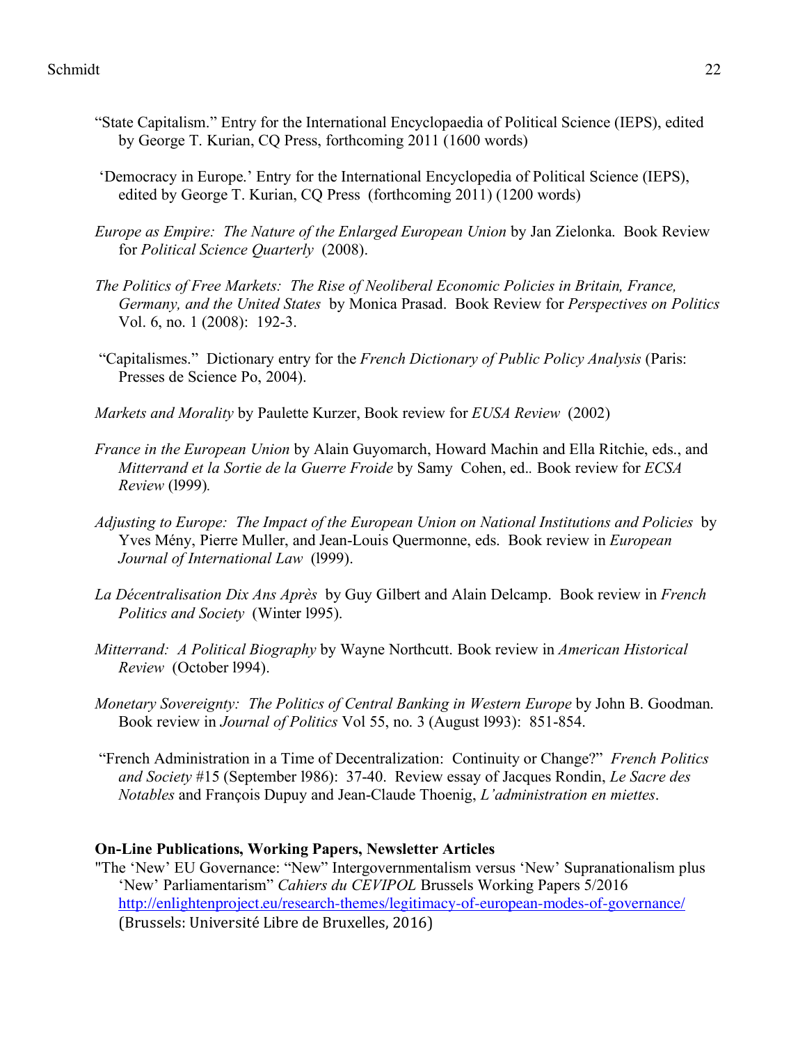"State Capitalism." Entry for the International Encyclopaedia of Political Science (IEPS), edited by George T. Kurian, CQ Press, forthcoming 2011 (1600 words)

'Democracy in Europe.' Entry for the International Encyclopedia of Political Science (IEPS), edited by George T. Kurian, CQ Press (forthcoming 2011) (1200 words)

*Europe as Empire: The Nature of the Enlarged European Union* by Jan Zielonka. Book Review for *Political Science Quarterly* (2008).

*The Politics of Free Markets: The Rise of Neoliberal Economic Policies in Britain, France, Germany, and the United States* by Monica Prasad. Book Review for *Perspectives on Politics* Vol. 6, no. 1 (2008): 192-3.

"Capitalismes." Dictionary entry for the *French Dictionary of Public Policy Analysis* (Paris: Presses de Science Po, 2004).

*Markets and Morality* by Paulette Kurzer, Book review for *EUSA Review* (2002)

*France in the European Union* by Alain Guyomarch, Howard Machin and Ella Ritchie, eds., and *Mitterrand et la Sortie de la Guerre Froide* by Samy Cohen, ed.. Book review for *ECSA Review* (l999).

*Adjusting to Europe: The Impact of the European Union on National Institutions and Policies* by Yves Mény, Pierre Muller, and Jean-Louis Quermonne, eds. Book review in *European Journal of International Law* (l999).

*La Décentralisation Dix Ans Après* by Guy Gilbert and Alain Delcamp. Book review in *French Politics and Society* (Winter l995).

*Mitterrand: A Political Biography* by Wayne Northcutt. Book review in *American Historical Review* (October l994).

*Monetary Sovereignty: The Politics of Central Banking in Western Europe* by John B. Goodman. Book review in *Journal of Politics* Vol 55, no. 3 (August l993): 851-854.

"French Administration in a Time of Decentralization: Continuity or Change?" *French Politics and Society* #15 (September l986): 37-40. Review essay of Jacques Rondin, *Le Sacre des Notables* and François Dupuy and Jean-Claude Thoenig, *L'administration en miettes*.

**On-Line Publications, Working Papers, Newsletter Articles**

"The 'New' EU Governance: "New" Intergovernmentalism versus 'New' Supranationalism plus 'New' Parliamentarism" *Cahiers du CEVIPOL* Brussels Working Papers 5/2016 http://enlightenproject.eu/research-themes/legitimacy-of-european-modes-of-governance/ (Brussels: Université Libre de Bruxelles, 2016)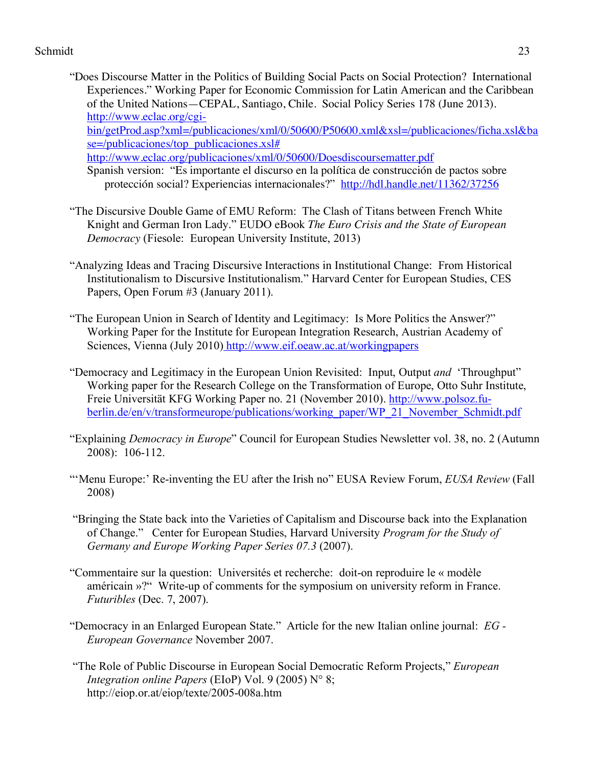"Does Discourse Matter in the Politics of Building Social Pacts on Social Protection? International Experiences." Working Paper for Economic Commission for Latin American and the Caribbean of the United Nations—CEPAL, Santiago, Chile. Social Policy Series 178 (June 2013). http://www.eclac.org/cgi-bin/getProd.asp?xml=/publicaciones/xml/0/50600/P50600.xml&xsl=/publicaciones/ficha.xsl&base=/publicaciones/top_publicaciones.xsl#
http://www.eclac.org/publicaciones/xml/0/50600/Doesdiscoursematter.pdf
Spanish version: "Es importante el discurso en la política de construcción de pactos sobre protección social? Experiencias internacionales?" http://hdl.handle.net/11362/37256

"The Discursive Double Game of EMU Reform: The Clash of Titans between French White Knight and German Iron Lady." EUDO eBook *The Euro Crisis and the State of European Democracy* (Fiesole: European University Institute, 2013)

"Analyzing Ideas and Tracing Discursive Interactions in Institutional Change: From Historical Institutionalism to Discursive Institutionalism." Harvard Center for European Studies, CES Papers, Open Forum #3 (January 2011).

"The European Union in Search of Identity and Legitimacy: Is More Politics the Answer?" Working Paper for the Institute for European Integration Research, Austrian Academy of Sciences, Vienna (July 2010) http://www.eif.oeaw.ac.at/workingpapers

"Democracy and Legitimacy in the European Union Revisited: Input, Output *and* 'Throughput" Working paper for the Research College on the Transformation of Europe, Otto Suhr Institute, Freie Universität KFG Working Paper no. 21 (November 2010). http://www.polsoz.fu-berlin.de/en/v/transformeurope/publications/working_paper/WP_21_November_Schmidt.pdf

"Explaining *Democracy in Europe*" Council for European Studies Newsletter vol. 38, no. 2 (Autumn 2008): 106-112.

"'Menu Europe:' Re-inventing the EU after the Irish no" EUSA Review Forum, *EUSA Review* (Fall 2008)

"Bringing the State back into the Varieties of Capitalism and Discourse back into the Explanation of Change." Center for European Studies, Harvard University *Program for the Study of Germany and Europe Working Paper Series 07.3* (2007).

"Commentaire sur la question: Universités et recherche: doit-on reproduire le « modèle américain »?" Write-up of comments for the symposium on university reform in France. *Futuribles* (Dec. 7, 2007).

"Democracy in an Enlarged European State." Article for the new Italian online journal: *EG - European Governance* November 2007.

"The Role of Public Discourse in European Social Democratic Reform Projects," *European Integration online Papers* (EIoP) Vol. 9 (2005) N° 8; http://eiop.or.at/eiop/texte/2005-008a.htm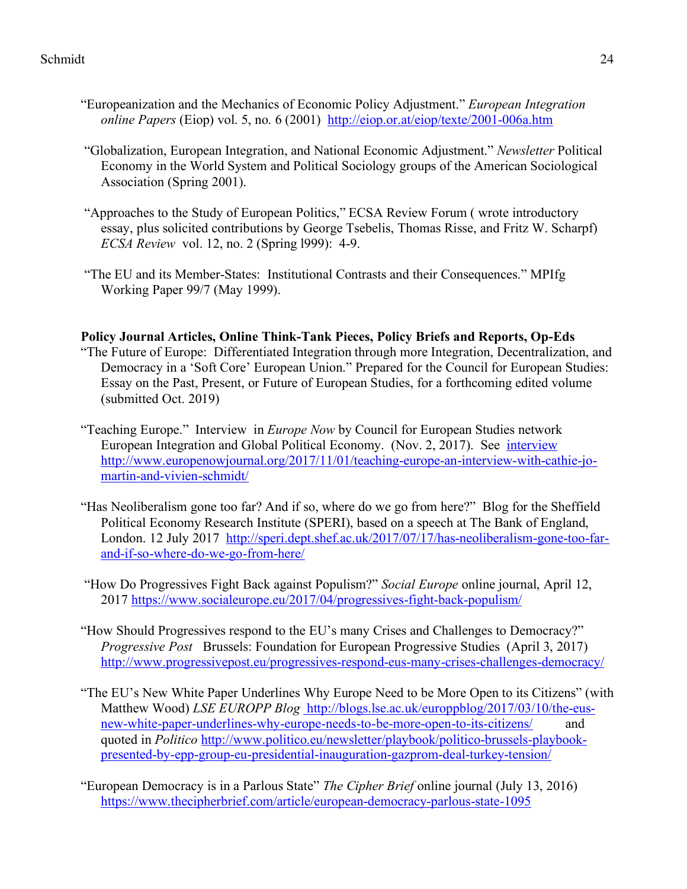"Europeanization and the Mechanics of Economic Policy Adjustment." *European Integration online Papers* (Eiop) vol. 5, no. 6 (2001) http://eiop.or.at/eiop/texte/2001-006a.htm

"Globalization, European Integration, and National Economic Adjustment." *Newsletter* Political Economy in the World System and Political Sociology groups of the American Sociological Association (Spring 2001).

"Approaches to the Study of European Politics," ECSA Review Forum ( wrote introductory essay, plus solicited contributions by George Tsebelis, Thomas Risse, and Fritz W. Scharpf) *ECSA Review* vol. 12, no. 2 (Spring l999): 4-9.

"The EU and its Member-States: Institutional Contrasts and their Consequences." MPIfg Working Paper 99/7 (May 1999).

**Policy Journal Articles, Online Think-Tank Pieces, Policy Briefs and Reports, Op-Eds**

"The Future of Europe: Differentiated Integration through more Integration, Decentralization, and Democracy in a 'Soft Core' European Union." Prepared for the Council for European Studies: Essay on the Past, Present, or Future of European Studies, for a forthcoming edited volume (submitted Oct. 2019)

"Teaching Europe." Interview in *Europe Now* by Council for European Studies network European Integration and Global Political Economy. (Nov. 2, 2017). See interview http://www.europenowjournal.org/2017/11/01/teaching-europe-an-interview-with-cathie-jo-martin-and-vivien-schmidt/

"Has Neoliberalism gone too far? And if so, where do we go from here?" Blog for the Sheffield Political Economy Research Institute (SPERI), based on a speech at The Bank of England, London. 12 July 2017 http://speri.dept.shef.ac.uk/2017/07/17/has-neoliberalism-gone-too-far-and-if-so-where-do-we-go-from-here/

"How Do Progressives Fight Back against Populism?" *Social Europe* online journal, April 12, 2017 https://www.socialeurope.eu/2017/04/progressives-fight-back-populism/

"How Should Progressives respond to the EU's many Crises and Challenges to Democracy?" *Progressive Post* Brussels: Foundation for European Progressive Studies (April 3, 2017) http://www.progressivepost.eu/progressives-respond-eus-many-crises-challenges-democracy/

"The EU's New White Paper Underlines Why Europe Need to be More Open to its Citizens" (with Matthew Wood) *LSE EUROPP Blog* http://blogs.lse.ac.uk/europpblog/2017/03/10/the-eus-new-white-paper-underlines-why-europe-needs-to-be-more-open-to-its-citizens/ and quoted in *Politico* http://www.politico.eu/newsletter/playbook/politico-brussels-playbook-presented-by-epp-group-eu-presidential-inauguration-gazprom-deal-turkey-tension/

"European Democracy is in a Parlous State" *The Cipher Brief* online journal (July 13, 2016) https://www.thecipherbrief.com/article/european-democracy-parlous-state-1095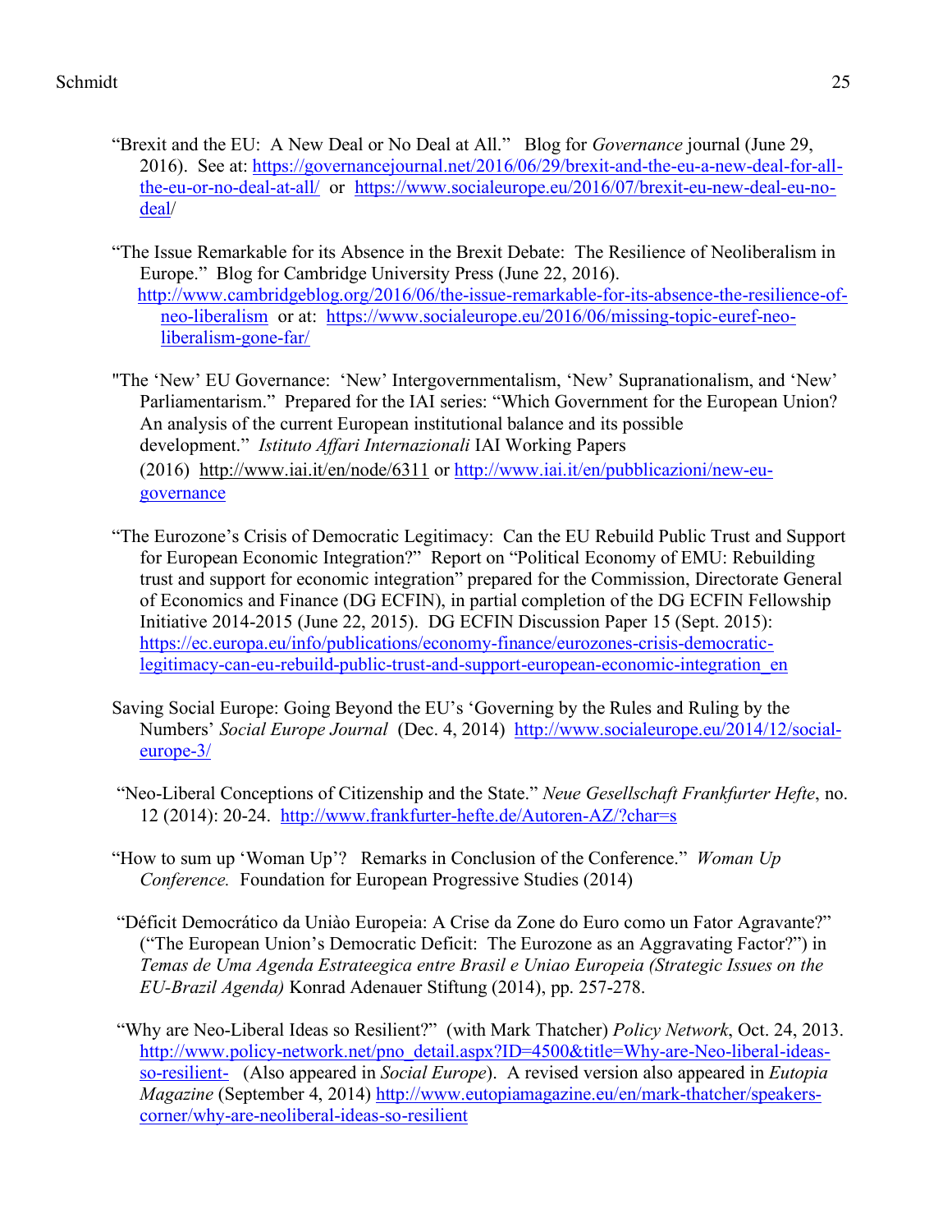"Brexit and the EU: A New Deal or No Deal at All." Blog for *Governance* journal (June 29, 2016). See at: https://governancejournal.net/2016/06/29/brexit-and-the-eu-a-new-deal-for-all-the-eu-or-no-deal-at-all/ or https://www.socialeurope.eu/2016/07/brexit-eu-new-deal-eu-no-deal/

"The Issue Remarkable for its Absence in the Brexit Debate: The Resilience of Neoliberalism in Europe." Blog for Cambridge University Press (June 22, 2016). http://www.cambridgeblog.org/2016/06/the-issue-remarkable-for-its-absence-the-resilience-of-neo-liberalism or at: https://www.socialeurope.eu/2016/06/missing-topic-euref-neo-liberalism-gone-far/

"The 'New' EU Governance: 'New' Intergovernmentalism, 'New' Supranationalism, and 'New' Parliamentarism." Prepared for the IAI series: "Which Government for the European Union? An analysis of the current European institutional balance and its possible development." *Istituto Affari Internazionali* IAI Working Papers (2016) http://www.iai.it/en/node/6311 or http://www.iai.it/en/pubblicazioni/new-eu-governance

"The Eurozone's Crisis of Democratic Legitimacy: Can the EU Rebuild Public Trust and Support for European Economic Integration?" Report on "Political Economy of EMU: Rebuilding trust and support for economic integration" prepared for the Commission, Directorate General of Economics and Finance (DG ECFIN), in partial completion of the DG ECFIN Fellowship Initiative 2014-2015 (June 22, 2015). DG ECFIN Discussion Paper 15 (Sept. 2015): https://ec.europa.eu/info/publications/economy-finance/eurozones-crisis-democratic-legitimacy-can-eu-rebuild-public-trust-and-support-european-economic-integration_en

Saving Social Europe: Going Beyond the EU's 'Governing by the Rules and Ruling by the Numbers' *Social Europe Journal* (Dec. 4, 2014) http://www.socialeurope.eu/2014/12/social-europe-3/

"Neo-Liberal Conceptions of Citizenship and the State." *Neue Gesellschaft Frankfurter Hefte*, no. 12 (2014): 20-24. http://www.frankfurter-hefte.de/Autoren-AZ/?char=s

"How to sum up 'Woman Up'? Remarks in Conclusion of the Conference." *Woman Up Conference.* Foundation for European Progressive Studies (2014)

"Déficit Democrático da Uniào Europeia: A Crise da Zone do Euro como un Fator Agravante?" ("The European Union's Democratic Deficit: The Eurozone as an Aggravating Factor?") in *Temas de Uma Agenda Estrateegica entre Brasil e Uniao Europeia (Strategic Issues on the EU-Brazil Agenda)* Konrad Adenauer Stiftung (2014), pp. 257-278.

"Why are Neo-Liberal Ideas so Resilient?" (with Mark Thatcher) *Policy Network*, Oct. 24, 2013. http://www.policy-network.net/pno_detail.aspx?ID=4500&title=Why-are-Neo-liberal-ideas-so-resilient- (Also appeared in *Social Europe*). A revised version also appeared in *Eutopia Magazine* (September 4, 2014) http://www.eutopiamagazine.eu/en/mark-thatcher/speakers-corner/why-are-neoliberal-ideas-so-resilient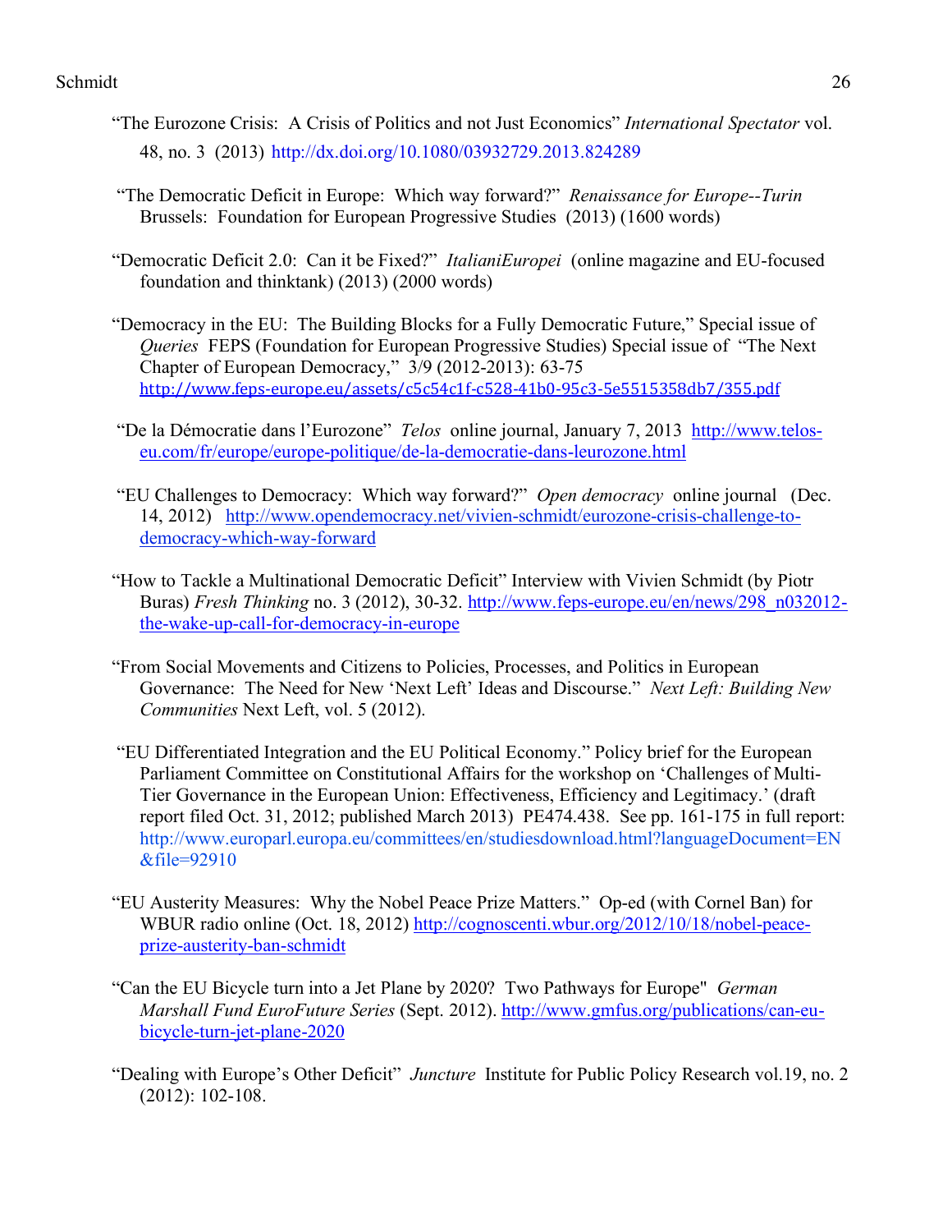"The Eurozone Crisis: A Crisis of Politics and not Just Economics" *International Spectator* vol. 48, no. 3 (2013) http://dx.doi.org/10.1080/03932729.2013.824289

"The Democratic Deficit in Europe: Which way forward?" *Renaissance for Europe--Turin* Brussels: Foundation for European Progressive Studies (2013) (1600 words)

"Democratic Deficit 2.0: Can it be Fixed?" *ItalianiEuropei* (online magazine and EU-focused foundation and thinktank) (2013) (2000 words)

"Democracy in the EU: The Building Blocks for a Fully Democratic Future," Special issue of *Queries* FEPS (Foundation for European Progressive Studies) Special issue of "The Next Chapter of European Democracy," 3/9 (2012-2013): 63-75 http://www.feps-europe.eu/assets/c5c54c1f-c528-41b0-95c3-5e5515358db7/355.pdf

"De la Démocratie dans l'Eurozone" *Telos* online journal, January 7, 2013 http://www.telos-eu.com/fr/europe/europe-politique/de-la-democratie-dans-leurozone.html

"EU Challenges to Democracy: Which way forward?" *Open democracy* online journal (Dec. 14, 2012) http://www.opendemocracy.net/vivien-schmidt/eurozone-crisis-challenge-to-democracy-which-way-forward

"How to Tackle a Multinational Democratic Deficit" Interview with Vivien Schmidt (by Piotr Buras) *Fresh Thinking* no. 3 (2012), 30-32. http://www.feps-europe.eu/en/news/298_n032012-the-wake-up-call-for-democracy-in-europe

"From Social Movements and Citizens to Policies, Processes, and Politics in European Governance: The Need for New 'Next Left' Ideas and Discourse." *Next Left: Building New Communities* Next Left, vol. 5 (2012).

"EU Differentiated Integration and the EU Political Economy." Policy brief for the European Parliament Committee on Constitutional Affairs for the workshop on 'Challenges of Multi-Tier Governance in the European Union: Effectiveness, Efficiency and Legitimacy.' (draft report filed Oct. 31, 2012; published March 2013) PE474.438. See pp. 161-175 in full report: http://www.europarl.europa.eu/committees/en/studiesdownload.html?languageDocument=EN&file=92910

"EU Austerity Measures: Why the Nobel Peace Prize Matters." Op-ed (with Cornel Ban) for WBUR radio online (Oct. 18, 2012) http://cognoscenti.wbur.org/2012/10/18/nobel-peace-prize-austerity-ban-schmidt

"Can the EU Bicycle turn into a Jet Plane by 2020? Two Pathways for Europe" *German Marshall Fund EuroFuture Series* (Sept. 2012). http://www.gmfus.org/publications/can-eu-bicycle-turn-jet-plane-2020

"Dealing with Europe's Other Deficit" *Juncture* Institute for Public Policy Research vol.19, no. 2 (2012): 102-108.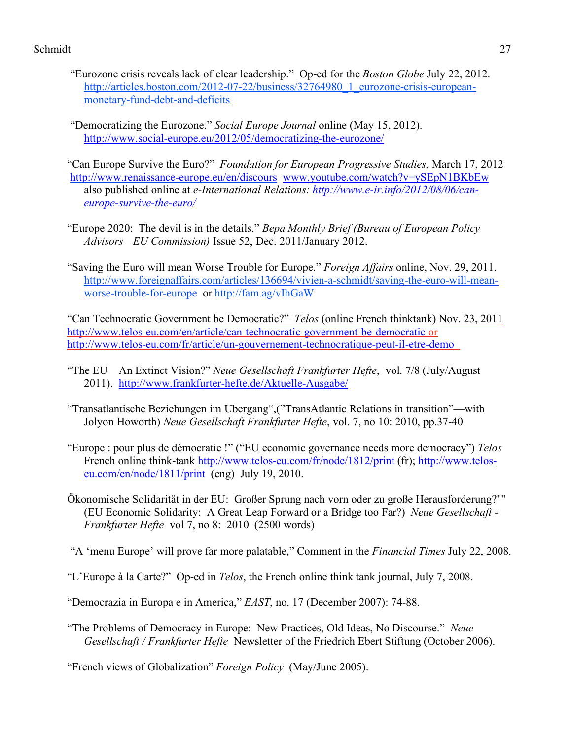"Eurozone crisis reveals lack of clear leadership." Op-ed for the *Boston Globe* July 22, 2012. http://articles.boston.com/2012-07-22/business/32764980_1_eurozone-crisis-european-monetary-fund-debt-and-deficits

"Democratizing the Eurozone." *Social Europe Journal* online (May 15, 2012). http://www.social-europe.eu/2012/05/democratizing-the-eurozone/

"Can Europe Survive the Euro?" *Foundation for European Progressive Studies,* March 17, 2012 http://www.renaissance-europe.eu/en/discours www.youtube.com/watch?v=ySEpN1BKbEw also published online at *e-International Relations: http://www.e-ir.info/2012/08/06/can-europe-survive-the-euro/*

"Europe 2020: The devil is in the details." *Bepa Monthly Brief (Bureau of European Policy Advisors—EU Commission)* Issue 52, Dec. 2011/January 2012.

"Saving the Euro will mean Worse Trouble for Europe." *Foreign Affairs* online, Nov. 29, 2011. http://www.foreignaffairs.com/articles/136694/vivien-a-schmidt/saving-the-euro-will-mean-worse-trouble-for-europe or http://fam.ag/vIhGaW

"Can Technocratic Government be Democratic?" *Telos* (online French thinktank) Nov. 23, 2011 http://www.telos-eu.com/en/article/can-technocratic-government-be-democratic or http://www.telos-eu.com/fr/article/un-gouvernement-technocratique-peut-il-etre-demo

"The EU—An Extinct Vision?" *Neue Gesellschaft Frankfurter Hefte*, vol. 7/8 (July/August 2011). http://www.frankfurter-hefte.de/Aktuelle-Ausgabe/

"Transatlantische Beziehungen im Ubergang",("TransAtlantic Relations in transition"—with Jolyon Howorth) *Neue Gesellschaft Frankfurter Hefte*, vol. 7, no 10: 2010, pp.37-40

"Europe : pour plus de démocratie !" ("EU economic governance needs more democracy") *Telos* French online think-tank http://www.telos-eu.com/fr/node/1812/print (fr); http://www.telos-eu.com/en/node/1811/print (eng) July 19, 2010.

Ökonomische Solidarität in der EU: Großer Sprung nach vorn oder zu große Herausforderung?"" (EU Economic Solidarity: A Great Leap Forward or a Bridge too Far?) *Neue Gesellschaft - Frankfurter Hefte* vol 7, no 8: 2010 (2500 words)

"A 'menu Europe' will prove far more palatable," Comment in the *Financial Times* July 22, 2008.

"L'Europe à la Carte?" Op-ed in *Telos*, the French online think tank journal, July 7, 2008.

"Democrazia in Europa e in America," *EAST*, no. 17 (December 2007): 74-88.

"The Problems of Democracy in Europe: New Practices, Old Ideas, No Discourse." *Neue Gesellschaft / Frankfurter Hefte* Newsletter of the Friedrich Ebert Stiftung (October 2006).

"French views of Globalization" *Foreign Policy* (May/June 2005).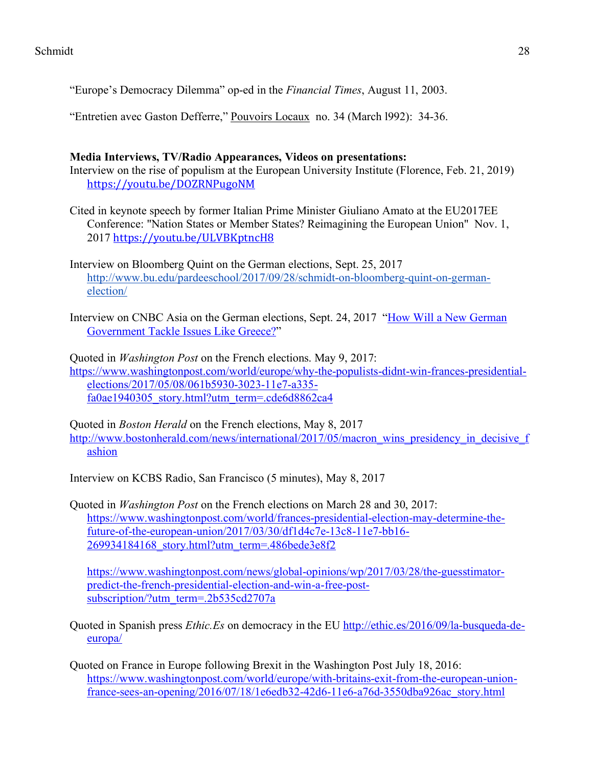"Europe's Democracy Dilemma" op-ed in the *Financial Times*, August 11, 2003.

"Entretien avec Gaston Defferre," Pouvoirs Locaux no. 34 (March l992): 34-36.

**Media Interviews, TV/Radio Appearances, Videos on presentations:**

Interview on the rise of populism at the European University Institute (Florence, Feb. 21, 2019) https://youtu.be/DOZRNPugoNM

Cited in keynote speech by former Italian Prime Minister Giuliano Amato at the EU2017EE Conference: "Nation States or Member States? Reimagining the European Union" Nov. 1, 2017 https://youtu.be/ULVBKptncH8

Interview on Bloomberg Quint on the German elections, Sept. 25, 2017 http://www.bu.edu/pardeeschool/2017/09/28/schmidt-on-bloomberg-quint-on-german-election/

Interview on CNBC Asia on the German elections, Sept. 24, 2017 "How Will a New German Government Tackle Issues Like Greece?"

Quoted in *Washington Post* on the French elections. May 9, 2017:
https://www.washingtonpost.com/world/europe/why-the-populists-didnt-win-frances-presidential-elections/2017/05/08/061b5930-3023-11e7-a335-fa0ae1940305_story.html?utm_term=.cde6d8862ca4

Quoted in *Boston Herald* on the French elections, May 8, 2017
http://www.bostonherald.com/news/international/2017/05/macron_wins_presidency_in_decisive_fashion

Interview on KCBS Radio, San Francisco (5 minutes), May 8, 2017

Quoted in *Washington Post* on the French elections on March 28 and 30, 2017:
https://www.washingtonpost.com/world/frances-presidential-election-may-determine-the-future-of-the-european-union/2017/03/30/df1d4c7e-13c8-11e7-bb16-269934184168_story.html?utm_term=.486bede3e8f2

https://www.washingtonpost.com/news/global-opinions/wp/2017/03/28/the-guesstimator-predict-the-french-presidential-election-and-win-a-free-post-subscription/?utm_term=.2b535cd2707a

Quoted in Spanish press *Ethic.Es* on democracy in the EU http://ethic.es/2016/09/la-busqueda-de-europa/

Quoted on France in Europe following Brexit in the Washington Post July 18, 2016:
https://www.washingtonpost.com/world/europe/with-britains-exit-from-the-european-union-france-sees-an-opening/2016/07/18/1e6edb32-42d6-11e6-a76d-3550dba926ac_story.html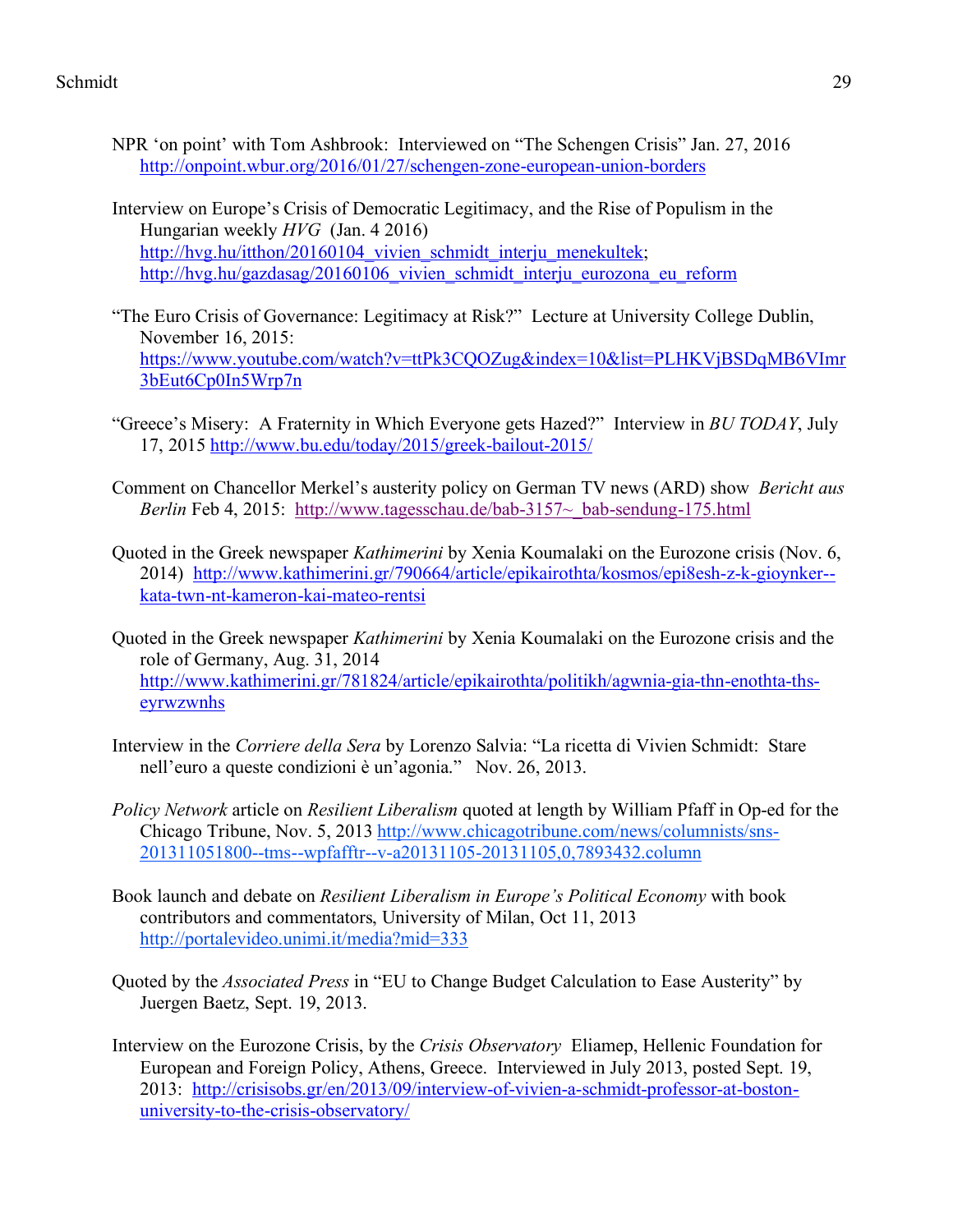NPR 'on point' with Tom Ashbrook: Interviewed on "The Schengen Crisis" Jan. 27, 2016 http://onpoint.wbur.org/2016/01/27/schengen-zone-european-union-borders

Interview on Europe's Crisis of Democratic Legitimacy, and the Rise of Populism in the Hungarian weekly *HVG* (Jan. 4 2016) http://hvg.hu/itthon/20160104_vivien_schmidt_interju_menekultek; http://hvg.hu/gazdasag/20160106_vivien_schmidt_interju_eurozona_eu_reform

"The Euro Crisis of Governance: Legitimacy at Risk?" Lecture at University College Dublin, November 16, 2015: https://www.youtube.com/watch?v=ttPk3CQOZug&index=10&list=PLHKVjBSDqMB6VImr3bEut6Cp0In5Wrp7n

"Greece's Misery: A Fraternity in Which Everyone gets Hazed?" Interview in *BU TODAY*, July 17, 2015 http://www.bu.edu/today/2015/greek-bailout-2015/

Comment on Chancellor Merkel's austerity policy on German TV news (ARD) show *Bericht aus Berlin* Feb 4, 2015: http://www.tagesschau.de/bab-3157~_bab-sendung-175.html

Quoted in the Greek newspaper *Kathimerini* by Xenia Koumalaki on the Eurozone crisis (Nov. 6, 2014) http://www.kathimerini.gr/790664/article/epikairothta/kosmos/epi8esh-z-k-gioynker--kata-twn-nt-kameron-kai-mateo-rentsi

Quoted in the Greek newspaper *Kathimerini* by Xenia Koumalaki on the Eurozone crisis and the role of Germany, Aug. 31, 2014 http://www.kathimerini.gr/781824/article/epikairothta/politikh/agwnia-gia-thn-enothta-ths-eyrwzwnhs

Interview in the *Corriere della Sera* by Lorenzo Salvia: "La ricetta di Vivien Schmidt: Stare nell'euro a queste condizioni è un'agonia." Nov. 26, 2013.

*Policy Network* article on *Resilient Liberalism* quoted at length by William Pfaff in Op-ed for the Chicago Tribune, Nov. 5, 2013 http://www.chicagotribune.com/news/columnists/sns-201311051800--tms--wpfafftr--v-a20131105-20131105,0,7893432.column

Book launch and debate on *Resilient Liberalism in Europe's Political Economy* with book contributors and commentators, University of Milan, Oct 11, 2013 http://portalevideo.unimi.it/media?mid=333

Quoted by the *Associated Press* in "EU to Change Budget Calculation to Ease Austerity" by Juergen Baetz, Sept. 19, 2013.

Interview on the Eurozone Crisis, by the *Crisis Observatory* Eliamep, Hellenic Foundation for European and Foreign Policy, Athens, Greece. Interviewed in July 2013, posted Sept. 19, 2013: http://crisisobs.gr/en/2013/09/interview-of-vivien-a-schmidt-professor-at-boston-university-to-the-crisis-observatory/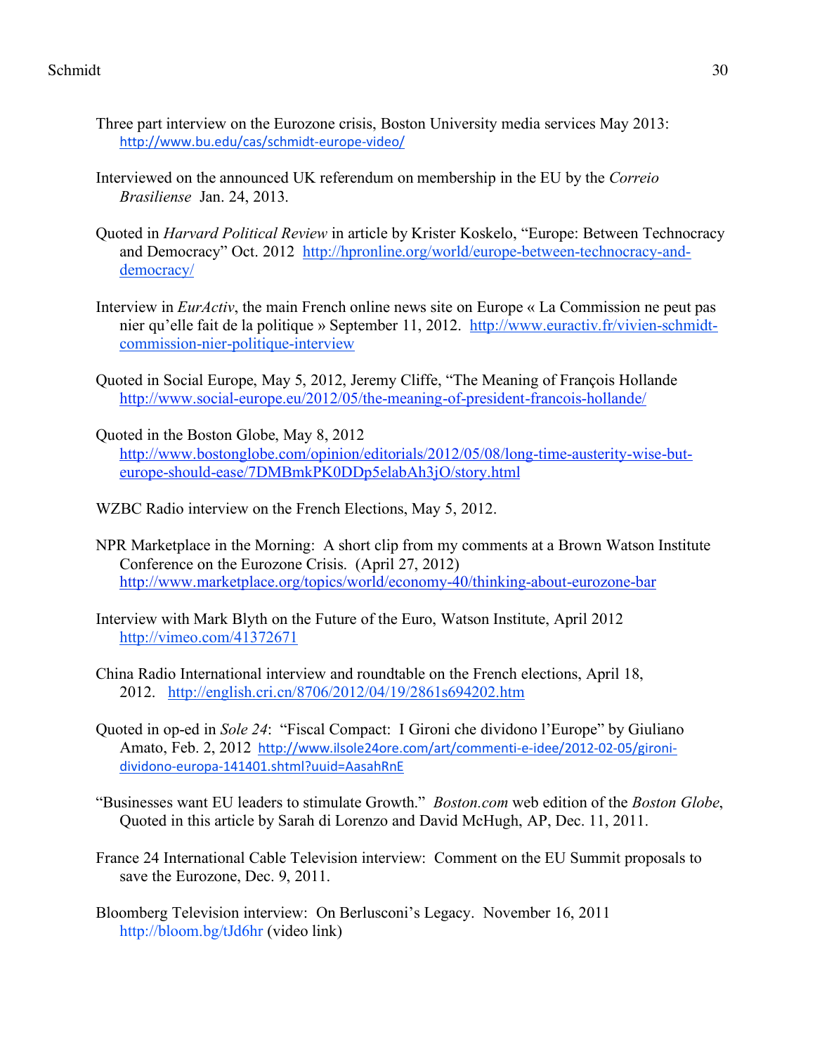Three part interview on the Eurozone crisis, Boston University media services May 2013: http://www.bu.edu/cas/schmidt-europe-video/

Interviewed on the announced UK referendum on membership in the EU by the *Correio Brasiliense* Jan. 24, 2013.

Quoted in *Harvard Political Review* in article by Krister Koskelo, "Europe: Between Technocracy and Democracy" Oct. 2012 http://hpronline.org/world/europe-between-technocracy-and-democracy/

Interview in *EurActiv*, the main French online news site on Europe « La Commission ne peut pas nier qu'elle fait de la politique » September 11, 2012. http://www.euractiv.fr/vivien-schmidt-commission-nier-politique-interview

Quoted in Social Europe, May 5, 2012, Jeremy Cliffe, "The Meaning of François Hollande http://www.social-europe.eu/2012/05/the-meaning-of-president-francois-hollande/

Quoted in the Boston Globe, May 8, 2012 http://www.bostonglobe.com/opinion/editorials/2012/05/08/long-time-austerity-wise-but-europe-should-ease/7DMBmkPK0DDp5elabAh3jO/story.html

WZBC Radio interview on the French Elections, May 5, 2012.

NPR Marketplace in the Morning: A short clip from my comments at a Brown Watson Institute Conference on the Eurozone Crisis. (April 27, 2012) http://www.marketplace.org/topics/world/economy-40/thinking-about-eurozone-bar

Interview with Mark Blyth on the Future of the Euro, Watson Institute, April 2012 http://vimeo.com/41372671

China Radio International interview and roundtable on the French elections, April 18, 2012. http://english.cri.cn/8706/2012/04/19/2861s694202.htm

Quoted in op-ed in *Sole 24*: "Fiscal Compact: I Gironi che dividono l'Europe" by Giuliano Amato, Feb. 2, 2012 http://www.ilsole24ore.com/art/commenti-e-idee/2012-02-05/gironi-dividono-europa-141401.shtml?uuid=AasahRnE

"Businesses want EU leaders to stimulate Growth." *Boston.com* web edition of the *Boston Globe*, Quoted in this article by Sarah di Lorenzo and David McHugh, AP, Dec. 11, 2011.

France 24 International Cable Television interview: Comment on the EU Summit proposals to save the Eurozone, Dec. 9, 2011.

Bloomberg Television interview: On Berlusconi's Legacy. November 16, 2011 http://bloom.bg/tJd6hr (video link)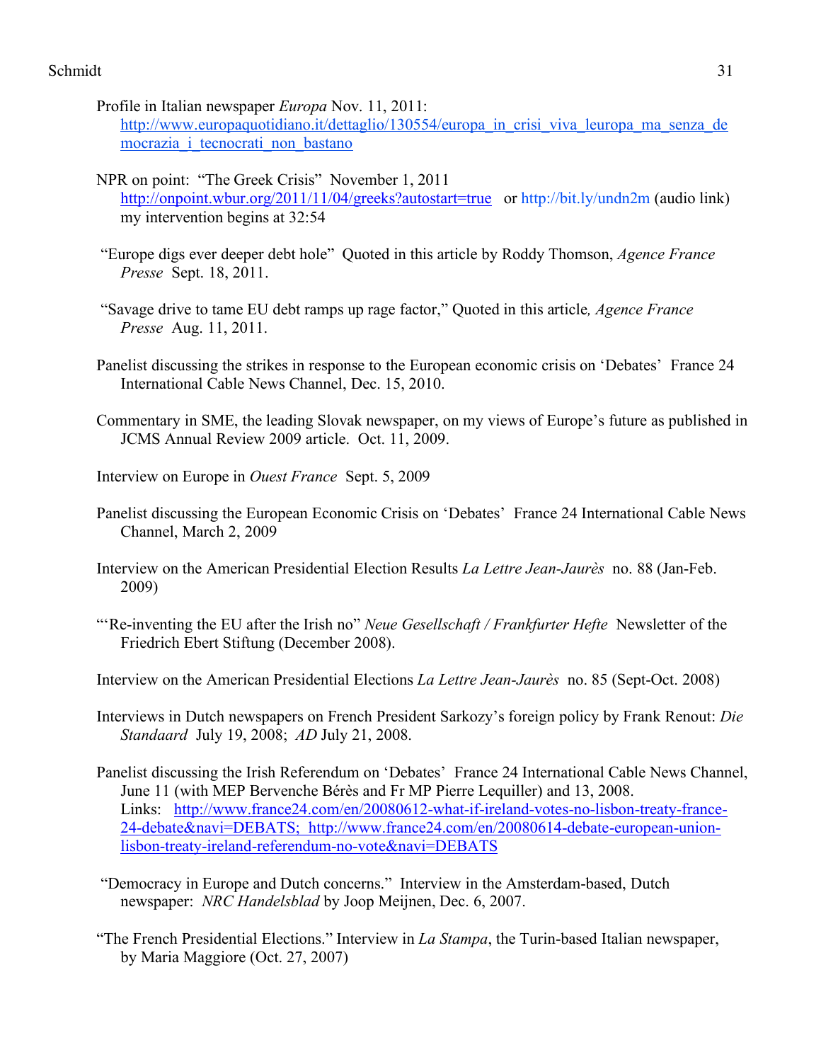Profile in Italian newspaper *Europa* Nov. 11, 2011: http://www.europaquotidiano.it/dettaglio/130554/europa_in_crisi_viva_leuropa_ma_senza_democrazia_i_tecnocrati_non_bastano

NPR on point: "The Greek Crisis" November 1, 2011 http://onpoint.wbur.org/2011/11/04/greeks?autostart=true or http://bit.ly/undn2m (audio link) my intervention begins at 32:54

"Europe digs ever deeper debt hole" Quoted in this article by Roddy Thomson, *Agence France Presse* Sept. 18, 2011.

"Savage drive to tame EU debt ramps up rage factor," Quoted in this article*, Agence France Presse* Aug. 11, 2011.

Panelist discussing the strikes in response to the European economic crisis on 'Debates' France 24 International Cable News Channel, Dec. 15, 2010.

Commentary in SME, the leading Slovak newspaper, on my views of Europe's future as published in JCMS Annual Review 2009 article. Oct. 11, 2009.

Interview on Europe in *Ouest France* Sept. 5, 2009

Panelist discussing the European Economic Crisis on 'Debates' France 24 International Cable News Channel, March 2, 2009

Interview on the American Presidential Election Results *La Lettre Jean-Jaurès* no. 88 (Jan-Feb. 2009)

"'Re-inventing the EU after the Irish no" *Neue Gesellschaft / Frankfurter Hefte* Newsletter of the Friedrich Ebert Stiftung (December 2008).

Interview on the American Presidential Elections *La Lettre Jean-Jaurès* no. 85 (Sept-Oct. 2008)

Interviews in Dutch newspapers on French President Sarkozy's foreign policy by Frank Renout: *Die Standaard* July 19, 2008; *AD* July 21, 2008.

Panelist discussing the Irish Referendum on 'Debates' France 24 International Cable News Channel, June 11 (with MEP Bervenche Bérès and Fr MP Pierre Lequiller) and 13, 2008. Links: http://www.france24.com/en/20080612-what-if-ireland-votes-no-lisbon-treaty-france-24-debate&navi=DEBATS; http://www.france24.com/en/20080614-debate-european-union-lisbon-treaty-ireland-referendum-no-vote&navi=DEBATS

"Democracy in Europe and Dutch concerns." Interview in the Amsterdam-based, Dutch newspaper: *NRC Handelsblad* by Joop Meijnen, Dec. 6, 2007.

"The French Presidential Elections." Interview in *La Stampa*, the Turin-based Italian newspaper, by Maria Maggiore (Oct. 27, 2007)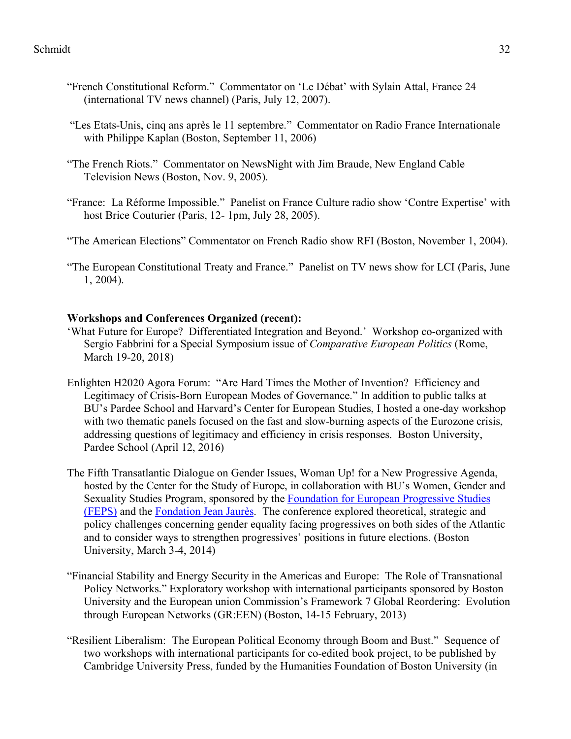"French Constitutional Reform." Commentator on 'Le Débat' with Sylain Attal, France 24 (international TV news channel) (Paris, July 12, 2007).

"Les Etats-Unis, cinq ans après le 11 septembre." Commentator on Radio France Internationale with Philippe Kaplan (Boston, September 11, 2006)

"The French Riots." Commentator on NewsNight with Jim Braude, New England Cable Television News (Boston, Nov. 9, 2005).

"France: La Réforme Impossible." Panelist on France Culture radio show 'Contre Expertise' with host Brice Couturier (Paris, 12- 1pm, July 28, 2005).

"The American Elections" Commentator on French Radio show RFI (Boston, November 1, 2004).

"The European Constitutional Treaty and France." Panelist on TV news show for LCI (Paris, June 1, 2004).

**Workshops and Conferences Organized (recent):**

'What Future for Europe? Differentiated Integration and Beyond.' Workshop co-organized with Sergio Fabbrini for a Special Symposium issue of *Comparative European Politics* (Rome, March 19-20, 2018)

Enlighten H2020 Agora Forum: "Are Hard Times the Mother of Invention? Efficiency and Legitimacy of Crisis-Born European Modes of Governance." In addition to public talks at BU's Pardee School and Harvard's Center for European Studies, I hosted a one-day workshop with two thematic panels focused on the fast and slow-burning aspects of the Eurozone crisis, addressing questions of legitimacy and efficiency in crisis responses. Boston University, Pardee School (April 12, 2016)

The Fifth Transatlantic Dialogue on Gender Issues, Woman Up! for a New Progressive Agenda, hosted by the Center for the Study of Europe, in collaboration with BU's Women, Gender and Sexuality Studies Program, sponsored by the Foundation for European Progressive Studies (FEPS) and the Fondation Jean Jaurès. The conference explored theoretical, strategic and policy challenges concerning gender equality facing progressives on both sides of the Atlantic and to consider ways to strengthen progressives' positions in future elections. (Boston University, March 3-4, 2014)

"Financial Stability and Energy Security in the Americas and Europe: The Role of Transnational Policy Networks." Exploratory workshop with international participants sponsored by Boston University and the European union Commission's Framework 7 Global Reordering: Evolution through European Networks (GR:EEN) (Boston, 14-15 February, 2013)

"Resilient Liberalism: The European Political Economy through Boom and Bust." Sequence of two workshops with international participants for co-edited book project, to be published by Cambridge University Press, funded by the Humanities Foundation of Boston University (in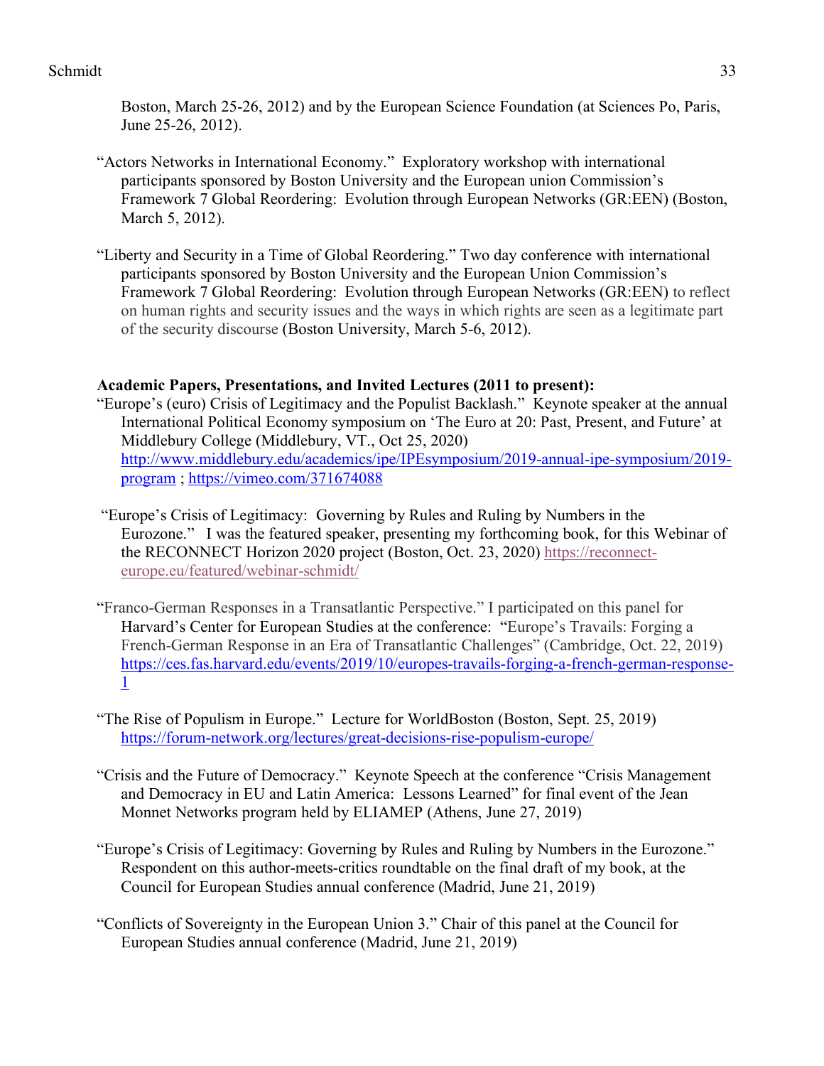Boston, March 25-26, 2012) and by the European Science Foundation (at Sciences Po, Paris, June 25-26, 2012).

"Actors Networks in International Economy." Exploratory workshop with international participants sponsored by Boston University and the European union Commission's Framework 7 Global Reordering: Evolution through European Networks (GR:EEN) (Boston, March 5, 2012).

"Liberty and Security in a Time of Global Reordering." Two day conference with international participants sponsored by Boston University and the European Union Commission's Framework 7 Global Reordering: Evolution through European Networks (GR:EEN) to reflect on human rights and security issues and the ways in which rights are seen as a legitimate part of the security discourse (Boston University, March 5-6, 2012).

**Academic Papers, Presentations, and Invited Lectures (2011 to present):**

"Europe's (euro) Crisis of Legitimacy and the Populist Backlash." Keynote speaker at the annual International Political Economy symposium on 'The Euro at 20: Past, Present, and Future' at Middlebury College (Middlebury, VT., Oct 25, 2020) http://www.middlebury.edu/academics/ipe/IPEsymposium/2019-annual-ipe-symposium/2019-program ; https://vimeo.com/371674088

"Europe's Crisis of Legitimacy: Governing by Rules and Ruling by Numbers in the Eurozone." I was the featured speaker, presenting my forthcoming book, for this Webinar of the RECONNECT Horizon 2020 project (Boston, Oct. 23, 2020) https://reconnect-europe.eu/featured/webinar-schmidt/

"Franco-German Responses in a Transatlantic Perspective." I participated on this panel for Harvard's Center for European Studies at the conference: "Europe's Travails: Forging a French-German Response in an Era of Transatlantic Challenges" (Cambridge, Oct. 22, 2019) https://ces.fas.harvard.edu/events/2019/10/europes-travails-forging-a-french-german-response-1

"The Rise of Populism in Europe." Lecture for WorldBoston (Boston, Sept. 25, 2019) https://forum-network.org/lectures/great-decisions-rise-populism-europe/

"Crisis and the Future of Democracy." Keynote Speech at the conference "Crisis Management and Democracy in EU and Latin America: Lessons Learned" for final event of the Jean Monnet Networks program held by ELIAMEP (Athens, June 27, 2019)

"Europe's Crisis of Legitimacy: Governing by Rules and Ruling by Numbers in the Eurozone." Respondent on this author-meets-critics roundtable on the final draft of my book, at the Council for European Studies annual conference (Madrid, June 21, 2019)

"Conflicts of Sovereignty in the European Union 3." Chair of this panel at the Council for European Studies annual conference (Madrid, June 21, 2019)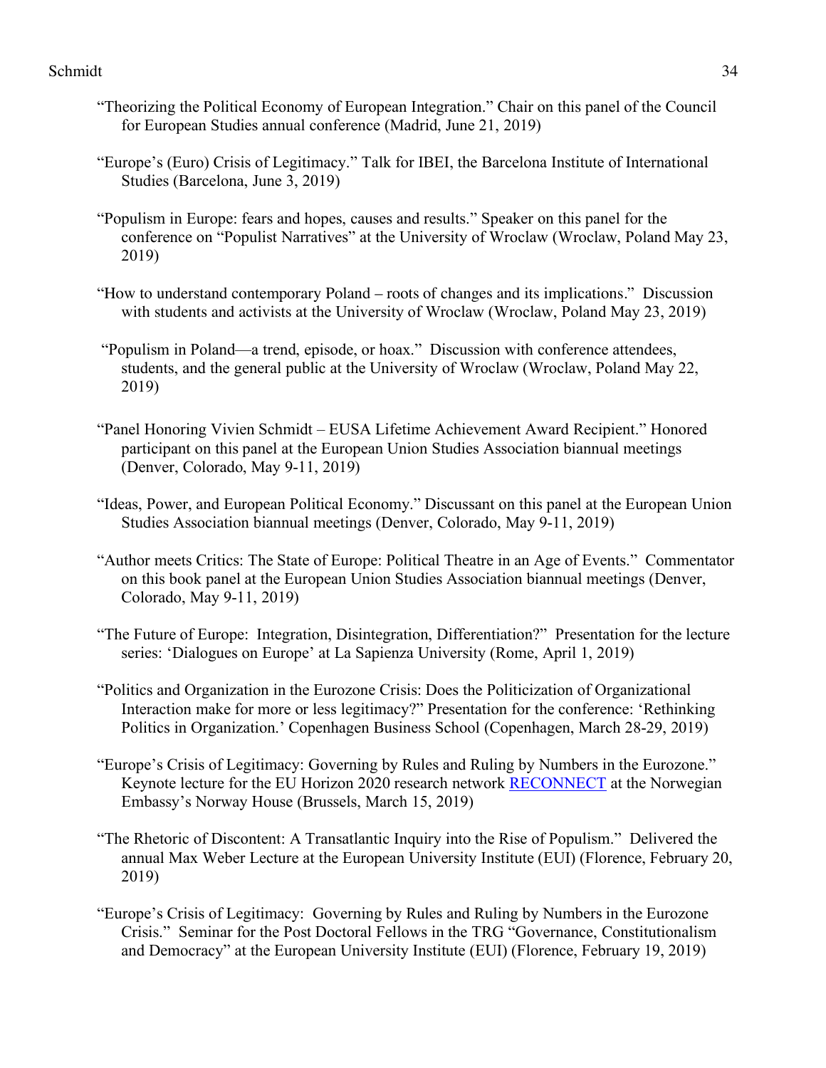"Theorizing the Political Economy of European Integration." Chair on this panel of the Council for European Studies annual conference (Madrid, June 21, 2019)

"Europe's (Euro) Crisis of Legitimacy." Talk for IBEI, the Barcelona Institute of International Studies (Barcelona, June 3, 2019)

"Populism in Europe: fears and hopes, causes and results." Speaker on this panel for the conference on "Populist Narratives" at the University of Wroclaw (Wroclaw, Poland May 23, 2019)

"How to understand contemporary Poland – roots of changes and its implications." Discussion with students and activists at the University of Wroclaw (Wroclaw, Poland May 23, 2019)

"Populism in Poland—a trend, episode, or hoax." Discussion with conference attendees, students, and the general public at the University of Wroclaw (Wroclaw, Poland May 22, 2019)

"Panel Honoring Vivien Schmidt – EUSA Lifetime Achievement Award Recipient." Honored participant on this panel at the European Union Studies Association biannual meetings (Denver, Colorado, May 9-11, 2019)

"Ideas, Power, and European Political Economy." Discussant on this panel at the European Union Studies Association biannual meetings (Denver, Colorado, May 9-11, 2019)

"Author meets Critics: The State of Europe: Political Theatre in an Age of Events." Commentator on this book panel at the European Union Studies Association biannual meetings (Denver, Colorado, May 9-11, 2019)

"The Future of Europe: Integration, Disintegration, Differentiation?" Presentation for the lecture series: 'Dialogues on Europe' at La Sapienza University (Rome, April 1, 2019)

"Politics and Organization in the Eurozone Crisis: Does the Politicization of Organizational Interaction make for more or less legitimacy?" Presentation for the conference: 'Rethinking Politics in Organization.' Copenhagen Business School (Copenhagen, March 28-29, 2019)

"Europe's Crisis of Legitimacy: Governing by Rules and Ruling by Numbers in the Eurozone." Keynote lecture for the EU Horizon 2020 research network RECONNECT at the Norwegian Embassy's Norway House (Brussels, March 15, 2019)

"The Rhetoric of Discontent: A Transatlantic Inquiry into the Rise of Populism." Delivered the annual Max Weber Lecture at the European University Institute (EUI) (Florence, February 20, 2019)

"Europe's Crisis of Legitimacy: Governing by Rules and Ruling by Numbers in the Eurozone Crisis." Seminar for the Post Doctoral Fellows in the TRG "Governance, Constitutionalism and Democracy" at the European University Institute (EUI) (Florence, February 19, 2019)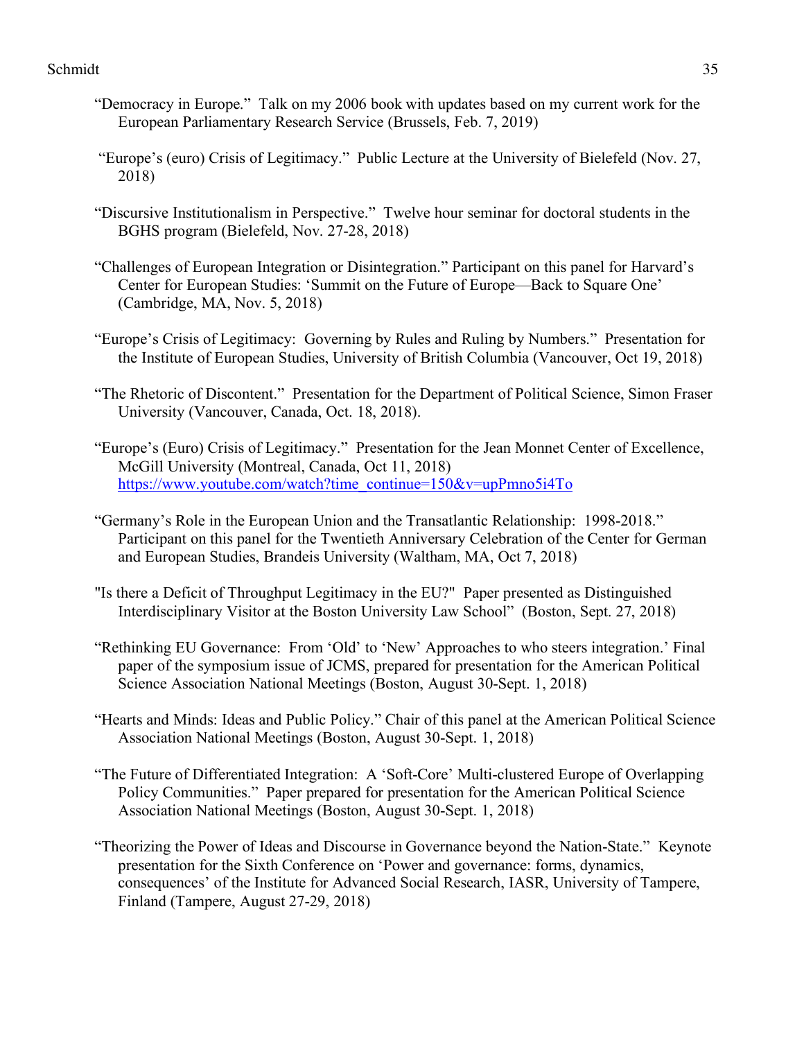"Democracy in Europe." Talk on my 2006 book with updates based on my current work for the European Parliamentary Research Service (Brussels, Feb. 7, 2019)

"Europe's (euro) Crisis of Legitimacy." Public Lecture at the University of Bielefeld (Nov. 27, 2018)

"Discursive Institutionalism in Perspective." Twelve hour seminar for doctoral students in the BGHS program (Bielefeld, Nov. 27-28, 2018)

"Challenges of European Integration or Disintegration." Participant on this panel for Harvard's Center for European Studies: 'Summit on the Future of Europe—Back to Square One' (Cambridge, MA, Nov. 5, 2018)

"Europe's Crisis of Legitimacy: Governing by Rules and Ruling by Numbers." Presentation for the Institute of European Studies, University of British Columbia (Vancouver, Oct 19, 2018)

"The Rhetoric of Discontent." Presentation for the Department of Political Science, Simon Fraser University (Vancouver, Canada, Oct. 18, 2018).

"Europe's (Euro) Crisis of Legitimacy." Presentation for the Jean Monnet Center of Excellence, McGill University (Montreal, Canada, Oct 11, 2018) https://www.youtube.com/watch?time_continue=150&v=upPmno5i4To

"Germany's Role in the European Union and the Transatlantic Relationship: 1998-2018." Participant on this panel for the Twentieth Anniversary Celebration of the Center for German and European Studies, Brandeis University (Waltham, MA, Oct 7, 2018)

"Is there a Deficit of Throughput Legitimacy in the EU?" Paper presented as Distinguished Interdisciplinary Visitor at the Boston University Law School" (Boston, Sept. 27, 2018)

"Rethinking EU Governance: From 'Old' to 'New' Approaches to who steers integration.' Final paper of the symposium issue of JCMS, prepared for presentation for the American Political Science Association National Meetings (Boston, August 30-Sept. 1, 2018)

"Hearts and Minds: Ideas and Public Policy." Chair of this panel at the American Political Science Association National Meetings (Boston, August 30-Sept. 1, 2018)

"The Future of Differentiated Integration: A 'Soft-Core' Multi-clustered Europe of Overlapping Policy Communities." Paper prepared for presentation for the American Political Science Association National Meetings (Boston, August 30-Sept. 1, 2018)

"Theorizing the Power of Ideas and Discourse in Governance beyond the Nation-State." Keynote presentation for the Sixth Conference on 'Power and governance: forms, dynamics, consequences' of the Institute for Advanced Social Research, IASR, University of Tampere, Finland (Tampere, August 27-29, 2018)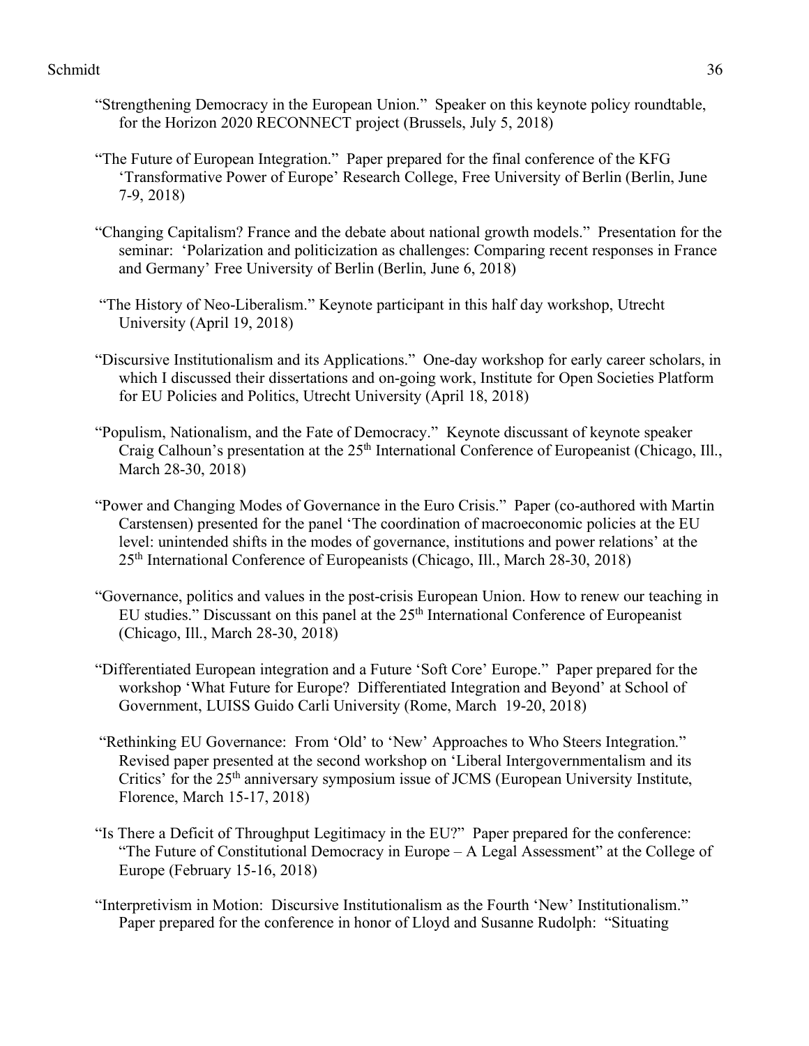"Strengthening Democracy in the European Union." Speaker on this keynote policy roundtable, for the Horizon 2020 RECONNECT project (Brussels, July 5, 2018)

"The Future of European Integration." Paper prepared for the final conference of the KFG 'Transformative Power of Europe' Research College, Free University of Berlin (Berlin, June 7-9, 2018)

"Changing Capitalism? France and the debate about national growth models." Presentation for the seminar: 'Polarization and politicization as challenges: Comparing recent responses in France and Germany' Free University of Berlin (Berlin, June 6, 2018)

"The History of Neo-Liberalism." Keynote participant in this half day workshop, Utrecht University (April 19, 2018)

"Discursive Institutionalism and its Applications." One-day workshop for early career scholars, in which I discussed their dissertations and on-going work, Institute for Open Societies Platform for EU Policies and Politics, Utrecht University (April 18, 2018)

"Populism, Nationalism, and the Fate of Democracy." Keynote discussant of keynote speaker Craig Calhoun's presentation at the 25th International Conference of Europeanist (Chicago, Ill., March 28-30, 2018)

"Power and Changing Modes of Governance in the Euro Crisis." Paper (co-authored with Martin Carstensen) presented for the panel 'The coordination of macroeconomic policies at the EU level: unintended shifts in the modes of governance, institutions and power relations' at the 25th International Conference of Europeanists (Chicago, Ill., March 28-30, 2018)

"Governance, politics and values in the post-crisis European Union. How to renew our teaching in EU studies." Discussant on this panel at the 25th International Conference of Europeanist (Chicago, Ill., March 28-30, 2018)

"Differentiated European integration and a Future 'Soft Core' Europe." Paper prepared for the workshop 'What Future for Europe? Differentiated Integration and Beyond' at School of Government, LUISS Guido Carli University (Rome, March 19-20, 2018)

"Rethinking EU Governance: From 'Old' to 'New' Approaches to Who Steers Integration." Revised paper presented at the second workshop on 'Liberal Intergovernmentalism and its Critics' for the 25th anniversary symposium issue of JCMS (European University Institute, Florence, March 15-17, 2018)

"Is There a Deficit of Throughput Legitimacy in the EU?" Paper prepared for the conference: "The Future of Constitutional Democracy in Europe – A Legal Assessment" at the College of Europe (February 15-16, 2018)

"Interpretivism in Motion: Discursive Institutionalism as the Fourth 'New' Institutionalism." Paper prepared for the conference in honor of Lloyd and Susanne Rudolph: "Situating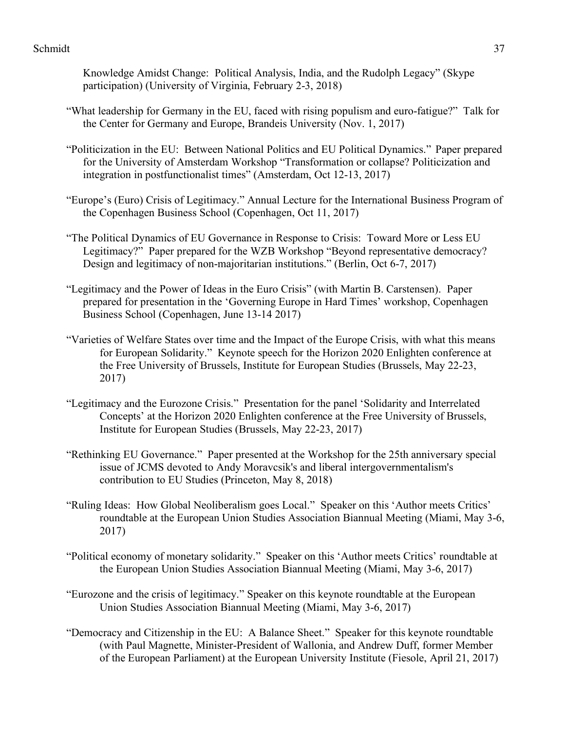Knowledge Amidst Change: Political Analysis, India, and the Rudolph Legacy" (Skype participation) (University of Virginia, February 2-3, 2018)

"What leadership for Germany in the EU, faced with rising populism and euro-fatigue?" Talk for the Center for Germany and Europe, Brandeis University (Nov. 1, 2017)

"Politicization in the EU: Between National Politics and EU Political Dynamics." Paper prepared for the University of Amsterdam Workshop "Transformation or collapse? Politicization and integration in postfunctionalist times" (Amsterdam, Oct 12-13, 2017)

"Europe's (Euro) Crisis of Legitimacy." Annual Lecture for the International Business Program of the Copenhagen Business School (Copenhagen, Oct 11, 2017)

"The Political Dynamics of EU Governance in Response to Crisis: Toward More or Less EU Legitimacy?" Paper prepared for the WZB Workshop "Beyond representative democracy? Design and legitimacy of non-majoritarian institutions." (Berlin, Oct 6-7, 2017)

"Legitimacy and the Power of Ideas in the Euro Crisis" (with Martin B. Carstensen). Paper prepared for presentation in the 'Governing Europe in Hard Times' workshop, Copenhagen Business School (Copenhagen, June 13-14 2017)

"Varieties of Welfare States over time and the Impact of the Europe Crisis, with what this means for European Solidarity." Keynote speech for the Horizon 2020 Enlighten conference at the Free University of Brussels, Institute for European Studies (Brussels, May 22-23, 2017)

"Legitimacy and the Eurozone Crisis." Presentation for the panel 'Solidarity and Interrelated Concepts' at the Horizon 2020 Enlighten conference at the Free University of Brussels, Institute for European Studies (Brussels, May 22-23, 2017)

"Rethinking EU Governance." Paper presented at the Workshop for the 25th anniversary special issue of JCMS devoted to Andy Moravcsik's and liberal intergovernmentalism's contribution to EU Studies (Princeton, May 8, 2018)

"Ruling Ideas: How Global Neoliberalism goes Local." Speaker on this 'Author meets Critics' roundtable at the European Union Studies Association Biannual Meeting (Miami, May 3-6, 2017)

"Political economy of monetary solidarity." Speaker on this 'Author meets Critics' roundtable at the European Union Studies Association Biannual Meeting (Miami, May 3-6, 2017)

"Eurozone and the crisis of legitimacy." Speaker on this keynote roundtable at the European Union Studies Association Biannual Meeting (Miami, May 3-6, 2017)

"Democracy and Citizenship in the EU: A Balance Sheet." Speaker for this keynote roundtable (with Paul Magnette, Minister-President of Wallonia, and Andrew Duff, former Member of the European Parliament) at the European University Institute (Fiesole, April 21, 2017)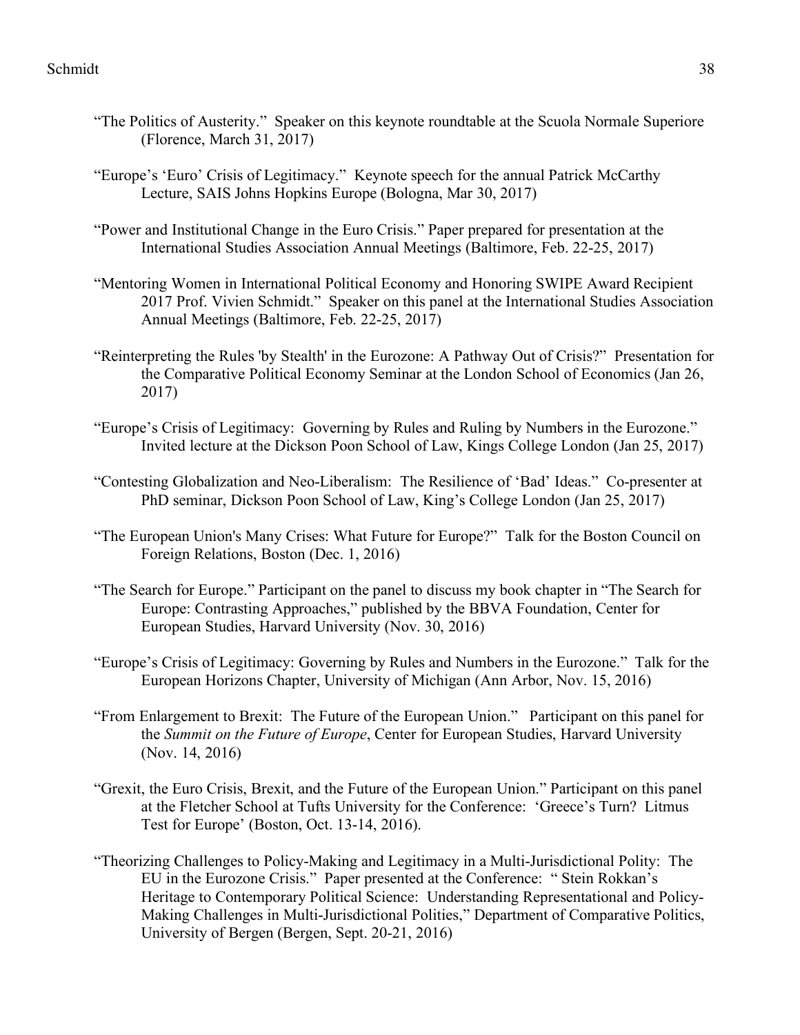"The Politics of Austerity." Speaker on this keynote roundtable at the Scuola Normale Superiore (Florence, March 31, 2017)

"Europe's 'Euro' Crisis of Legitimacy." Keynote speech for the annual Patrick McCarthy Lecture, SAIS Johns Hopkins Europe (Bologna, Mar 30, 2017)

"Power and Institutional Change in the Euro Crisis." Paper prepared for presentation at the International Studies Association Annual Meetings (Baltimore, Feb. 22-25, 2017)

"Mentoring Women in International Political Economy and Honoring SWIPE Award Recipient 2017 Prof. Vivien Schmidt." Speaker on this panel at the International Studies Association Annual Meetings (Baltimore, Feb. 22-25, 2017)

"Reinterpreting the Rules 'by Stealth' in the Eurozone: A Pathway Out of Crisis?" Presentation for the Comparative Political Economy Seminar at the London School of Economics (Jan 26, 2017)

"Europe's Crisis of Legitimacy: Governing by Rules and Ruling by Numbers in the Eurozone." Invited lecture at the Dickson Poon School of Law, Kings College London (Jan 25, 2017)

"Contesting Globalization and Neo-Liberalism: The Resilience of 'Bad' Ideas." Co-presenter at PhD seminar, Dickson Poon School of Law, King's College London (Jan 25, 2017)

"The European Union's Many Crises: What Future for Europe?" Talk for the Boston Council on Foreign Relations, Boston (Dec. 1, 2016)

"The Search for Europe." Participant on the panel to discuss my book chapter in "The Search for Europe: Contrasting Approaches," published by the BBVA Foundation, Center for European Studies, Harvard University (Nov. 30, 2016)

"Europe's Crisis of Legitimacy: Governing by Rules and Numbers in the Eurozone." Talk for the European Horizons Chapter, University of Michigan (Ann Arbor, Nov. 15, 2016)

"From Enlargement to Brexit: The Future of the European Union." Participant on this panel for the *Summit on the Future of Europe*, Center for European Studies, Harvard University (Nov. 14, 2016)

"Grexit, the Euro Crisis, Brexit, and the Future of the European Union." Participant on this panel at the Fletcher School at Tufts University for the Conference: 'Greece's Turn? Litmus Test for Europe' (Boston, Oct. 13-14, 2016).

"Theorizing Challenges to Policy-Making and Legitimacy in a Multi-Jurisdictional Polity: The EU in the Eurozone Crisis." Paper presented at the Conference: " Stein Rokkan's Heritage to Contemporary Political Science: Understanding Representational and Policy-Making Challenges in Multi-Jurisdictional Polities," Department of Comparative Politics, University of Bergen (Bergen, Sept. 20-21, 2016)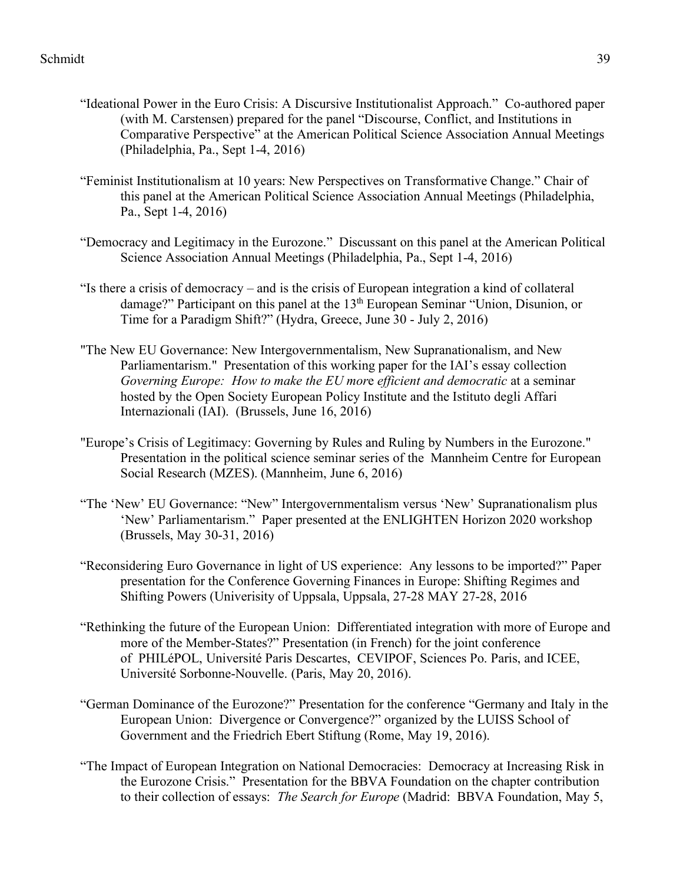"Ideational Power in the Euro Crisis: A Discursive Institutionalist Approach." Co-authored paper (with M. Carstensen) prepared for the panel "Discourse, Conflict, and Institutions in Comparative Perspective" at the American Political Science Association Annual Meetings (Philadelphia, Pa., Sept 1-4, 2016)

"Feminist Institutionalism at 10 years: New Perspectives on Transformative Change." Chair of this panel at the American Political Science Association Annual Meetings (Philadelphia, Pa., Sept 1-4, 2016)

"Democracy and Legitimacy in the Eurozone." Discussant on this panel at the American Political Science Association Annual Meetings (Philadelphia, Pa., Sept 1-4, 2016)

"Is there a crisis of democracy – and is the crisis of European integration a kind of collateral damage?" Participant on this panel at the 13th European Seminar "Union, Disunion, or Time for a Paradigm Shift?" (Hydra, Greece, June 30 - July 2, 2016)

"The New EU Governance: New Intergovernmentalism, New Supranationalism, and New Parliamentarism." Presentation of this working paper for the IAI's essay collection *Governing Europe: How to make the EU more efficient and democratic* at a seminar hosted by the Open Society European Policy Institute and the Istituto degli Affari Internazionali (IAI). (Brussels, June 16, 2016)

"Europe's Crisis of Legitimacy: Governing by Rules and Ruling by Numbers in the Eurozone." Presentation in the political science seminar series of the Mannheim Centre for European Social Research (MZES). (Mannheim, June 6, 2016)

"The 'New' EU Governance: "New" Intergovernmentalism versus 'New' Supranationalism plus 'New' Parliamentarism." Paper presented at the ENLIGHTEN Horizon 2020 workshop (Brussels, May 30-31, 2016)

"Reconsidering Euro Governance in light of US experience: Any lessons to be imported?" Paper presentation for the Conference Governing Finances in Europe: Shifting Regimes and Shifting Powers (Univerisity of Uppsala, Uppsala, 27-28 MAY 27-28, 2016

"Rethinking the future of the European Union: Differentiated integration with more of Europe and more of the Member-States?" Presentation (in French) for the joint conference of PHILéPOL, Université Paris Descartes, CEVIPOF, Sciences Po. Paris, and ICEE, Université Sorbonne-Nouvelle. (Paris, May 20, 2016).

"German Dominance of the Eurozone?" Presentation for the conference "Germany and Italy in the European Union: Divergence or Convergence?" organized by the LUISS School of Government and the Friedrich Ebert Stiftung (Rome, May 19, 2016).

"The Impact of European Integration on National Democracies: Democracy at Increasing Risk in the Eurozone Crisis." Presentation for the BBVA Foundation on the chapter contribution to their collection of essays: *The Search for Europe* (Madrid: BBVA Foundation, May 5,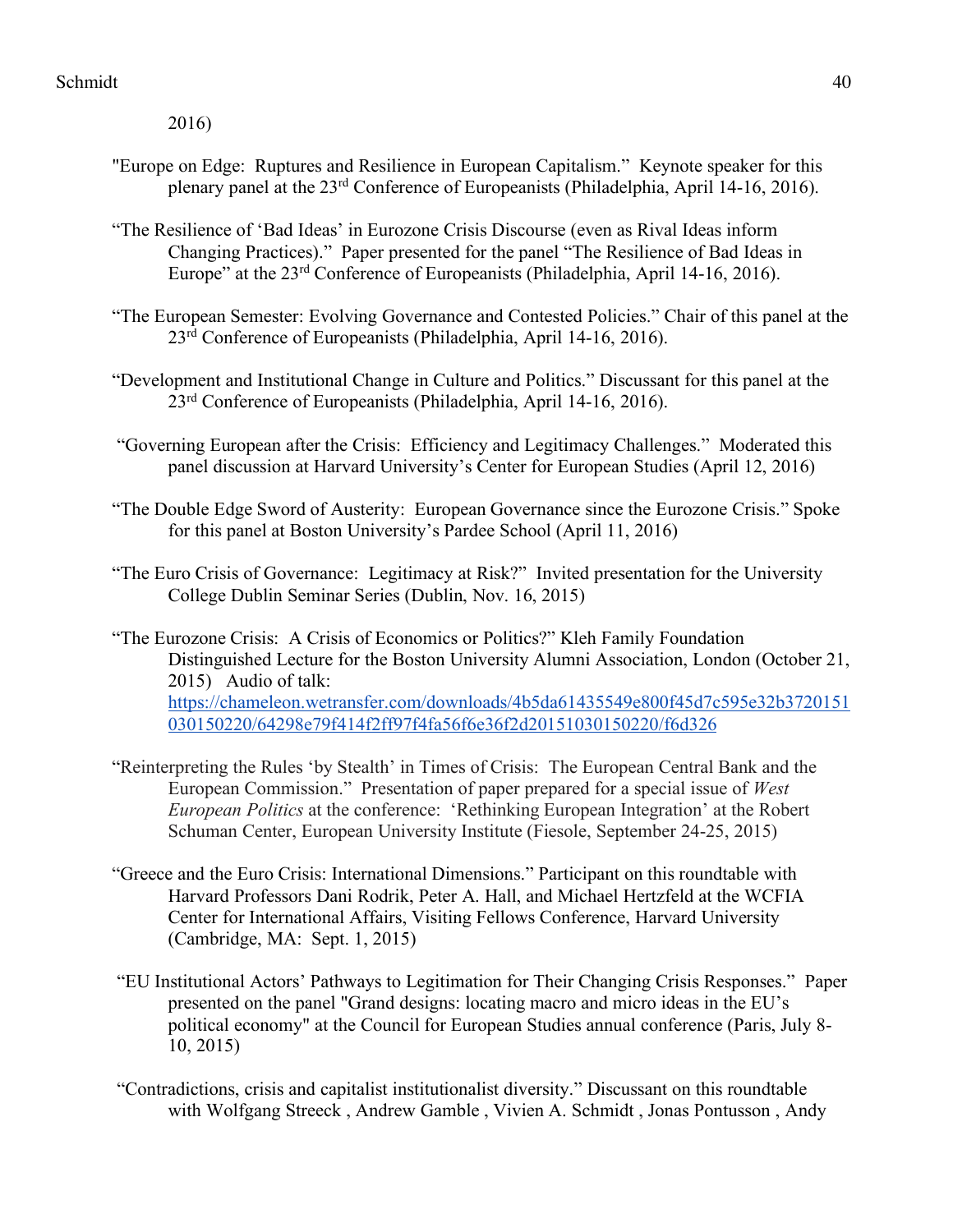2016)

"Europe on Edge: Ruptures and Resilience in European Capitalism." Keynote speaker for this plenary panel at the 23rd Conference of Europeanists (Philadelphia, April 14-16, 2016).

"The Resilience of 'Bad Ideas' in Eurozone Crisis Discourse (even as Rival Ideas inform Changing Practices)." Paper presented for the panel "The Resilience of Bad Ideas in Europe" at the 23rd Conference of Europeanists (Philadelphia, April 14-16, 2016).

"The European Semester: Evolving Governance and Contested Policies." Chair of this panel at the 23rd Conference of Europeanists (Philadelphia, April 14-16, 2016).

"Development and Institutional Change in Culture and Politics." Discussant for this panel at the 23rd Conference of Europeanists (Philadelphia, April 14-16, 2016).

"Governing European after the Crisis: Efficiency and Legitimacy Challenges." Moderated this panel discussion at Harvard University's Center for European Studies (April 12, 2016)

"The Double Edge Sword of Austerity: European Governance since the Eurozone Crisis." Spoke for this panel at Boston University's Pardee School (April 11, 2016)

"The Euro Crisis of Governance: Legitimacy at Risk?" Invited presentation for the University College Dublin Seminar Series (Dublin, Nov. 16, 2015)

"The Eurozone Crisis: A Crisis of Economics or Politics?" Kleh Family Foundation Distinguished Lecture for the Boston University Alumni Association, London (October 21, 2015) Audio of talk: https://chameleon.wetransfer.com/downloads/4b5da61435549e800f45d7c595e32b3720151030150220/64298e79f414f2ff97f4fa56f6e36f2d20151030150220/f6d326

"Reinterpreting the Rules 'by Stealth' in Times of Crisis: The European Central Bank and the European Commission." Presentation of paper prepared for a special issue of *West European Politics* at the conference: 'Rethinking European Integration' at the Robert Schuman Center, European University Institute (Fiesole, September 24-25, 2015)

"Greece and the Euro Crisis: International Dimensions." Participant on this roundtable with Harvard Professors Dani Rodrik, Peter A. Hall, and Michael Hertzfeld at the WCFIA Center for International Affairs, Visiting Fellows Conference, Harvard University (Cambridge, MA: Sept. 1, 2015)

"EU Institutional Actors' Pathways to Legitimation for Their Changing Crisis Responses." Paper presented on the panel "Grand designs: locating macro and micro ideas in the EU's political economy" at the Council for European Studies annual conference (Paris, July 8-10, 2015)

"Contradictions, crisis and capitalist institutionalist diversity." Discussant on this roundtable with Wolfgang Streeck , Andrew Gamble , Vivien A. Schmidt , Jonas Pontusson , Andy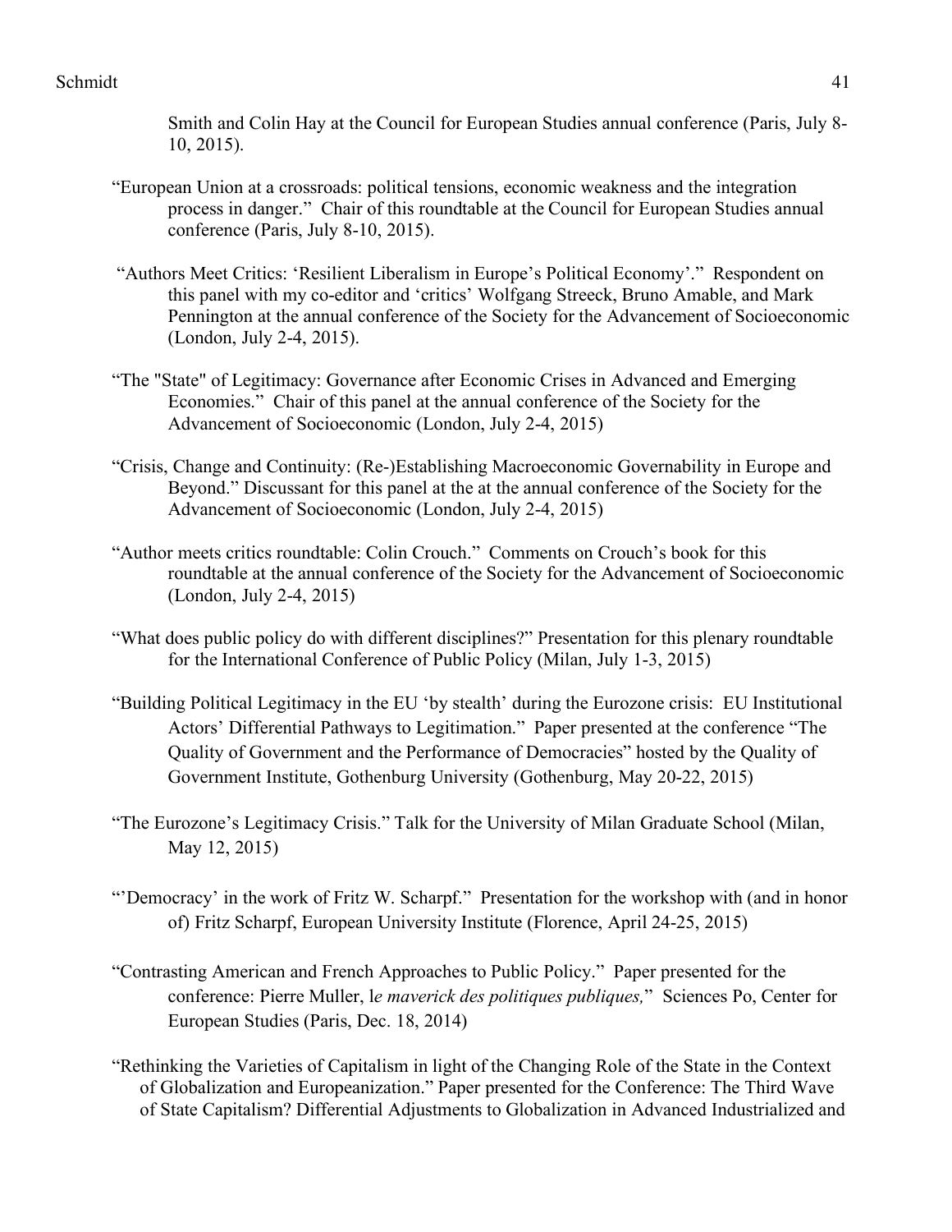Smith and Colin Hay at the Council for European Studies annual conference (Paris, July 8-10, 2015).

"European Union at a crossroads: political tensions, economic weakness and the integration process in danger." Chair of this roundtable at the Council for European Studies annual conference (Paris, July 8-10, 2015).

"Authors Meet Critics: 'Resilient Liberalism in Europe's Political Economy'." Respondent on this panel with my co-editor and 'critics' Wolfgang Streeck, Bruno Amable, and Mark Pennington at the annual conference of the Society for the Advancement of Socioeconomic (London, July 2-4, 2015).

"The "State" of Legitimacy: Governance after Economic Crises in Advanced and Emerging Economies." Chair of this panel at the annual conference of the Society for the Advancement of Socioeconomic (London, July 2-4, 2015)

"Crisis, Change and Continuity: (Re-)Establishing Macroeconomic Governability in Europe and Beyond." Discussant for this panel at the at the annual conference of the Society for the Advancement of Socioeconomic (London, July 2-4, 2015)

"Author meets critics roundtable: Colin Crouch." Comments on Crouch's book for this roundtable at the annual conference of the Society for the Advancement of Socioeconomic (London, July 2-4, 2015)

"What does public policy do with different disciplines?" Presentation for this plenary roundtable for the International Conference of Public Policy (Milan, July 1-3, 2015)

"Building Political Legitimacy in the EU 'by stealth' during the Eurozone crisis: EU Institutional Actors' Differential Pathways to Legitimation." Paper presented at the conference "The Quality of Government and the Performance of Democracies" hosted by the Quality of Government Institute, Gothenburg University (Gothenburg, May 20-22, 2015)

"The Eurozone's Legitimacy Crisis." Talk for the University of Milan Graduate School (Milan, May 12, 2015)

"'Democracy' in the work of Fritz W. Scharpf." Presentation for the workshop with (and in honor of) Fritz Scharpf, European University Institute (Florence, April 24-25, 2015)

"Contrasting American and French Approaches to Public Policy." Paper presented for the conference: Pierre Muller, l*e maverick des politiques publiques,*" Sciences Po, Center for European Studies (Paris, Dec. 18, 2014)

"Rethinking the Varieties of Capitalism in light of the Changing Role of the State in the Context of Globalization and Europeanization." Paper presented for the Conference: The Third Wave of State Capitalism? Differential Adjustments to Globalization in Advanced Industrialized and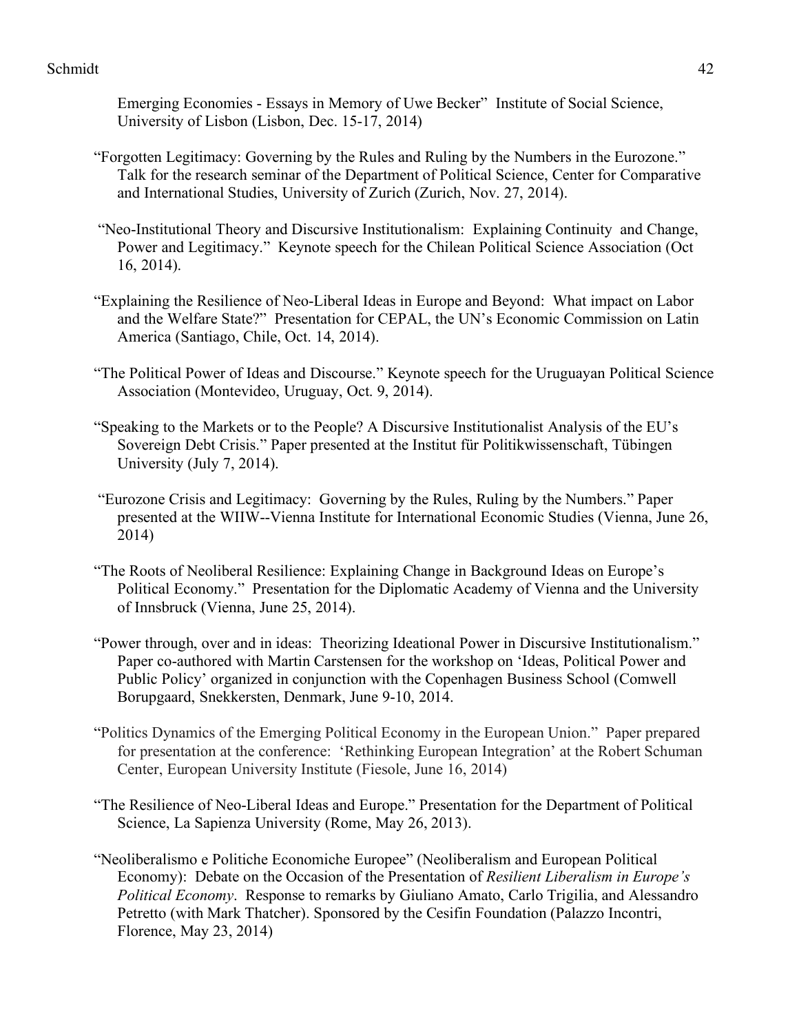Emerging Economies - Essays in Memory of Uwe Becker" Institute of Social Science, University of Lisbon (Lisbon, Dec. 15-17, 2014)

"Forgotten Legitimacy: Governing by the Rules and Ruling by the Numbers in the Eurozone." Talk for the research seminar of the Department of Political Science, Center for Comparative and International Studies, University of Zurich (Zurich, Nov. 27, 2014).

"Neo-Institutional Theory and Discursive Institutionalism: Explaining Continuity and Change, Power and Legitimacy." Keynote speech for the Chilean Political Science Association (Oct 16, 2014).

"Explaining the Resilience of Neo-Liberal Ideas in Europe and Beyond: What impact on Labor and the Welfare State?" Presentation for CEPAL, the UN's Economic Commission on Latin America (Santiago, Chile, Oct. 14, 2014).

"The Political Power of Ideas and Discourse." Keynote speech for the Uruguayan Political Science Association (Montevideo, Uruguay, Oct. 9, 2014).

"Speaking to the Markets or to the People? A Discursive Institutionalist Analysis of the EU's Sovereign Debt Crisis." Paper presented at the Institut für Politikwissenschaft, Tübingen University (July 7, 2014).

"Eurozone Crisis and Legitimacy: Governing by the Rules, Ruling by the Numbers." Paper presented at the WIIW--Vienna Institute for International Economic Studies (Vienna, June 26, 2014)

"The Roots of Neoliberal Resilience: Explaining Change in Background Ideas on Europe's Political Economy." Presentation for the Diplomatic Academy of Vienna and the University of Innsbruck (Vienna, June 25, 2014).

"Power through, over and in ideas: Theorizing Ideational Power in Discursive Institutionalism." Paper co-authored with Martin Carstensen for the workshop on 'Ideas, Political Power and Public Policy' organized in conjunction with the Copenhagen Business School (Comwell Borupgaard, Snekkersten, Denmark, June 9-10, 2014.

"Politics Dynamics of the Emerging Political Economy in the European Union." Paper prepared for presentation at the conference: 'Rethinking European Integration' at the Robert Schuman Center, European University Institute (Fiesole, June 16, 2014)

"The Resilience of Neo-Liberal Ideas and Europe." Presentation for the Department of Political Science, La Sapienza University (Rome, May 26, 2013).

"Neoliberalismo e Politiche Economiche Europee" (Neoliberalism and European Political Economy): Debate on the Occasion of the Presentation of *Resilient Liberalism in Europe's Political Economy*. Response to remarks by Giuliano Amato, Carlo Trigilia, and Alessandro Petretto (with Mark Thatcher). Sponsored by the Cesifin Foundation (Palazzo Incontri, Florence, May 23, 2014)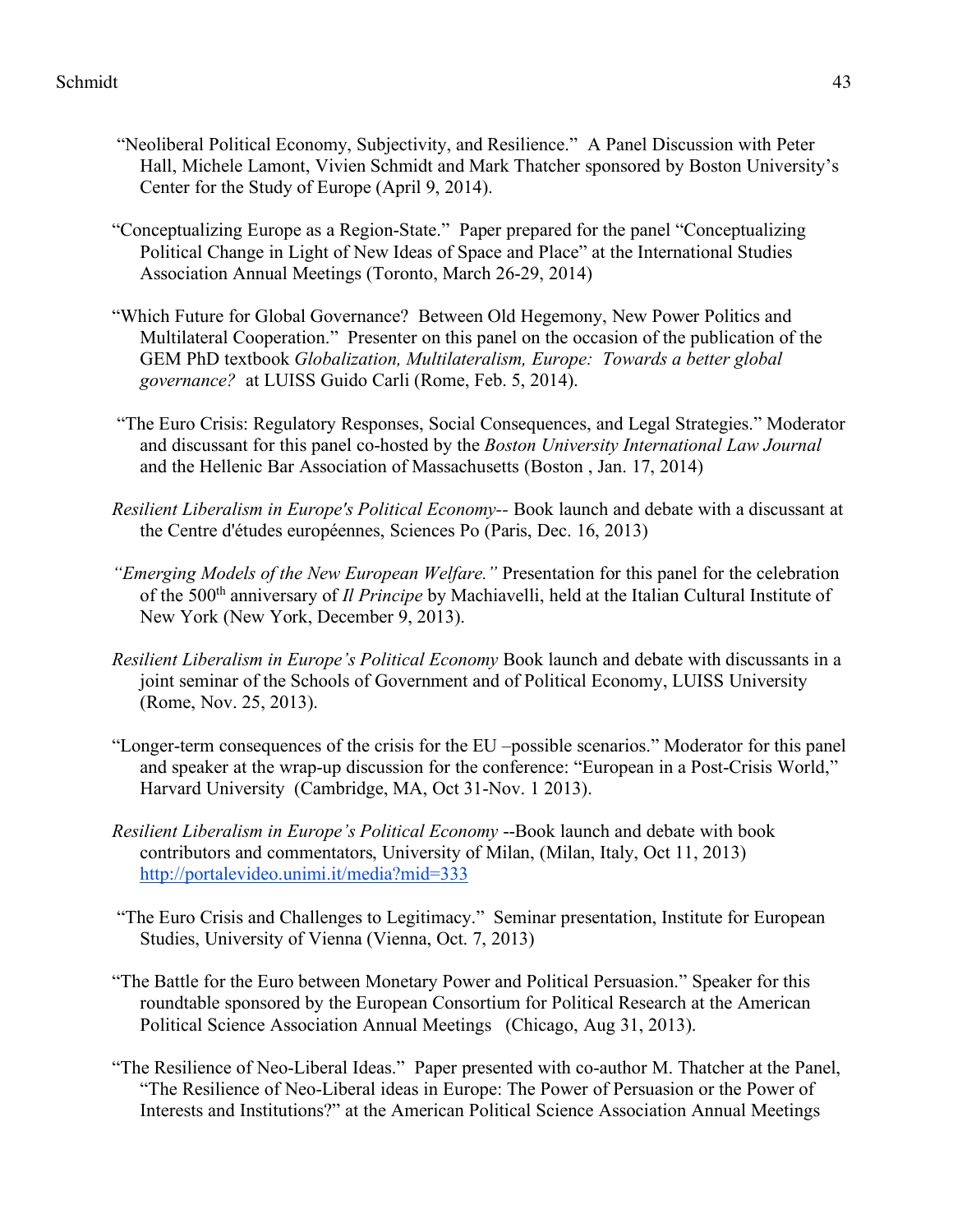"Neoliberal Political Economy, Subjectivity, and Resilience." A Panel Discussion with Peter Hall, Michele Lamont, Vivien Schmidt and Mark Thatcher sponsored by Boston University's Center for the Study of Europe (April 9, 2014).

"Conceptualizing Europe as a Region-State." Paper prepared for the panel "Conceptualizing Political Change in Light of New Ideas of Space and Place" at the International Studies Association Annual Meetings (Toronto, March 26-29, 2014)

"Which Future for Global Governance? Between Old Hegemony, New Power Politics and Multilateral Cooperation." Presenter on this panel on the occasion of the publication of the GEM PhD textbook *Globalization, Multilateralism, Europe: Towards a better global governance?* at LUISS Guido Carli (Rome, Feb. 5, 2014).

"The Euro Crisis: Regulatory Responses, Social Consequences, and Legal Strategies." Moderator and discussant for this panel co-hosted by the *Boston University International Law Journal* and the Hellenic Bar Association of Massachusetts (Boston , Jan. 17, 2014)

*Resilient Liberalism in Europe's Political Economy*-- Book launch and debate with a discussant at the Centre d'études européennes, Sciences Po (Paris, Dec. 16, 2013)

*"Emerging Models of the New European Welfare."* Presentation for this panel for the celebration of the 500th anniversary of *Il Principe* by Machiavelli, held at the Italian Cultural Institute of New York (New York, December 9, 2013).

*Resilient Liberalism in Europe's Political Economy* Book launch and debate with discussants in a joint seminar of the Schools of Government and of Political Economy, LUISS University (Rome, Nov. 25, 2013).

"Longer-term consequences of the crisis for the EU –possible scenarios." Moderator for this panel and speaker at the wrap-up discussion for the conference: "European in a Post-Crisis World," Harvard University (Cambridge, MA, Oct 31-Nov. 1 2013).

*Resilient Liberalism in Europe's Political Economy* --Book launch and debate with book contributors and commentators, University of Milan, (Milan, Italy, Oct 11, 2013) http://portalevideo.unimi.it/media?mid=333

"The Euro Crisis and Challenges to Legitimacy." Seminar presentation, Institute for European Studies, University of Vienna (Vienna, Oct. 7, 2013)

"The Battle for the Euro between Monetary Power and Political Persuasion." Speaker for this roundtable sponsored by the European Consortium for Political Research at the American Political Science Association Annual Meetings (Chicago, Aug 31, 2013).

"The Resilience of Neo-Liberal Ideas." Paper presented with co-author M. Thatcher at the Panel, "The Resilience of Neo-Liberal ideas in Europe: The Power of Persuasion or the Power of Interests and Institutions?" at the American Political Science Association Annual Meetings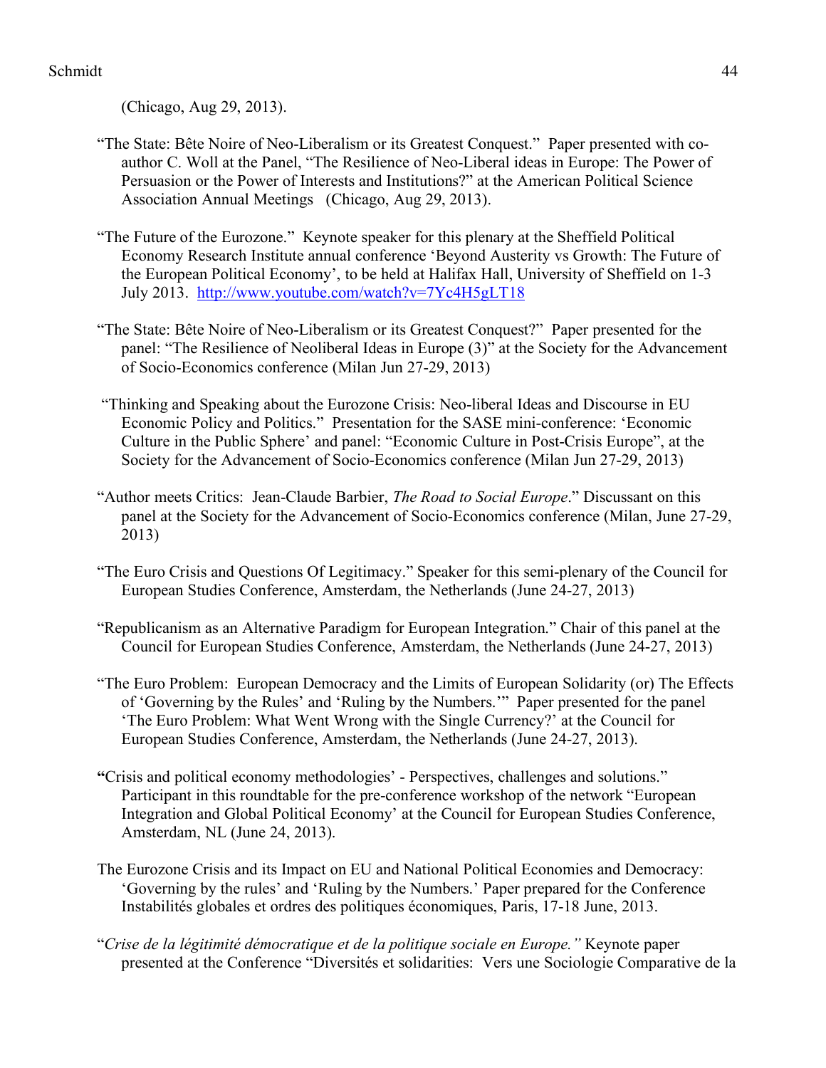(Chicago, Aug 29, 2013).

"The State: Bête Noire of Neo-Liberalism or its Greatest Conquest." Paper presented with co-author C. Woll at the Panel, "The Resilience of Neo-Liberal ideas in Europe: The Power of Persuasion or the Power of Interests and Institutions?" at the American Political Science Association Annual Meetings (Chicago, Aug 29, 2013).

"The Future of the Eurozone." Keynote speaker for this plenary at the Sheffield Political Economy Research Institute annual conference 'Beyond Austerity vs Growth: The Future of the European Political Economy', to be held at Halifax Hall, University of Sheffield on 1-3 July 2013. http://www.youtube.com/watch?v=7Yc4H5gLT18

"The State: Bête Noire of Neo-Liberalism or its Greatest Conquest?" Paper presented for the panel: "The Resilience of Neoliberal Ideas in Europe (3)" at the Society for the Advancement of Socio-Economics conference (Milan Jun 27-29, 2013)

"Thinking and Speaking about the Eurozone Crisis: Neo-liberal Ideas and Discourse in EU Economic Policy and Politics." Presentation for the SASE mini-conference: 'Economic Culture in the Public Sphere' and panel: "Economic Culture in Post-Crisis Europe", at the Society for the Advancement of Socio-Economics conference (Milan Jun 27-29, 2013)

"Author meets Critics: Jean-Claude Barbier, *The Road to Social Europe*." Discussant on this panel at the Society for the Advancement of Socio-Economics conference (Milan, June 27-29, 2013)

"The Euro Crisis and Questions Of Legitimacy." Speaker for this semi-plenary of the Council for European Studies Conference, Amsterdam, the Netherlands (June 24-27, 2013)

"Republicanism as an Alternative Paradigm for European Integration." Chair of this panel at the Council for European Studies Conference, Amsterdam, the Netherlands (June 24-27, 2013)

"The Euro Problem: European Democracy and the Limits of European Solidarity (or) The Effects of 'Governing by the Rules' and 'Ruling by the Numbers.'" Paper presented for the panel 'The Euro Problem: What Went Wrong with the Single Currency?' at the Council for European Studies Conference, Amsterdam, the Netherlands (June 24-27, 2013).

**"**Crisis and political economy methodologies' - Perspectives, challenges and solutions." Participant in this roundtable for the pre-conference workshop of the network "European Integration and Global Political Economy' at the Council for European Studies Conference, Amsterdam, NL (June 24, 2013).

The Eurozone Crisis and its Impact on EU and National Political Economies and Democracy: 'Governing by the rules' and 'Ruling by the Numbers.' Paper prepared for the Conference Instabilités globales et ordres des politiques économiques, Paris, 17-18 June, 2013.

"*Crise de la légitimité démocratique et de la politique sociale en Europe."* Keynote paper presented at the Conference "Diversités et solidarities: Vers une Sociologie Comparative de la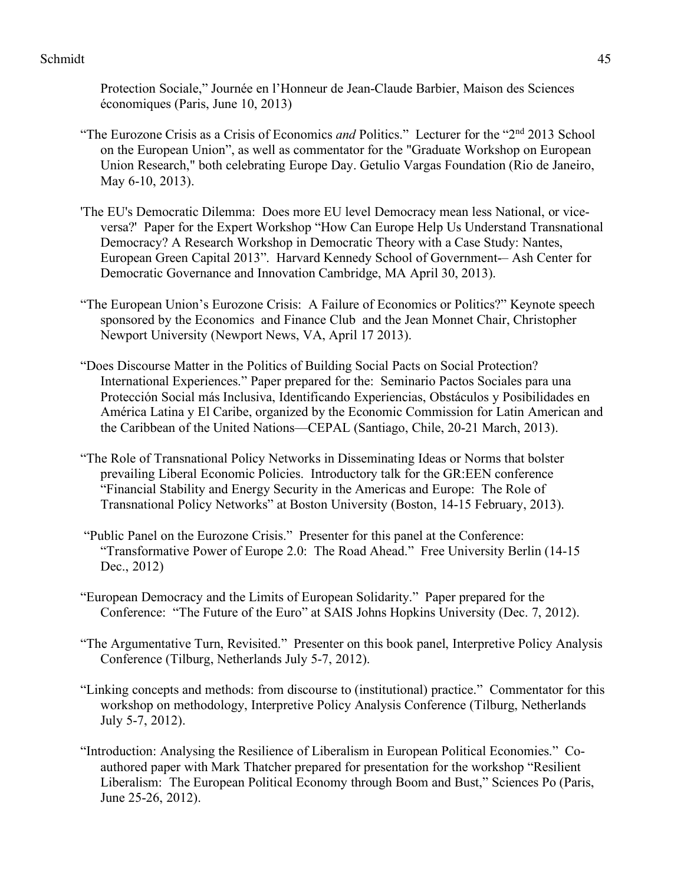Protection Sociale," Journée en l'Honneur de Jean-Claude Barbier, Maison des Sciences économiques (Paris, June 10, 2013)

"The Eurozone Crisis as a Crisis of Economics *and* Politics." Lecturer for the "2nd 2013 School on the European Union", as well as commentator for the "Graduate Workshop on European Union Research," both celebrating Europe Day. Getulio Vargas Foundation (Rio de Janeiro, May 6-10, 2013).

'The EU's Democratic Dilemma: Does more EU level Democracy mean less National, or vice-versa?' Paper for the Expert Workshop "How Can Europe Help Us Understand Transnational Democracy? A Research Workshop in Democratic Theory with a Case Study: Nantes, European Green Capital 2013". Harvard Kennedy School of Government-– Ash Center for Democratic Governance and Innovation Cambridge, MA April 30, 2013).

"The European Union's Eurozone Crisis: A Failure of Economics or Politics?" Keynote speech sponsored by the Economics and Finance Club and the Jean Monnet Chair, Christopher Newport University (Newport News, VA, April 17 2013).

"Does Discourse Matter in the Politics of Building Social Pacts on Social Protection? International Experiences." Paper prepared for the: Seminario Pactos Sociales para una Protección Social más Inclusiva, Identificando Experiencias, Obstáculos y Posibilidades en América Latina y El Caribe, organized by the Economic Commission for Latin American and the Caribbean of the United Nations—CEPAL (Santiago, Chile, 20-21 March, 2013).

"The Role of Transnational Policy Networks in Disseminating Ideas or Norms that bolster prevailing Liberal Economic Policies. Introductory talk for the GR:EEN conference "Financial Stability and Energy Security in the Americas and Europe: The Role of Transnational Policy Networks" at Boston University (Boston, 14-15 February, 2013).

"Public Panel on the Eurozone Crisis." Presenter for this panel at the Conference: "Transformative Power of Europe 2.0: The Road Ahead." Free University Berlin (14-15 Dec., 2012)

"European Democracy and the Limits of European Solidarity." Paper prepared for the Conference: "The Future of the Euro" at SAIS Johns Hopkins University (Dec. 7, 2012).

"The Argumentative Turn, Revisited." Presenter on this book panel, Interpretive Policy Analysis Conference (Tilburg, Netherlands July 5-7, 2012).

"Linking concepts and methods: from discourse to (institutional) practice." Commentator for this workshop on methodology, Interpretive Policy Analysis Conference (Tilburg, Netherlands July 5-7, 2012).

"Introduction: Analysing the Resilience of Liberalism in European Political Economies." Co-authored paper with Mark Thatcher prepared for presentation for the workshop "Resilient Liberalism: The European Political Economy through Boom and Bust," Sciences Po (Paris, June 25-26, 2012).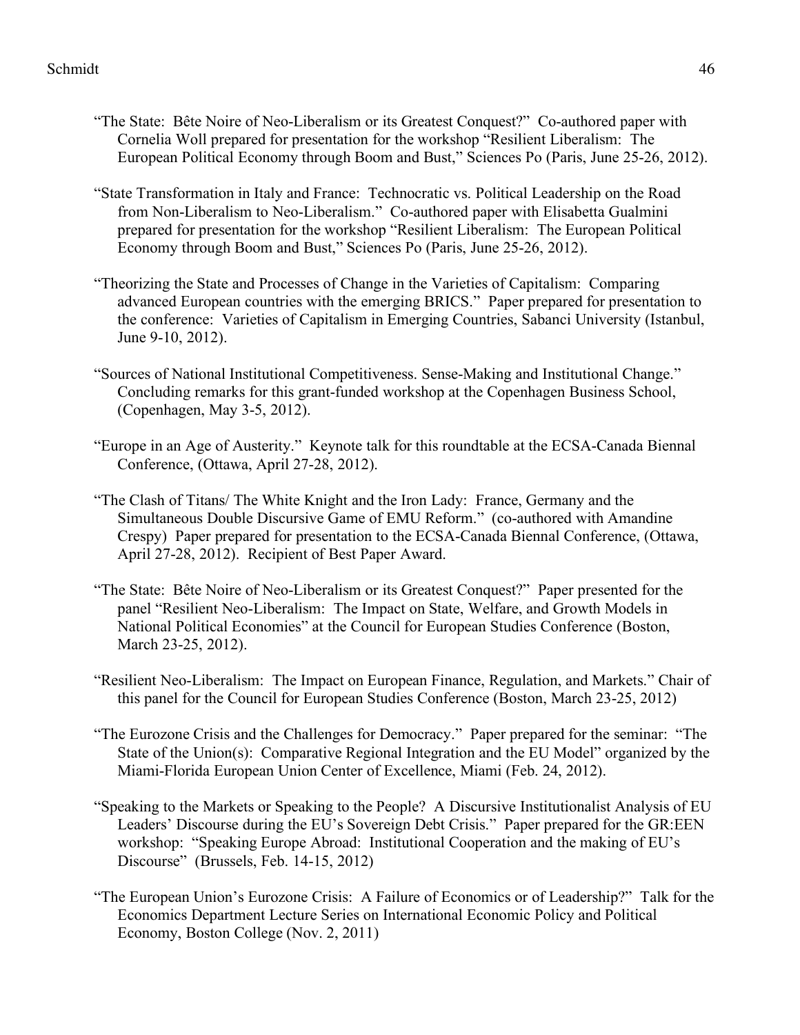"The State: Bête Noire of Neo-Liberalism or its Greatest Conquest?" Co-authored paper with Cornelia Woll prepared for presentation for the workshop "Resilient Liberalism: The European Political Economy through Boom and Bust," Sciences Po (Paris, June 25-26, 2012).

"State Transformation in Italy and France: Technocratic vs. Political Leadership on the Road from Non-Liberalism to Neo-Liberalism." Co-authored paper with Elisabetta Gualmini prepared for presentation for the workshop "Resilient Liberalism: The European Political Economy through Boom and Bust," Sciences Po (Paris, June 25-26, 2012).

"Theorizing the State and Processes of Change in the Varieties of Capitalism: Comparing advanced European countries with the emerging BRICS." Paper prepared for presentation to the conference: Varieties of Capitalism in Emerging Countries, Sabanci University (Istanbul, June 9-10, 2012).

"Sources of National Institutional Competitiveness. Sense-Making and Institutional Change." Concluding remarks for this grant-funded workshop at the Copenhagen Business School, (Copenhagen, May 3-5, 2012).

"Europe in an Age of Austerity." Keynote talk for this roundtable at the ECSA-Canada Biennal Conference, (Ottawa, April 27-28, 2012).

"The Clash of Titans/ The White Knight and the Iron Lady: France, Germany and the Simultaneous Double Discursive Game of EMU Reform." (co-authored with Amandine Crespy) Paper prepared for presentation to the ECSA-Canada Biennal Conference, (Ottawa, April 27-28, 2012). Recipient of Best Paper Award.

"The State: Bête Noire of Neo-Liberalism or its Greatest Conquest?" Paper presented for the panel "Resilient Neo-Liberalism: The Impact on State, Welfare, and Growth Models in National Political Economies" at the Council for European Studies Conference (Boston, March 23-25, 2012).

"Resilient Neo-Liberalism: The Impact on European Finance, Regulation, and Markets." Chair of this panel for the Council for European Studies Conference (Boston, March 23-25, 2012)

"The Eurozone Crisis and the Challenges for Democracy." Paper prepared for the seminar: "The State of the Union(s): Comparative Regional Integration and the EU Model" organized by the Miami-Florida European Union Center of Excellence, Miami (Feb. 24, 2012).

"Speaking to the Markets or Speaking to the People? A Discursive Institutionalist Analysis of EU Leaders' Discourse during the EU's Sovereign Debt Crisis." Paper prepared for the GR:EEN workshop: "Speaking Europe Abroad: Institutional Cooperation and the making of EU's Discourse" (Brussels, Feb. 14-15, 2012)

"The European Union's Eurozone Crisis: A Failure of Economics or of Leadership?" Talk for the Economics Department Lecture Series on International Economic Policy and Political Economy, Boston College (Nov. 2, 2011)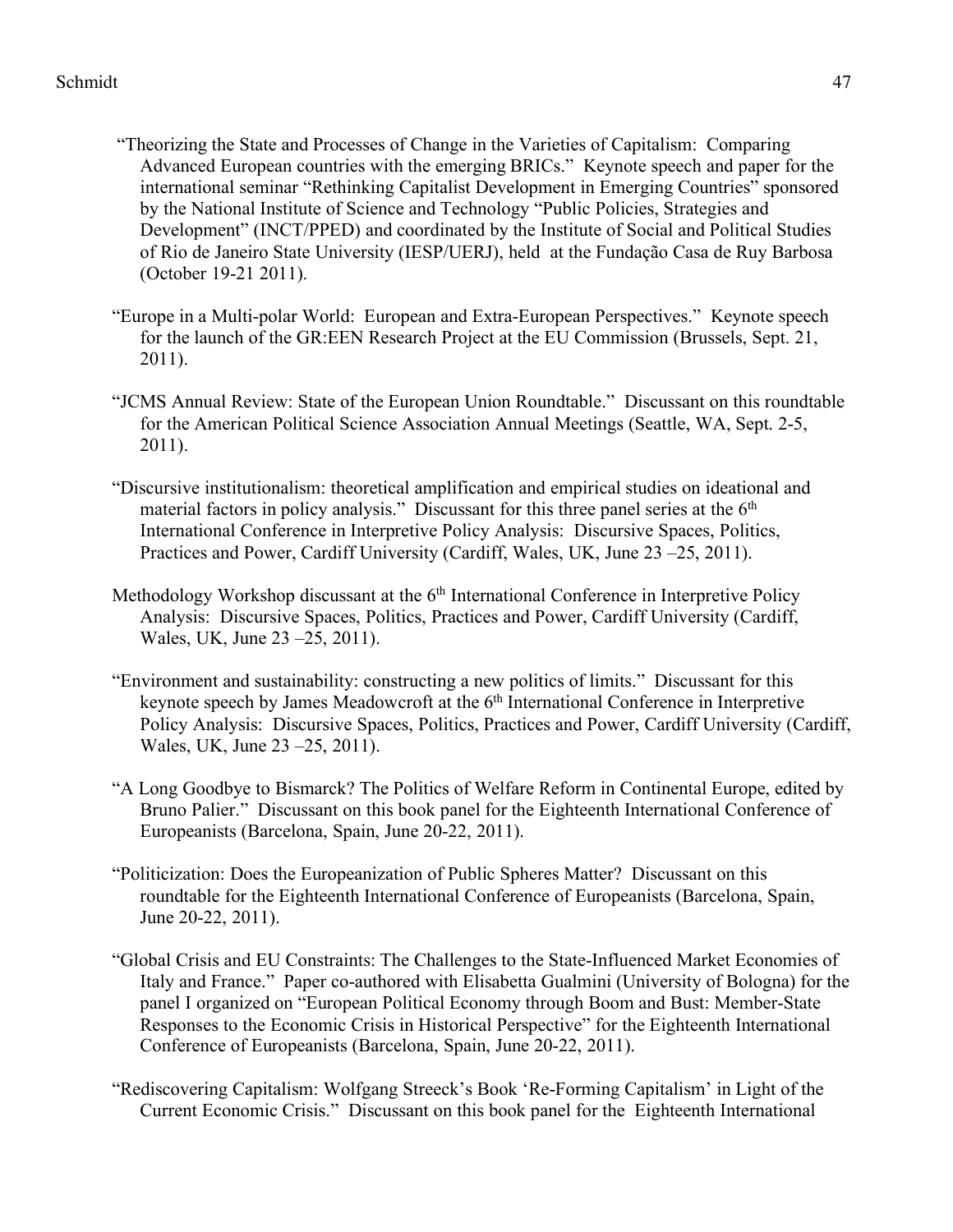"Theorizing the State and Processes of Change in the Varieties of Capitalism: Comparing Advanced European countries with the emerging BRICs." Keynote speech and paper for the international seminar "Rethinking Capitalist Development in Emerging Countries" sponsored by the National Institute of Science and Technology "Public Policies, Strategies and Development" (INCT/PPED) and coordinated by the Institute of Social and Political Studies of Rio de Janeiro State University (IESP/UERJ), held at the Fundação Casa de Ruy Barbosa (October 19-21 2011).

"Europe in a Multi-polar World: European and Extra-European Perspectives." Keynote speech for the launch of the GR:EEN Research Project at the EU Commission (Brussels, Sept. 21, 2011).

"JCMS Annual Review: State of the European Union Roundtable." Discussant on this roundtable for the American Political Science Association Annual Meetings (Seattle, WA, Sept. 2-5, 2011).

"Discursive institutionalism: theoretical amplification and empirical studies on ideational and material factors in policy analysis." Discussant for this three panel series at the 6th International Conference in Interpretive Policy Analysis: Discursive Spaces, Politics, Practices and Power, Cardiff University (Cardiff, Wales, UK, June 23 –25, 2011).

Methodology Workshop discussant at the 6th International Conference in Interpretive Policy Analysis: Discursive Spaces, Politics, Practices and Power, Cardiff University (Cardiff, Wales, UK, June 23 –25, 2011).

"Environment and sustainability: constructing a new politics of limits." Discussant for this keynote speech by James Meadowcroft at the 6th International Conference in Interpretive Policy Analysis: Discursive Spaces, Politics, Practices and Power, Cardiff University (Cardiff, Wales, UK, June 23 –25, 2011).

"A Long Goodbye to Bismarck? The Politics of Welfare Reform in Continental Europe, edited by Bruno Palier." Discussant on this book panel for the Eighteenth International Conference of Europeanists (Barcelona, Spain, June 20-22, 2011).

"Politicization: Does the Europeanization of Public Spheres Matter? Discussant on this roundtable for the Eighteenth International Conference of Europeanists (Barcelona, Spain, June 20-22, 2011).

"Global Crisis and EU Constraints: The Challenges to the State-Influenced Market Economies of Italy and France." Paper co-authored with Elisabetta Gualmini (University of Bologna) for the panel I organized on "European Political Economy through Boom and Bust: Member-State Responses to the Economic Crisis in Historical Perspective" for the Eighteenth International Conference of Europeanists (Barcelona, Spain, June 20-22, 2011).

"Rediscovering Capitalism: Wolfgang Streeck's Book 'Re-Forming Capitalism' in Light of the Current Economic Crisis." Discussant on this book panel for the Eighteenth International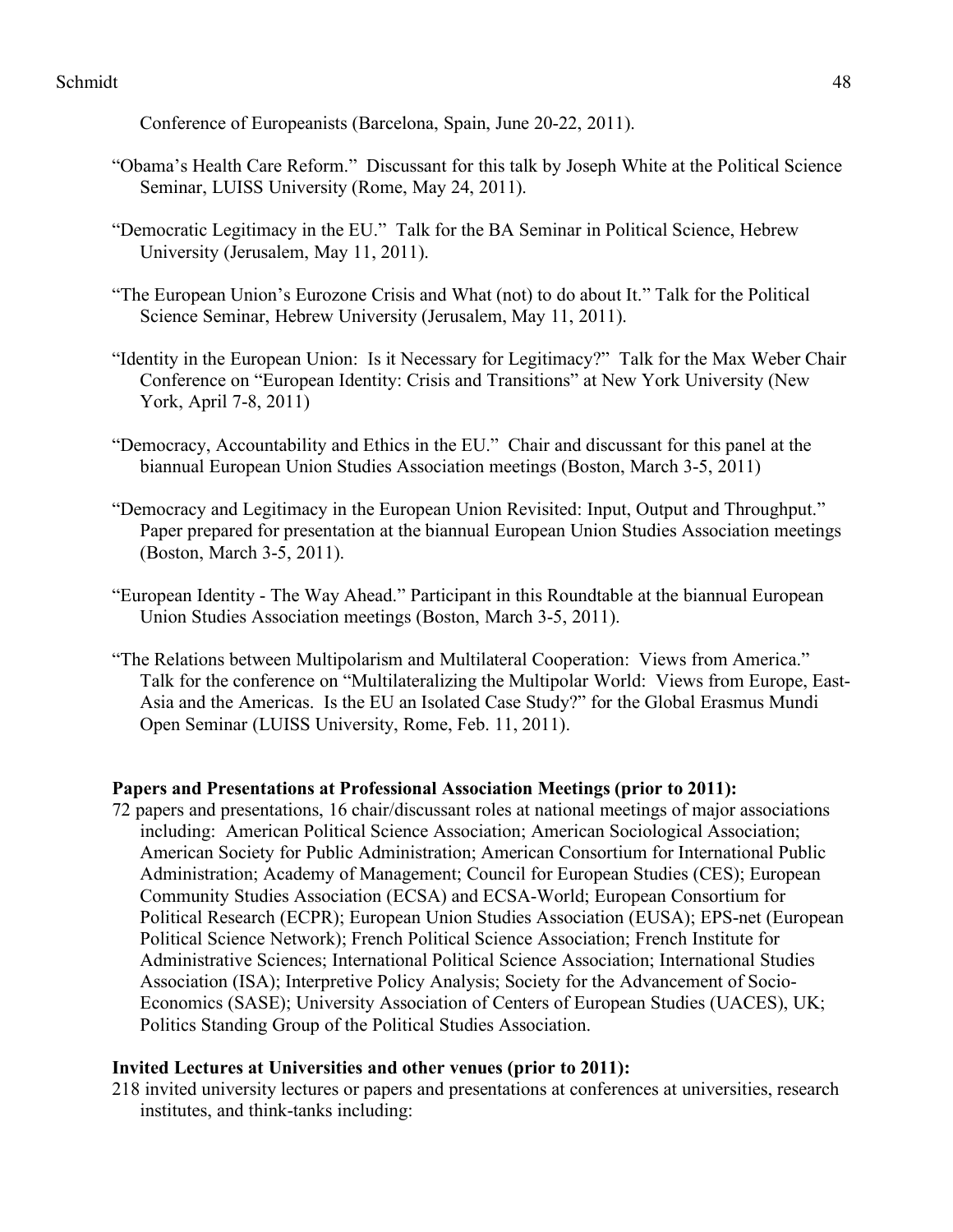Conference of Europeanists (Barcelona, Spain, June 20-22, 2011).

"Obama's Health Care Reform." Discussant for this talk by Joseph White at the Political Science Seminar, LUISS University (Rome, May 24, 2011).

"Democratic Legitimacy in the EU." Talk for the BA Seminar in Political Science, Hebrew University (Jerusalem, May 11, 2011).

"The European Union's Eurozone Crisis and What (not) to do about It." Talk for the Political Science Seminar, Hebrew University (Jerusalem, May 11, 2011).

"Identity in the European Union: Is it Necessary for Legitimacy?" Talk for the Max Weber Chair Conference on "European Identity: Crisis and Transitions" at New York University (New York, April 7-8, 2011)

"Democracy, Accountability and Ethics in the EU." Chair and discussant for this panel at the biannual European Union Studies Association meetings (Boston, March 3-5, 2011)

"Democracy and Legitimacy in the European Union Revisited: Input, Output and Throughput." Paper prepared for presentation at the biannual European Union Studies Association meetings (Boston, March 3-5, 2011).

"European Identity - The Way Ahead." Participant in this Roundtable at the biannual European Union Studies Association meetings (Boston, March 3-5, 2011).

"The Relations between Multipolarism and Multilateral Cooperation: Views from America." Talk for the conference on "Multilateralizing the Multipolar World: Views from Europe, East-Asia and the Americas. Is the EU an Isolated Case Study?" for the Global Erasmus Mundi Open Seminar (LUISS University, Rome, Feb. 11, 2011).

**Papers and Presentations at Professional Association Meetings (prior to 2011):**

72 papers and presentations, 16 chair/discussant roles at national meetings of major associations including: American Political Science Association; American Sociological Association; American Society for Public Administration; American Consortium for International Public Administration; Academy of Management; Council for European Studies (CES); European Community Studies Association (ECSA) and ECSA-World; European Consortium for Political Research (ECPR); European Union Studies Association (EUSA); EPS-net (European Political Science Network); French Political Science Association; French Institute for Administrative Sciences; International Political Science Association; International Studies Association (ISA); Interpretive Policy Analysis; Society for the Advancement of Socio-Economics (SASE); University Association of Centers of European Studies (UACES), UK; Politics Standing Group of the Political Studies Association.

**Invited Lectures at Universities and other venues (prior to 2011):**

218 invited university lectures or papers and presentations at conferences at universities, research institutes, and think-tanks including: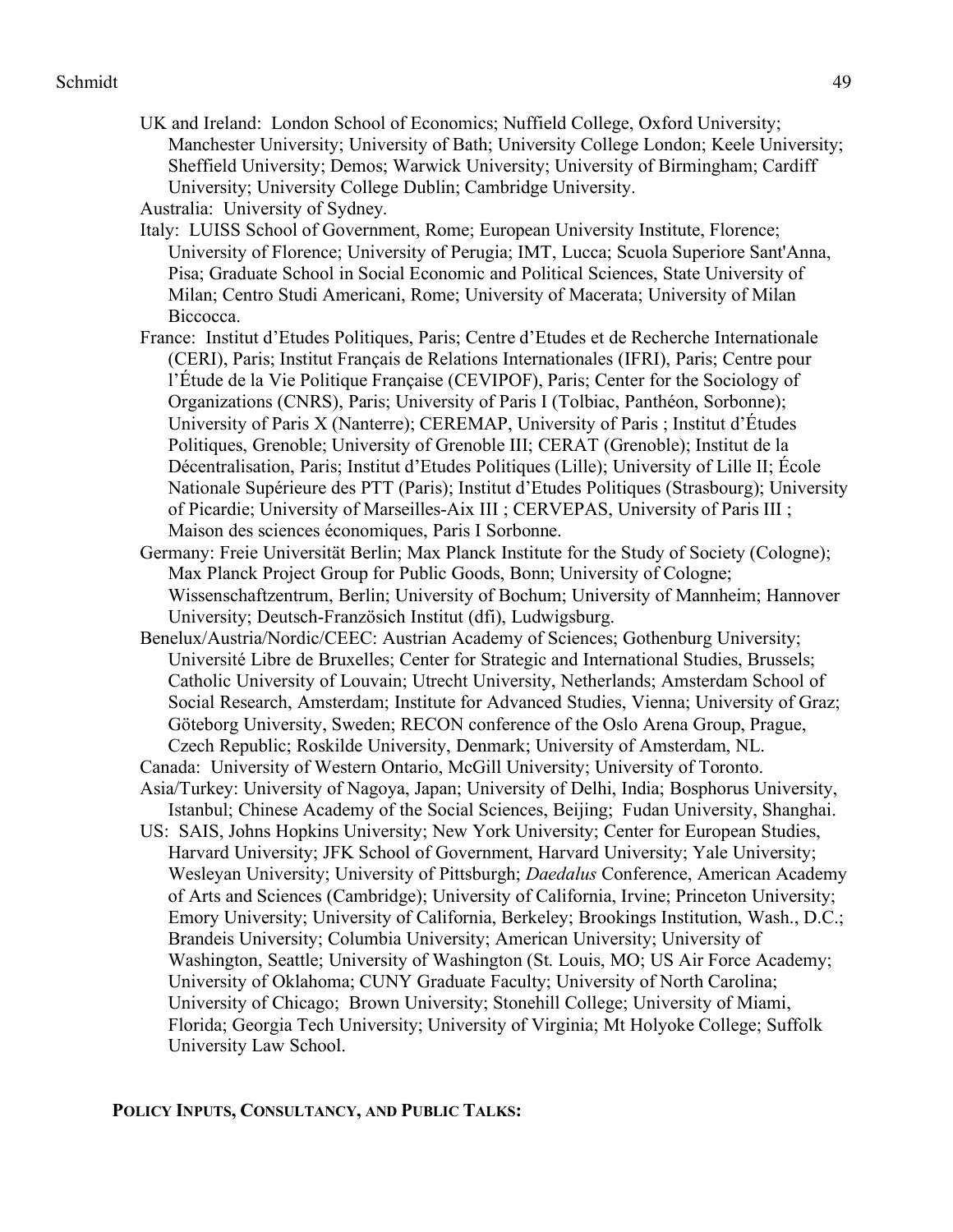UK and Ireland: London School of Economics; Nuffield College, Oxford University; Manchester University; University of Bath; University College London; Keele University; Sheffield University; Demos; Warwick University; University of Birmingham; Cardiff University; University College Dublin; Cambridge University.

Australia: University of Sydney.

Italy: LUISS School of Government, Rome; European University Institute, Florence; University of Florence; University of Perugia; IMT, Lucca; Scuola Superiore Sant'Anna, Pisa; Graduate School in Social Economic and Political Sciences, State University of Milan; Centro Studi Americani, Rome; University of Macerata; University of Milan Biccocca.

France: Institut d'Etudes Politiques, Paris; Centre d'Etudes et de Recherche Internationale (CERI), Paris; Institut Français de Relations Internationales (IFRI), Paris; Centre pour l'Étude de la Vie Politique Française (CEVIPOF), Paris; Center for the Sociology of Organizations (CNRS), Paris; University of Paris I (Tolbiac, Panthéon, Sorbonne); University of Paris X (Nanterre); CEREMAP, University of Paris ; Institut d'Études Politiques, Grenoble; University of Grenoble III; CERAT (Grenoble); Institut de la Décentralisation, Paris; Institut d'Etudes Politiques (Lille); University of Lille II; École Nationale Supérieure des PTT (Paris); Institut d'Etudes Politiques (Strasbourg); University of Picardie; University of Marseilles-Aix III ; CERVEPAS, University of Paris III ; Maison des sciences économiques, Paris I Sorbonne.

Germany: Freie Universität Berlin; Max Planck Institute for the Study of Society (Cologne); Max Planck Project Group for Public Goods, Bonn; University of Cologne; Wissenschaftzentrum, Berlin; University of Bochum; University of Mannheim; Hannover University; Deutsch-Französich Institut (dfi), Ludwigsburg.

Benelux/Austria/Nordic/CEEC: Austrian Academy of Sciences; Gothenburg University; Université Libre de Bruxelles; Center for Strategic and International Studies, Brussels; Catholic University of Louvain; Utrecht University, Netherlands; Amsterdam School of Social Research, Amsterdam; Institute for Advanced Studies, Vienna; University of Graz; Göteborg University, Sweden; RECON conference of the Oslo Arena Group, Prague, Czech Republic; Roskilde University, Denmark; University of Amsterdam, NL.

Canada: University of Western Ontario, McGill University; University of Toronto.

Asia/Turkey: University of Nagoya, Japan; University of Delhi, India; Bosphorus University, Istanbul; Chinese Academy of the Social Sciences, Beijing; Fudan University, Shanghai.

US: SAIS, Johns Hopkins University; New York University; Center for European Studies, Harvard University; JFK School of Government, Harvard University; Yale University; Wesleyan University; University of Pittsburgh; *Daedalus* Conference, American Academy of Arts and Sciences (Cambridge); University of California, Irvine; Princeton University; Emory University; University of California, Berkeley; Brookings Institution, Wash., D.C.; Brandeis University; Columbia University; American University; University of Washington, Seattle; University of Washington (St. Louis, MO; US Air Force Academy; University of Oklahoma; CUNY Graduate Faculty; University of North Carolina; University of Chicago; Brown University; Stonehill College; University of Miami, Florida; Georgia Tech University; University of Virginia; Mt Holyoke College; Suffolk University Law School.

**POLICY INPUTS, CONSULTANCY, AND PUBLIC TALKS:**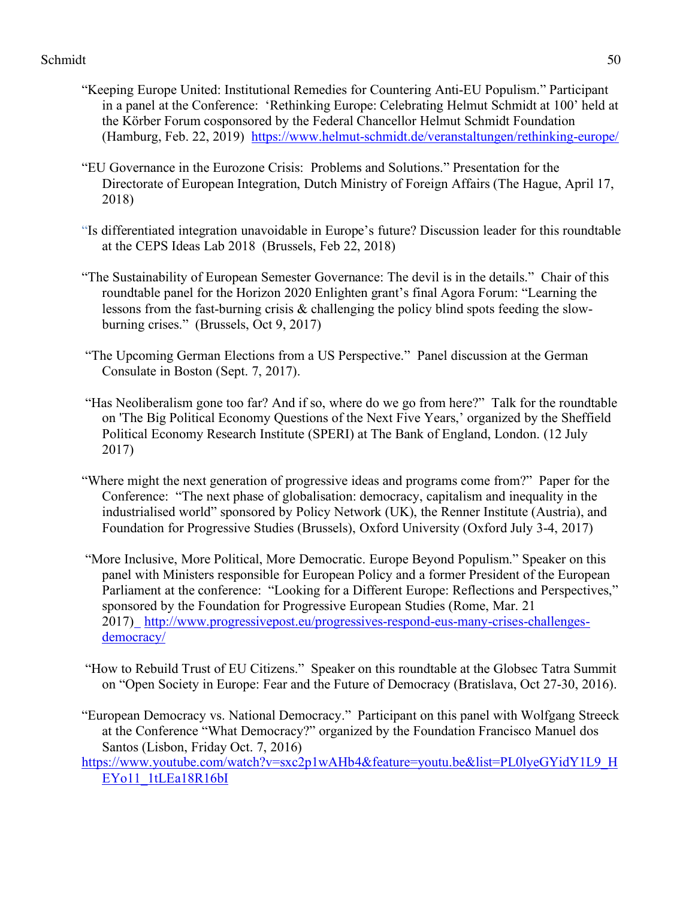"Keeping Europe United: Institutional Remedies for Countering Anti-EU Populism." Participant in a panel at the Conference: 'Rethinking Europe: Celebrating Helmut Schmidt at 100' held at the Körber Forum cosponsored by the Federal Chancellor Helmut Schmidt Foundation (Hamburg, Feb. 22, 2019) https://www.helmut-schmidt.de/veranstaltungen/rethinking-europe/

"EU Governance in the Eurozone Crisis: Problems and Solutions." Presentation for the Directorate of European Integration, Dutch Ministry of Foreign Affairs (The Hague, April 17, 2018)

"Is differentiated integration unavoidable in Europe's future? Discussion leader for this roundtable at the CEPS Ideas Lab 2018 (Brussels, Feb 22, 2018)

"The Sustainability of European Semester Governance: The devil is in the details." Chair of this roundtable panel for the Horizon 2020 Enlighten grant's final Agora Forum: "Learning the lessons from the fast-burning crisis & challenging the policy blind spots feeding the slow-burning crises." (Brussels, Oct 9, 2017)

"The Upcoming German Elections from a US Perspective." Panel discussion at the German Consulate in Boston (Sept. 7, 2017).

"Has Neoliberalism gone too far? And if so, where do we go from here?" Talk for the roundtable on 'The Big Political Economy Questions of the Next Five Years,' organized by the Sheffield Political Economy Research Institute (SPERI) at The Bank of England, London. (12 July 2017)

"Where might the next generation of progressive ideas and programs come from?" Paper for the Conference: "The next phase of globalisation: democracy, capitalism and inequality in the industrialised world" sponsored by Policy Network (UK), the Renner Institute (Austria), and Foundation for Progressive Studies (Brussels), Oxford University (Oxford July 3-4, 2017)

"More Inclusive, More Political, More Democratic. Europe Beyond Populism." Speaker on this panel with Ministers responsible for European Policy and a former President of the European Parliament at the conference: "Looking for a Different Europe: Reflections and Perspectives," sponsored by the Foundation for Progressive European Studies (Rome, Mar. 21 2017) http://www.progressivepost.eu/progressives-respond-eus-many-crises-challenges-democracy/

"How to Rebuild Trust of EU Citizens." Speaker on this roundtable at the Globsec Tatra Summit on "Open Society in Europe: Fear and the Future of Democracy (Bratislava, Oct 27-30, 2016).

"European Democracy vs. National Democracy." Participant on this panel with Wolfgang Streeck at the Conference "What Democracy?" organized by the Foundation Francisco Manuel dos Santos (Lisbon, Friday Oct. 7, 2016)
https://www.youtube.com/watch?v=sxc2p1wAHb4&feature=youtu.be&list=PL0lyeGYidY1L9_HEYo11_1tLEa18R16bI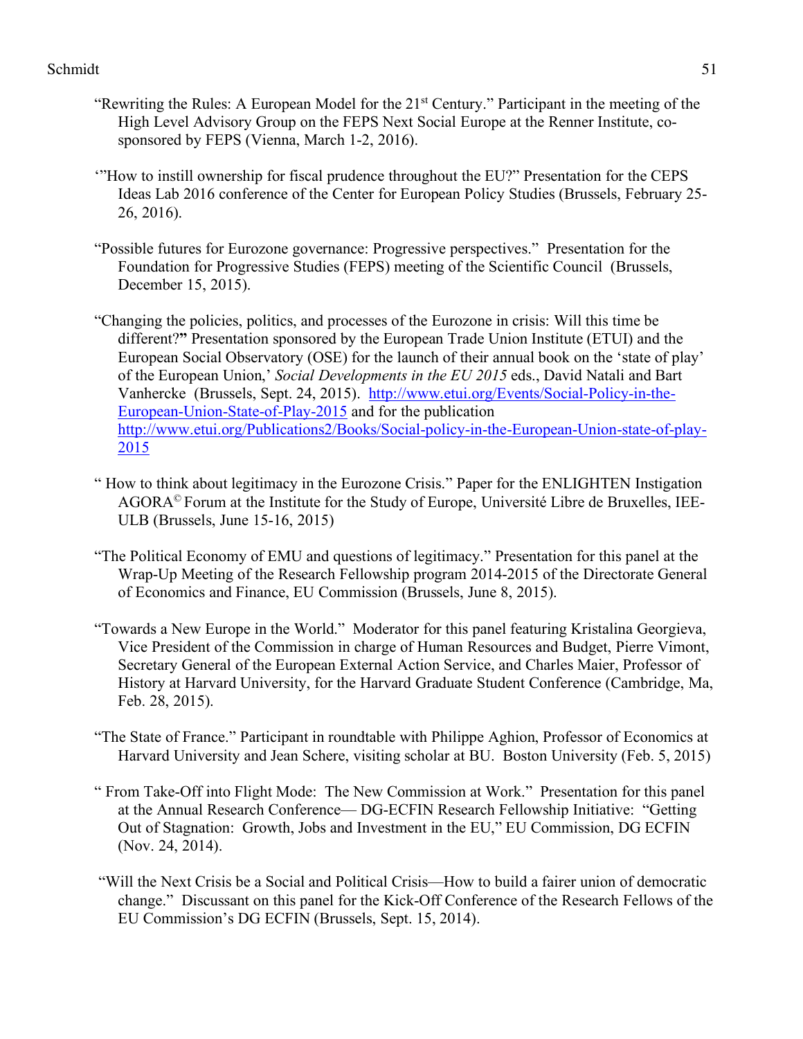"Rewriting the Rules: A European Model for the 21st Century." Participant in the meeting of the High Level Advisory Group on the FEPS Next Social Europe at the Renner Institute, co-sponsored by FEPS (Vienna, March 1-2, 2016).

'"How to instill ownership for fiscal prudence throughout the EU?" Presentation for the CEPS Ideas Lab 2016 conference of the Center for European Policy Studies (Brussels, February 25-26, 2016).

"Possible futures for Eurozone governance: Progressive perspectives." Presentation for the Foundation for Progressive Studies (FEPS) meeting of the Scientific Council (Brussels, December 15, 2015).

"Changing the policies, politics, and processes of the Eurozone in crisis: Will this time be different?**"** Presentation sponsored by the European Trade Union Institute (ETUI) and the European Social Observatory (OSE) for the launch of their annual book on the 'state of play' of the European Union,' *Social Developments in the EU 2015* eds., David Natali and Bart Vanhercke (Brussels, Sept. 24, 2015). http://www.etui.org/Events/Social-Policy-in-the-European-Union-State-of-Play-2015 and for the publication http://www.etui.org/Publications2/Books/Social-policy-in-the-European-Union-state-of-play-2015

" How to think about legitimacy in the Eurozone Crisis." Paper for the ENLIGHTEN Instigation AGORA© Forum at the Institute for the Study of Europe, Université Libre de Bruxelles, IEE-ULB (Brussels, June 15-16, 2015)

"The Political Economy of EMU and questions of legitimacy." Presentation for this panel at the Wrap-Up Meeting of the Research Fellowship program 2014-2015 of the Directorate General of Economics and Finance, EU Commission (Brussels, June 8, 2015).

"Towards a New Europe in the World." Moderator for this panel featuring Kristalina Georgieva, Vice President of the Commission in charge of Human Resources and Budget, Pierre Vimont, Secretary General of the European External Action Service, and Charles Maier, Professor of History at Harvard University, for the Harvard Graduate Student Conference (Cambridge, Ma, Feb. 28, 2015).

"The State of France." Participant in roundtable with Philippe Aghion, Professor of Economics at Harvard University and Jean Schere, visiting scholar at BU. Boston University (Feb. 5, 2015)

" From Take-Off into Flight Mode: The New Commission at Work." Presentation for this panel at the Annual Research Conference— DG-ECFIN Research Fellowship Initiative: "Getting Out of Stagnation: Growth, Jobs and Investment in the EU," EU Commission, DG ECFIN (Nov. 24, 2014).

"Will the Next Crisis be a Social and Political Crisis—How to build a fairer union of democratic change." Discussant on this panel for the Kick-Off Conference of the Research Fellows of the EU Commission's DG ECFIN (Brussels, Sept. 15, 2014).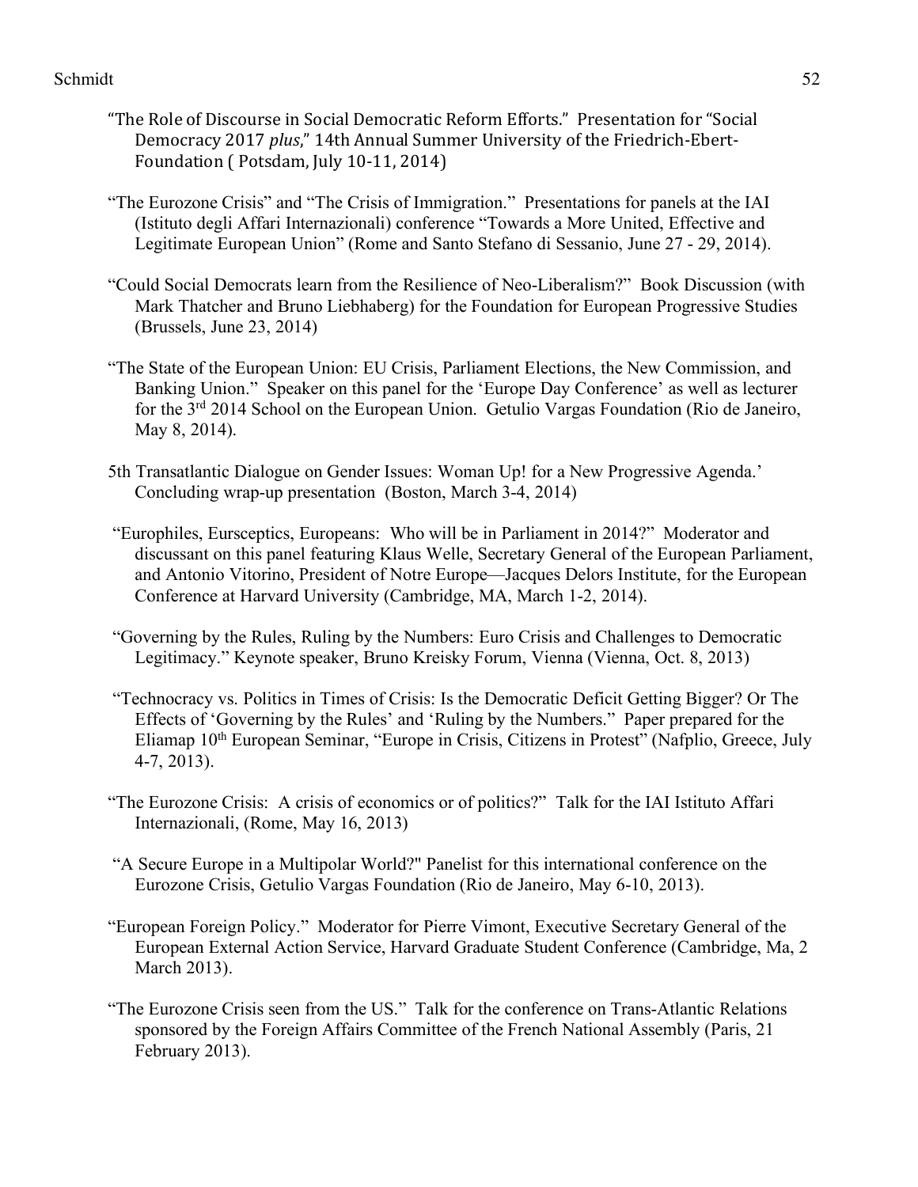"The Role of Discourse in Social Democratic Reform Efforts." Presentation for "Social Democracy 2017 *plus*," 14th Annual Summer University of the Friedrich-Ebert-Foundation ( Potsdam, July 10-11, 2014)

"The Eurozone Crisis" and "The Crisis of Immigration." Presentations for panels at the IAI (Istituto degli Affari Internazionali) conference "Towards a More United, Effective and Legitimate European Union" (Rome and Santo Stefano di Sessanio, June 27 - 29, 2014).

"Could Social Democrats learn from the Resilience of Neo-Liberalism?" Book Discussion (with Mark Thatcher and Bruno Liebhaberg) for the Foundation for European Progressive Studies (Brussels, June 23, 2014)

"The State of the European Union: EU Crisis, Parliament Elections, the New Commission, and Banking Union." Speaker on this panel for the 'Europe Day Conference' as well as lecturer for the 3rd 2014 School on the European Union. Getulio Vargas Foundation (Rio de Janeiro, May 8, 2014).

5th Transatlantic Dialogue on Gender Issues: Woman Up! for a New Progressive Agenda.' Concluding wrap-up presentation (Boston, March 3-4, 2014)

"Europhiles, Eursceptics, Europeans: Who will be in Parliament in 2014?" Moderator and discussant on this panel featuring Klaus Welle, Secretary General of the European Parliament, and Antonio Vitorino, President of Notre Europe—Jacques Delors Institute, for the European Conference at Harvard University (Cambridge, MA, March 1-2, 2014).

"Governing by the Rules, Ruling by the Numbers: Euro Crisis and Challenges to Democratic Legitimacy." Keynote speaker, Bruno Kreisky Forum, Vienna (Vienna, Oct. 8, 2013)

"Technocracy vs. Politics in Times of Crisis: Is the Democratic Deficit Getting Bigger? Or The Effects of 'Governing by the Rules' and 'Ruling by the Numbers." Paper prepared for the Eliamap 10th European Seminar, "Europe in Crisis, Citizens in Protest" (Nafplio, Greece, July 4-7, 2013).

"The Eurozone Crisis: A crisis of economics or of politics?" Talk for the IAI Istituto Affari Internazionali, (Rome, May 16, 2013)

"A Secure Europe in a Multipolar World?" Panelist for this international conference on the Eurozone Crisis, Getulio Vargas Foundation (Rio de Janeiro, May 6-10, 2013).

"European Foreign Policy." Moderator for Pierre Vimont, Executive Secretary General of the European External Action Service, Harvard Graduate Student Conference (Cambridge, Ma, 2 March 2013).

"The Eurozone Crisis seen from the US." Talk for the conference on Trans-Atlantic Relations sponsored by the Foreign Affairs Committee of the French National Assembly (Paris, 21 February 2013).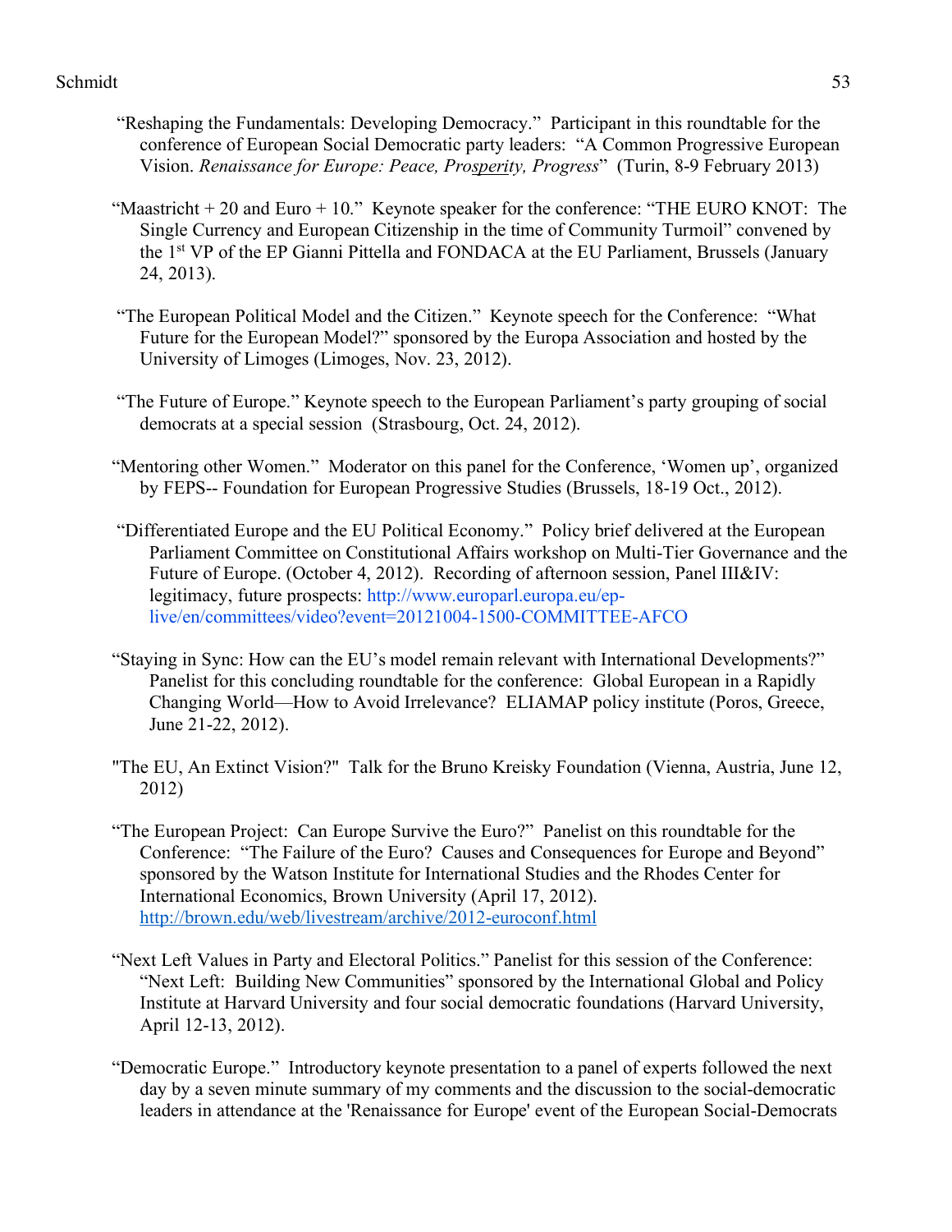"Reshaping the Fundamentals: Developing Democracy." Participant in this roundtable for the conference of European Social Democratic party leaders: "A Common Progressive European Vision. *Renaissance for Europe: Peace, Prosperity, Progress*" (Turin, 8-9 February 2013)

"Maastricht + 20 and Euro + 10." Keynote speaker for the conference: "THE EURO KNOT: The Single Currency and European Citizenship in the time of Community Turmoil" convened by the 1st VP of the EP Gianni Pittella and FONDACA at the EU Parliament, Brussels (January 24, 2013).

"The European Political Model and the Citizen." Keynote speech for the Conference: "What Future for the European Model?" sponsored by the Europa Association and hosted by the University of Limoges (Limoges, Nov. 23, 2012).

"The Future of Europe." Keynote speech to the European Parliament's party grouping of social democrats at a special session (Strasbourg, Oct. 24, 2012).

"Mentoring other Women." Moderator on this panel for the Conference, 'Women up', organized by FEPS-- Foundation for European Progressive Studies (Brussels, 18-19 Oct., 2012).

"Differentiated Europe and the EU Political Economy." Policy brief delivered at the European Parliament Committee on Constitutional Affairs workshop on Multi-Tier Governance and the Future of Europe. (October 4, 2012). Recording of afternoon session, Panel III&IV: legitimacy, future prospects: http://www.europarl.europa.eu/ep-live/en/committees/video?event=20121004-1500-COMMITTEE-AFCO

"Staying in Sync: How can the EU's model remain relevant with International Developments?" Panelist for this concluding roundtable for the conference: Global European in a Rapidly Changing World—How to Avoid Irrelevance? ELIAMAP policy institute (Poros, Greece, June 21-22, 2012).

"The EU, An Extinct Vision?" Talk for the Bruno Kreisky Foundation (Vienna, Austria, June 12, 2012)

"The European Project: Can Europe Survive the Euro?" Panelist on this roundtable for the Conference: "The Failure of the Euro? Causes and Consequences for Europe and Beyond" sponsored by the Watson Institute for International Studies and the Rhodes Center for International Economics, Brown University (April 17, 2012). http://brown.edu/web/livestream/archive/2012-euroconf.html

"Next Left Values in Party and Electoral Politics." Panelist for this session of the Conference: "Next Left: Building New Communities" sponsored by the International Global and Policy Institute at Harvard University and four social democratic foundations (Harvard University, April 12-13, 2012).

"Democratic Europe." Introductory keynote presentation to a panel of experts followed the next day by a seven minute summary of my comments and the discussion to the social-democratic leaders in attendance at the 'Renaissance for Europe' event of the European Social-Democrats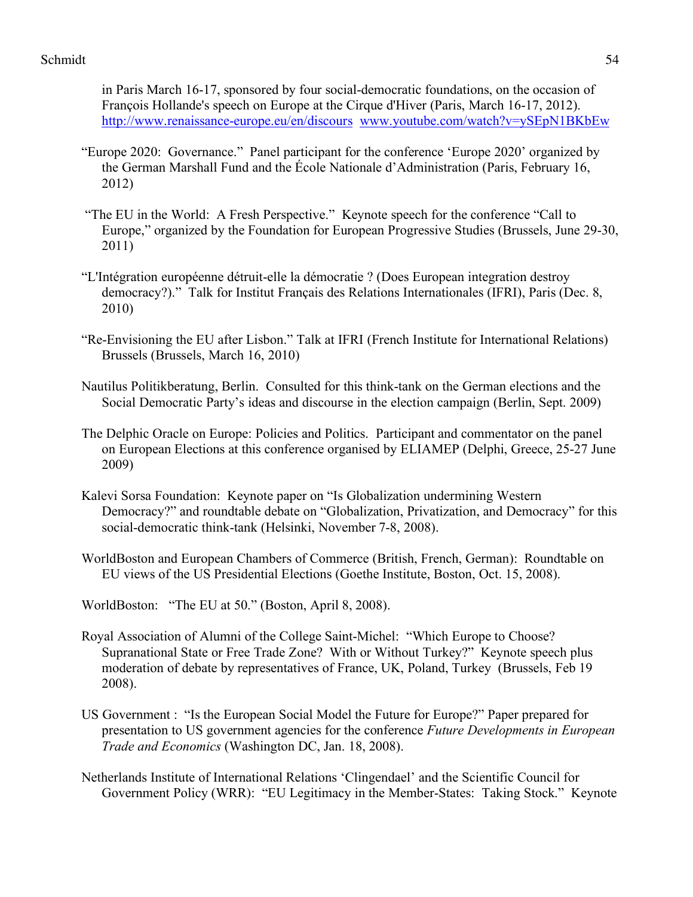in Paris March 16-17, sponsored by four social-democratic foundations, on the occasion of François Hollande's speech on Europe at the Cirque d'Hiver (Paris, March 16-17, 2012). http://www.renaissance-europe.eu/en/discours www.youtube.com/watch?v=ySEpN1BKbEw

"Europe 2020: Governance." Panel participant for the conference 'Europe 2020' organized by the German Marshall Fund and the École Nationale d'Administration (Paris, February 16, 2012)

"The EU in the World: A Fresh Perspective." Keynote speech for the conference "Call to Europe," organized by the Foundation for European Progressive Studies (Brussels, June 29-30, 2011)

"L'Intégration européenne détruit-elle la démocratie ? (Does European integration destroy democracy?)." Talk for Institut Français des Relations Internationales (IFRI), Paris (Dec. 8, 2010)

"Re-Envisioning the EU after Lisbon." Talk at IFRI (French Institute for International Relations) Brussels (Brussels, March 16, 2010)

Nautilus Politikberatung, Berlin. Consulted for this think-tank on the German elections and the Social Democratic Party's ideas and discourse in the election campaign (Berlin, Sept. 2009)

The Delphic Oracle on Europe: Policies and Politics. Participant and commentator on the panel on European Elections at this conference organised by ELIAMEP (Delphi, Greece, 25-27 June 2009)

Kalevi Sorsa Foundation: Keynote paper on "Is Globalization undermining Western Democracy?" and roundtable debate on "Globalization, Privatization, and Democracy" for this social-democratic think-tank (Helsinki, November 7-8, 2008).

WorldBoston and European Chambers of Commerce (British, French, German): Roundtable on EU views of the US Presidential Elections (Goethe Institute, Boston, Oct. 15, 2008).

WorldBoston: "The EU at 50." (Boston, April 8, 2008).

Royal Association of Alumni of the College Saint-Michel: "Which Europe to Choose? Supranational State or Free Trade Zone? With or Without Turkey?" Keynote speech plus moderation of debate by representatives of France, UK, Poland, Turkey (Brussels, Feb 19 2008).

US Government : "Is the European Social Model the Future for Europe?" Paper prepared for presentation to US government agencies for the conference *Future Developments in European Trade and Economics* (Washington DC, Jan. 18, 2008).

Netherlands Institute of International Relations 'Clingendael' and the Scientific Council for Government Policy (WRR): "EU Legitimacy in the Member-States: Taking Stock." Keynote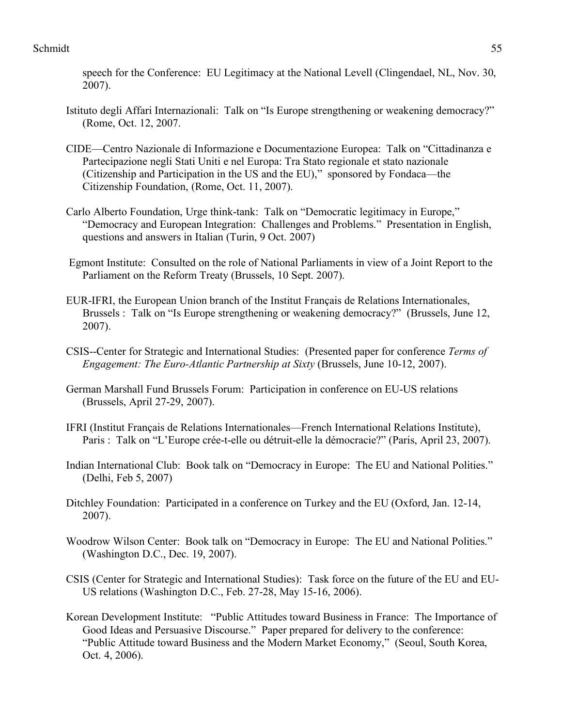speech for the Conference: EU Legitimacy at the National Levell (Clingendael, NL, Nov. 30, 2007).

Istituto degli Affari Internazionali: Talk on "Is Europe strengthening or weakening democracy?" (Rome, Oct. 12, 2007.

CIDE—Centro Nazionale di Informazione e Documentazione Europea: Talk on "Cittadinanza e Partecipazione negli Stati Uniti e nel Europa: Tra Stato regionale et stato nazionale (Citizenship and Participation in the US and the EU)," sponsored by Fondaca—the Citizenship Foundation, (Rome, Oct. 11, 2007).

Carlo Alberto Foundation, Urge think-tank: Talk on "Democratic legitimacy in Europe," "Democracy and European Integration: Challenges and Problems." Presentation in English, questions and answers in Italian (Turin, 9 Oct. 2007)

Egmont Institute: Consulted on the role of National Parliaments in view of a Joint Report to the Parliament on the Reform Treaty (Brussels, 10 Sept. 2007).

EUR-IFRI, the European Union branch of the Institut Français de Relations Internationales, Brussels : Talk on "Is Europe strengthening or weakening democracy?" (Brussels, June 12, 2007).

CSIS--Center for Strategic and International Studies: (Presented paper for conference *Terms of Engagement: The Euro-Atlantic Partnership at Sixty* (Brussels, June 10-12, 2007).

German Marshall Fund Brussels Forum: Participation in conference on EU-US relations (Brussels, April 27-29, 2007).

IFRI (Institut Français de Relations Internationales—French International Relations Institute), Paris : Talk on "L'Europe crée-t-elle ou détruit-elle la démocracie?" (Paris, April 23, 2007).

Indian International Club: Book talk on "Democracy in Europe: The EU and National Polities." (Delhi, Feb 5, 2007)

Ditchley Foundation: Participated in a conference on Turkey and the EU (Oxford, Jan. 12-14, 2007).

Woodrow Wilson Center: Book talk on "Democracy in Europe: The EU and National Polities." (Washington D.C., Dec. 19, 2007).

CSIS (Center for Strategic and International Studies): Task force on the future of the EU and EU-US relations (Washington D.C., Feb. 27-28, May 15-16, 2006).

Korean Development Institute: "Public Attitudes toward Business in France: The Importance of Good Ideas and Persuasive Discourse." Paper prepared for delivery to the conference: "Public Attitude toward Business and the Modern Market Economy," (Seoul, South Korea, Oct. 4, 2006).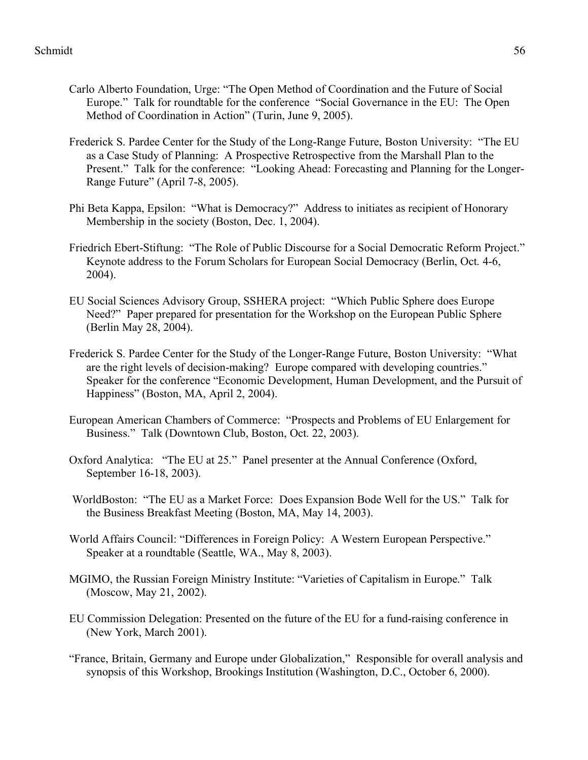Carlo Alberto Foundation, Urge: "The Open Method of Coordination and the Future of Social Europe." Talk for roundtable for the conference "Social Governance in the EU: The Open Method of Coordination in Action" (Turin, June 9, 2005).

Frederick S. Pardee Center for the Study of the Long-Range Future, Boston University: "The EU as a Case Study of Planning: A Prospective Retrospective from the Marshall Plan to the Present." Talk for the conference: "Looking Ahead: Forecasting and Planning for the Longer-Range Future" (April 7-8, 2005).

Phi Beta Kappa, Epsilon: "What is Democracy?" Address to initiates as recipient of Honorary Membership in the society (Boston, Dec. 1, 2004).

Friedrich Ebert-Stiftung: "The Role of Public Discourse for a Social Democratic Reform Project." Keynote address to the Forum Scholars for European Social Democracy (Berlin, Oct. 4-6, 2004).

EU Social Sciences Advisory Group, SSHERA project: "Which Public Sphere does Europe Need?" Paper prepared for presentation for the Workshop on the European Public Sphere (Berlin May 28, 2004).

Frederick S. Pardee Center for the Study of the Longer-Range Future, Boston University: "What are the right levels of decision-making? Europe compared with developing countries." Speaker for the conference "Economic Development, Human Development, and the Pursuit of Happiness" (Boston, MA, April 2, 2004).

European American Chambers of Commerce: "Prospects and Problems of EU Enlargement for Business." Talk (Downtown Club, Boston, Oct. 22, 2003).

Oxford Analytica: "The EU at 25." Panel presenter at the Annual Conference (Oxford, September 16-18, 2003).

WorldBoston: "The EU as a Market Force: Does Expansion Bode Well for the US." Talk for the Business Breakfast Meeting (Boston, MA, May 14, 2003).

World Affairs Council: "Differences in Foreign Policy: A Western European Perspective." Speaker at a roundtable (Seattle, WA., May 8, 2003).

MGIMO, the Russian Foreign Ministry Institute: "Varieties of Capitalism in Europe." Talk (Moscow, May 21, 2002).

EU Commission Delegation: Presented on the future of the EU for a fund-raising conference in (New York, March 2001).

"France, Britain, Germany and Europe under Globalization," Responsible for overall analysis and synopsis of this Workshop, Brookings Institution (Washington, D.C., October 6, 2000).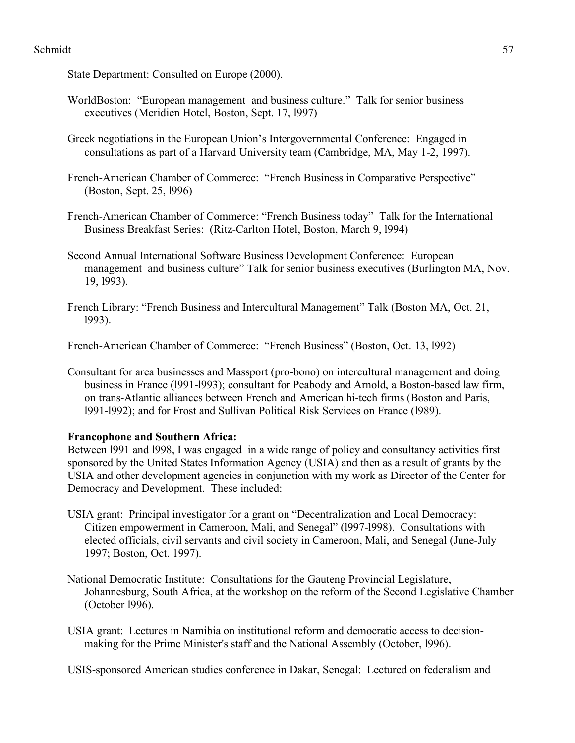State Department: Consulted on Europe (2000).

WorldBoston: "European management and business culture." Talk for senior business executives (Meridien Hotel, Boston, Sept. 17, l997)

Greek negotiations in the European Union's Intergovernmental Conference: Engaged in consultations as part of a Harvard University team (Cambridge, MA, May 1-2, 1997).

French-American Chamber of Commerce: "French Business in Comparative Perspective" (Boston, Sept. 25, l996)

French-American Chamber of Commerce: "French Business today" Talk for the International Business Breakfast Series: (Ritz-Carlton Hotel, Boston, March 9, l994)

Second Annual International Software Business Development Conference: European management and business culture" Talk for senior business executives (Burlington MA, Nov. 19, l993).

French Library: "French Business and Intercultural Management" Talk (Boston MA, Oct. 21, l993).

French-American Chamber of Commerce: "French Business" (Boston, Oct. 13, l992)

Consultant for area businesses and Massport (pro-bono) on intercultural management and doing business in France (l991-l993); consultant for Peabody and Arnold, a Boston-based law firm, on trans-Atlantic alliances between French and American hi-tech firms (Boston and Paris, l991-l992); and for Frost and Sullivan Political Risk Services on France (l989).

**Francophone and Southern Africa:**
Between l991 and l998, I was engaged in a wide range of policy and consultancy activities first sponsored by the United States Information Agency (USIA) and then as a result of grants by the USIA and other development agencies in conjunction with my work as Director of the Center for Democracy and Development. These included:

USIA grant: Principal investigator for a grant on "Decentralization and Local Democracy: Citizen empowerment in Cameroon, Mali, and Senegal" (l997-l998). Consultations with elected officials, civil servants and civil society in Cameroon, Mali, and Senegal (June-July 1997; Boston, Oct. 1997).

National Democratic Institute: Consultations for the Gauteng Provincial Legislature, Johannesburg, South Africa, at the workshop on the reform of the Second Legislative Chamber (October l996).

USIA grant: Lectures in Namibia on institutional reform and democratic access to decision-making for the Prime Minister's staff and the National Assembly (October, l996).

USIS-sponsored American studies conference in Dakar, Senegal: Lectured on federalism and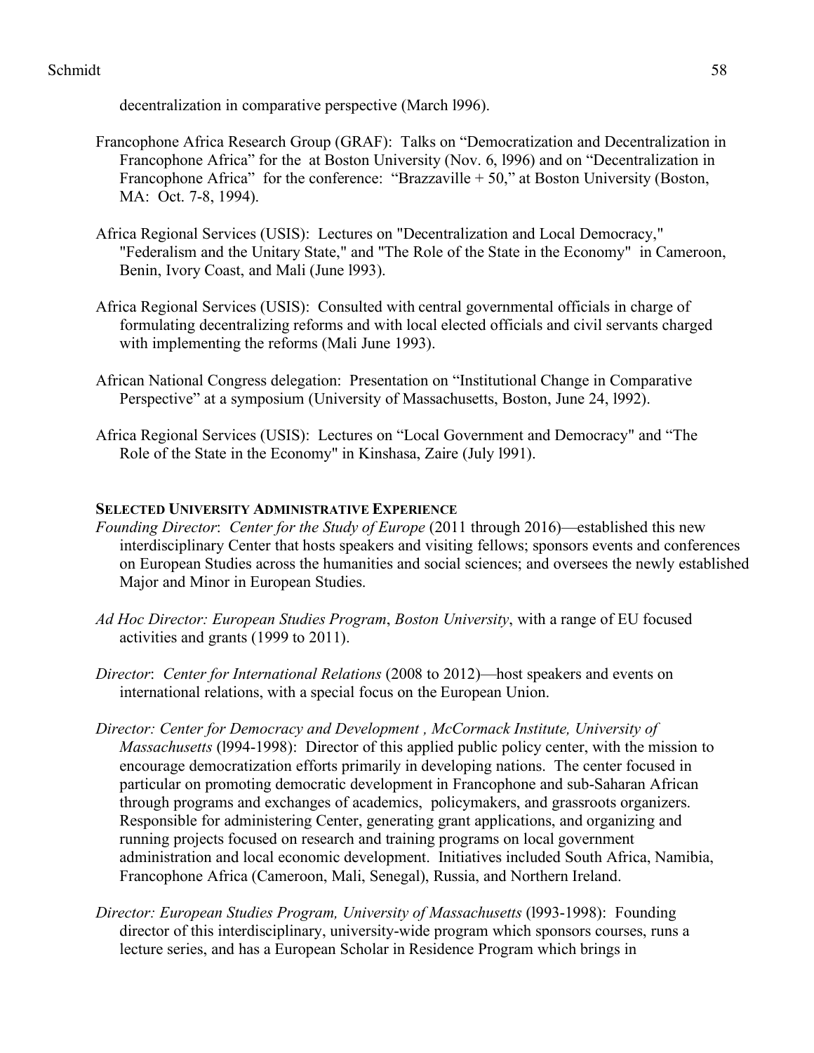decentralization in comparative perspective (March l996).

Francophone Africa Research Group (GRAF): Talks on "Democratization and Decentralization in Francophone Africa" for the at Boston University (Nov. 6, l996) and on "Decentralization in Francophone Africa" for the conference: "Brazzaville + 50," at Boston University (Boston, MA: Oct. 7-8, 1994).

Africa Regional Services (USIS): Lectures on "Decentralization and Local Democracy," "Federalism and the Unitary State," and "The Role of the State in the Economy" in Cameroon, Benin, Ivory Coast, and Mali (June l993).

Africa Regional Services (USIS): Consulted with central governmental officials in charge of formulating decentralizing reforms and with local elected officials and civil servants charged with implementing the reforms (Mali June 1993).

African National Congress delegation: Presentation on "Institutional Change in Comparative Perspective" at a symposium (University of Massachusetts, Boston, June 24, l992).

Africa Regional Services (USIS): Lectures on "Local Government and Democracy" and "The Role of the State in the Economy" in Kinshasa, Zaire (July l991).

**SELECTED UNIVERSITY ADMINISTRATIVE EXPERIENCE**

*Founding Director*: *Center for the Study of Europe* (2011 through 2016)—established this new interdisciplinary Center that hosts speakers and visiting fellows; sponsors events and conferences on European Studies across the humanities and social sciences; and oversees the newly established Major and Minor in European Studies.

*Ad Hoc Director: European Studies Program*, *Boston University*, with a range of EU focused activities and grants (1999 to 2011).

*Director*: *Center for International Relations* (2008 to 2012)—host speakers and events on international relations, with a special focus on the European Union.

*Director: Center for Democracy and Development , McCormack Institute, University of Massachusetts* (l994-1998): Director of this applied public policy center, with the mission to encourage democratization efforts primarily in developing nations. The center focused in particular on promoting democratic development in Francophone and sub-Saharan African through programs and exchanges of academics, policymakers, and grassroots organizers. Responsible for administering Center, generating grant applications, and organizing and running projects focused on research and training programs on local government administration and local economic development. Initiatives included South Africa, Namibia, Francophone Africa (Cameroon, Mali, Senegal), Russia, and Northern Ireland.

*Director: European Studies Program, University of Massachusetts* (l993-1998): Founding director of this interdisciplinary, university-wide program which sponsors courses, runs a lecture series, and has a European Scholar in Residence Program which brings in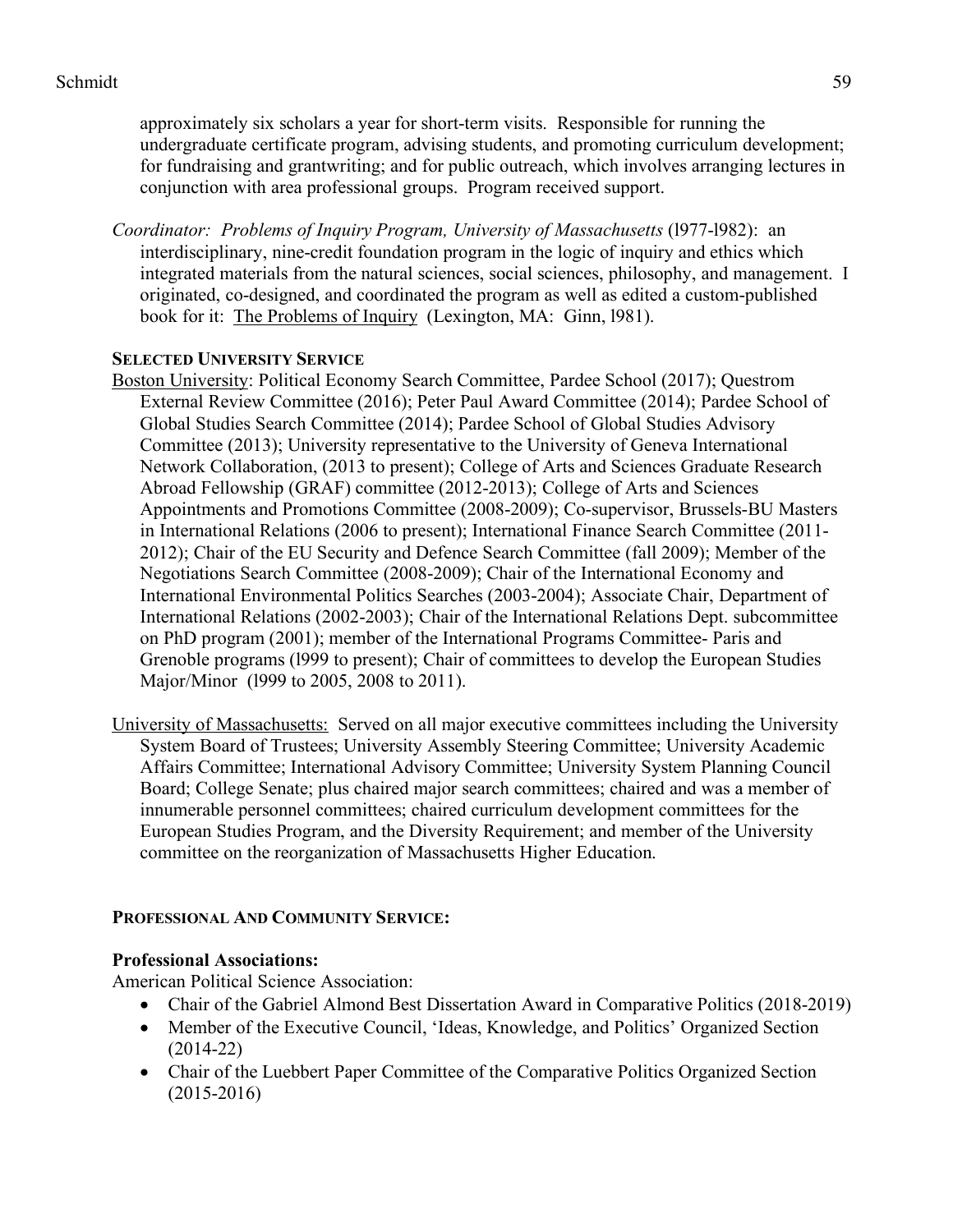approximately six scholars a year for short-term visits. Responsible for running the undergraduate certificate program, advising students, and promoting curriculum development; for fundraising and grantwriting; and for public outreach, which involves arranging lectures in conjunction with area professional groups. Program received support.

*Coordinator: Problems of Inquiry Program, University of Massachusetts* (l977-l982): an interdisciplinary, nine-credit foundation program in the logic of inquiry and ethics which integrated materials from the natural sciences, social sciences, philosophy, and management. I originated, co-designed, and coordinated the program as well as edited a custom-published book for it: The Problems of Inquiry (Lexington, MA: Ginn, l981).

### SELECTED UNIVERSITY SERVICE

Boston University: Political Economy Search Committee, Pardee School (2017); Questrom External Review Committee (2016); Peter Paul Award Committee (2014); Pardee School of Global Studies Search Committee (2014); Pardee School of Global Studies Advisory Committee (2013); University representative to the University of Geneva International Network Collaboration, (2013 to present); College of Arts and Sciences Graduate Research Abroad Fellowship (GRAF) committee (2012-2013); College of Arts and Sciences Appointments and Promotions Committee (2008-2009); Co-supervisor, Brussels-BU Masters in International Relations (2006 to present); International Finance Search Committee (2011-2012); Chair of the EU Security and Defence Search Committee (fall 2009); Member of the Negotiations Search Committee (2008-2009); Chair of the International Economy and International Environmental Politics Searches (2003-2004); Associate Chair, Department of International Relations (2002-2003); Chair of the International Relations Dept. subcommittee on PhD program (2001); member of the International Programs Committee- Paris and Grenoble programs (l999 to present); Chair of committees to develop the European Studies Major/Minor (l999 to 2005, 2008 to 2011).

University of Massachusetts: Served on all major executive committees including the University System Board of Trustees; University Assembly Steering Committee; University Academic Affairs Committee; International Advisory Committee; University System Planning Council Board; College Senate; plus chaired major search committees; chaired and was a member of innumerable personnel committees; chaired curriculum development committees for the European Studies Program, and the Diversity Requirement; and member of the University committee on the reorganization of Massachusetts Higher Education.

### PROFESSIONAL AND COMMUNITY SERVICE:

**Professional Associations:**

American Political Science Association:

- Chair of the Gabriel Almond Best Dissertation Award in Comparative Politics (2018-2019)
- Member of the Executive Council, 'Ideas, Knowledge, and Politics' Organized Section (2014-22)
- Chair of the Luebbert Paper Committee of the Comparative Politics Organized Section (2015-2016)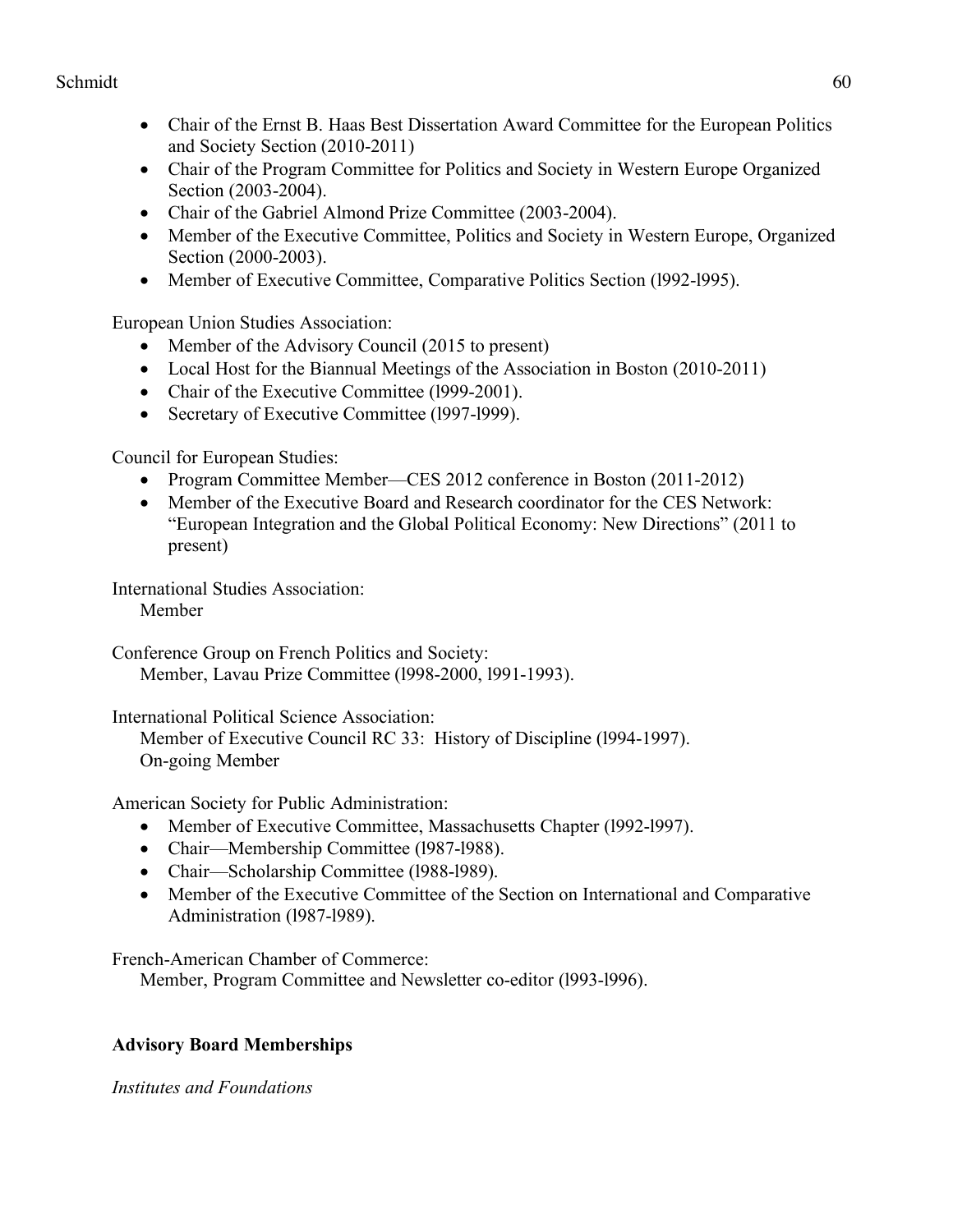- Chair of the Ernst B. Haas Best Dissertation Award Committee for the European Politics and Society Section (2010-2011)
- Chair of the Program Committee for Politics and Society in Western Europe Organized Section (2003-2004).
- Chair of the Gabriel Almond Prize Committee (2003-2004).
- Member of the Executive Committee, Politics and Society in Western Europe, Organized Section (2000-2003).
- Member of Executive Committee, Comparative Politics Section (l992-l995).

European Union Studies Association:

- Member of the Advisory Council (2015 to present)
- Local Host for the Biannual Meetings of the Association in Boston (2010-2011)
- Chair of the Executive Committee (l999-2001).
- Secretary of Executive Committee (l997-l999).

Council for European Studies:

- Program Committee Member—CES 2012 conference in Boston (2011-2012)
- Member of the Executive Board and Research coordinator for the CES Network: "European Integration and the Global Political Economy: New Directions" (2011 to present)

International Studies Association:
Member

Conference Group on French Politics and Society:
Member, Lavau Prize Committee (l998-2000, l991-1993).

International Political Science Association:
Member of Executive Council RC 33: History of Discipline (l994-1997).
On-going Member

American Society for Public Administration:

- Member of Executive Committee, Massachusetts Chapter (l992-l997).
- Chair—Membership Committee (l987-l988).
- Chair—Scholarship Committee (l988-l989).
- Member of the Executive Committee of the Section on International and Comparative Administration (l987-l989).

French-American Chamber of Commerce:
Member, Program Committee and Newsletter co-editor (l993-l996).

**Advisory Board Memberships**

*Institutes and Foundations*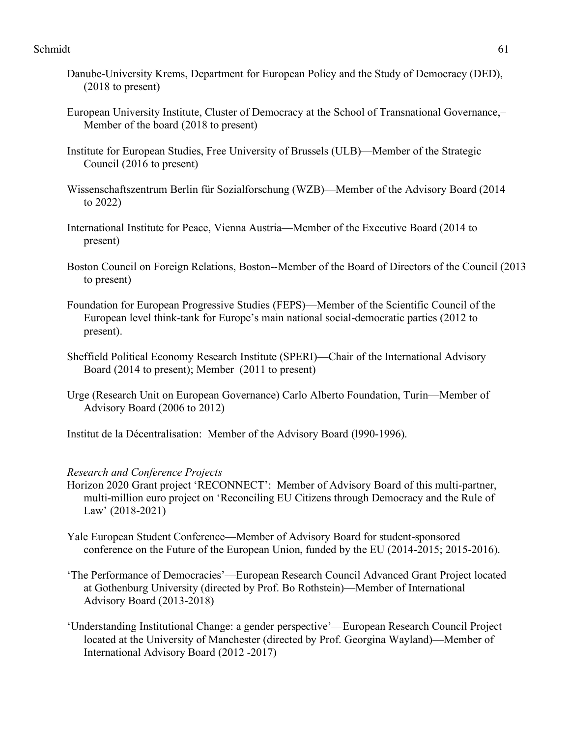Danube-University Krems, Department for European Policy and the Study of Democracy (DED), (2018 to present)

European University Institute, Cluster of Democracy at the School of Transnational Governance,– Member of the board (2018 to present)

Institute for European Studies, Free University of Brussels (ULB)—Member of the Strategic Council (2016 to present)

Wissenschaftszentrum Berlin für Sozialforschung (WZB)—Member of the Advisory Board (2014 to 2022)

International Institute for Peace, Vienna Austria—Member of the Executive Board (2014 to present)

Boston Council on Foreign Relations, Boston--Member of the Board of Directors of the Council (2013 to present)

Foundation for European Progressive Studies (FEPS)—Member of the Scientific Council of the European level think-tank for Europe's main national social-democratic parties (2012 to present).

Sheffield Political Economy Research Institute (SPERI)—Chair of the International Advisory Board (2014 to present); Member (2011 to present)

Urge (Research Unit on European Governance) Carlo Alberto Foundation, Turin—Member of Advisory Board (2006 to 2012)

Institut de la Décentralisation: Member of the Advisory Board (l990-1996).

*Research and Conference Projects*

Horizon 2020 Grant project 'RECONNECT': Member of Advisory Board of this multi-partner, multi-million euro project on 'Reconciling EU Citizens through Democracy and the Rule of Law' (2018-2021)

Yale European Student Conference—Member of Advisory Board for student-sponsored conference on the Future of the European Union, funded by the EU (2014-2015; 2015-2016).

'The Performance of Democracies'—European Research Council Advanced Grant Project located at Gothenburg University (directed by Prof. Bo Rothstein)—Member of International Advisory Board (2013-2018)

'Understanding Institutional Change: a gender perspective'—European Research Council Project located at the University of Manchester (directed by Prof. Georgina Wayland)—Member of International Advisory Board (2012 -2017)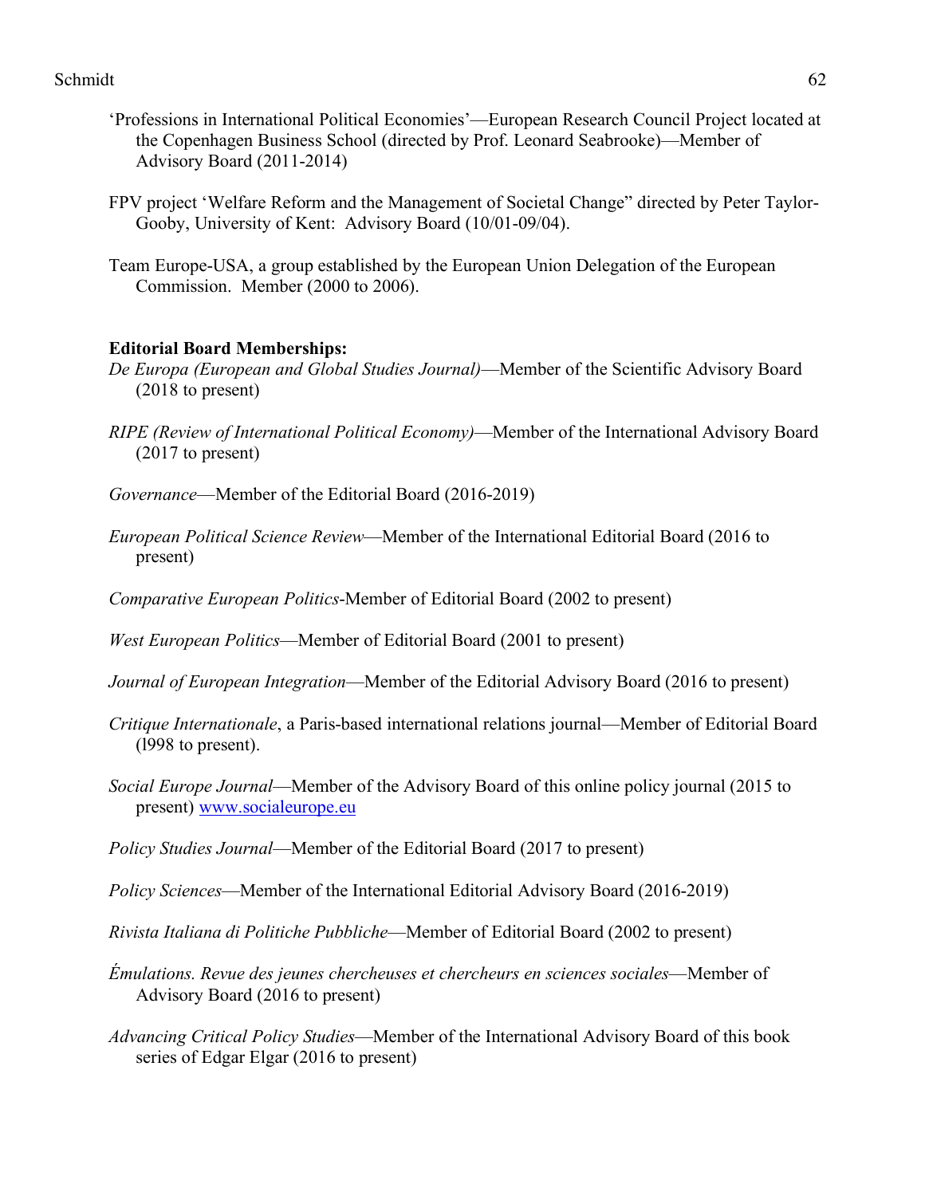'Professions in International Political Economies'—European Research Council Project located at the Copenhagen Business School (directed by Prof. Leonard Seabrooke)—Member of Advisory Board (2011-2014)

FPV project 'Welfare Reform and the Management of Societal Change" directed by Peter Taylor-Gooby, University of Kent: Advisory Board (10/01-09/04).

Team Europe-USA, a group established by the European Union Delegation of the European Commission. Member (2000 to 2006).

**Editorial Board Memberships:**

*De Europa (European and Global Studies Journal)*—Member of the Scientific Advisory Board (2018 to present)

*RIPE (Review of International Political Economy)*—Member of the International Advisory Board (2017 to present)

*Governance*—Member of the Editorial Board (2016-2019)

*European Political Science Review*—Member of the International Editorial Board (2016 to present)

*Comparative European Politics*-Member of Editorial Board (2002 to present)

*West European Politics*—Member of Editorial Board (2001 to present)

*Journal of European Integration*—Member of the Editorial Advisory Board (2016 to present)

*Critique Internationale*, a Paris-based international relations journal—Member of Editorial Board (l998 to present).

*Social Europe Journal*—Member of the Advisory Board of this online policy journal (2015 to present) www.socialeurope.eu

*Policy Studies Journal*—Member of the Editorial Board (2017 to present)

*Policy Sciences*—Member of the International Editorial Advisory Board (2016-2019)

*Rivista Italiana di Politiche Pubbliche*—Member of Editorial Board (2002 to present)

*Émulations. Revue des jeunes chercheuses et chercheurs en sciences sociales*—Member of Advisory Board (2016 to present)

*Advancing Critical Policy Studies*—Member of the International Advisory Board of this book series of Edgar Elgar (2016 to present)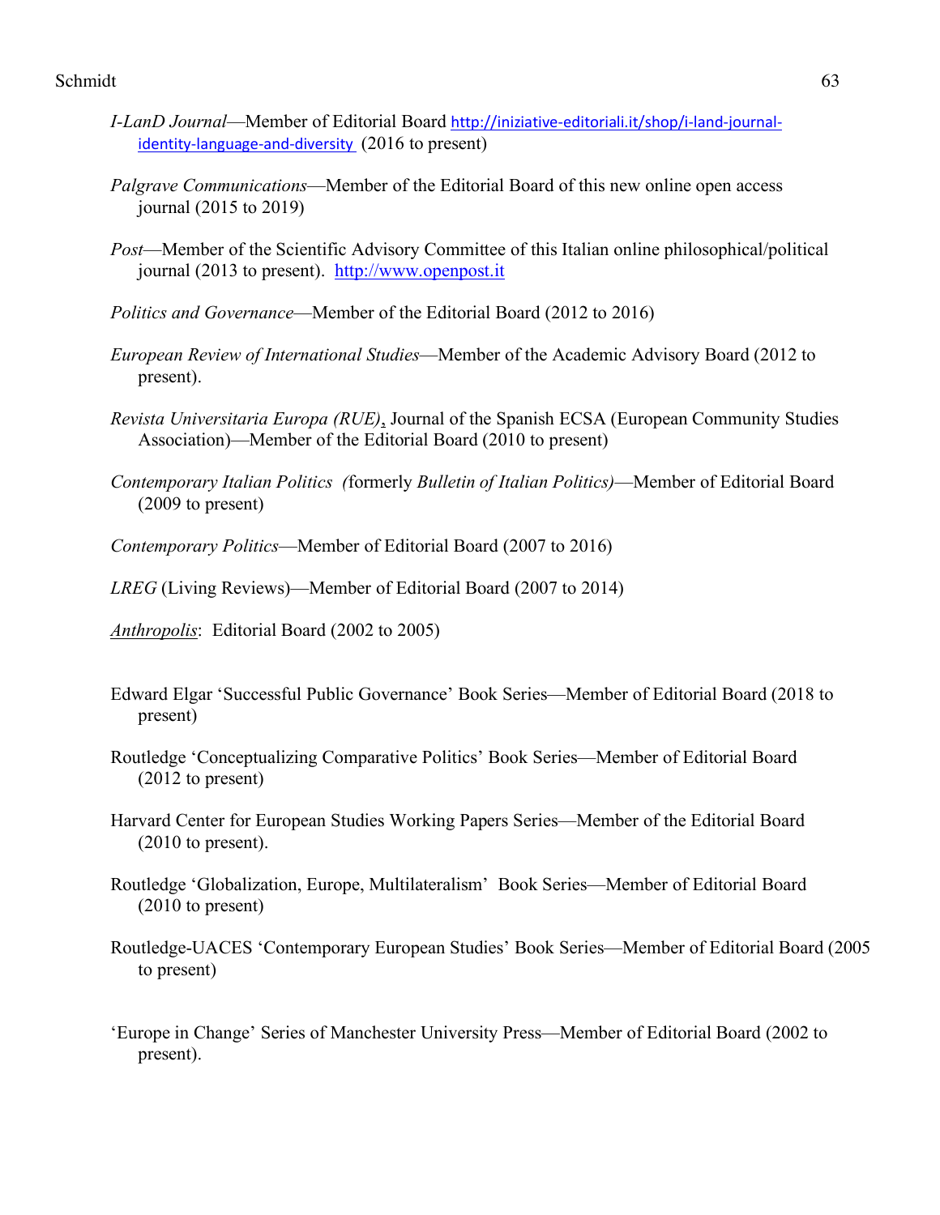*I-LanD Journal*—Member of Editorial Board http://iniziative-editoriali.it/shop/i-land-journal-identity-language-and-diversity (2016 to present)

*Palgrave Communications*—Member of the Editorial Board of this new online open access journal (2015 to 2019)

*Post*—Member of the Scientific Advisory Committee of this Italian online philosophical/political journal (2013 to present). http://www.openpost.it

*Politics and Governance*—Member of the Editorial Board (2012 to 2016)

*European Review of International Studies*—Member of the Academic Advisory Board (2012 to present).

*Revista Universitaria Europa (RUE)*, Journal of the Spanish ECSA (European Community Studies Association)—Member of the Editorial Board (2010 to present)

*Contemporary Italian Politics (*formerly *Bulletin of Italian Politics)*—Member of Editorial Board (2009 to present)

*Contemporary Politics*—Member of Editorial Board (2007 to 2016)

*LREG* (Living Reviews)—Member of Editorial Board (2007 to 2014)

*Anthropolis*: Editorial Board (2002 to 2005)

Edward Elgar 'Successful Public Governance' Book Series—Member of Editorial Board (2018 to present)

Routledge 'Conceptualizing Comparative Politics' Book Series—Member of Editorial Board (2012 to present)

Harvard Center for European Studies Working Papers Series—Member of the Editorial Board (2010 to present).

Routledge 'Globalization, Europe, Multilateralism' Book Series—Member of Editorial Board (2010 to present)

Routledge-UACES 'Contemporary European Studies' Book Series—Member of Editorial Board (2005 to present)

'Europe in Change' Series of Manchester University Press—Member of Editorial Board (2002 to present).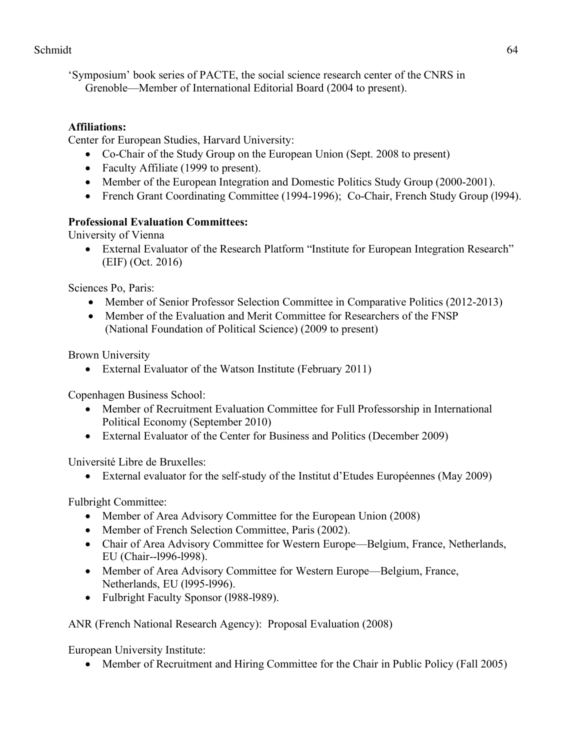'Symposium' book series of PACTE, the social science research center of the CNRS in Grenoble—Member of International Editorial Board (2004 to present).

**Affiliations:**

Center for European Studies, Harvard University:

- Co-Chair of the Study Group on the European Union (Sept. 2008 to present)
- Faculty Affiliate (1999 to present).
- Member of the European Integration and Domestic Politics Study Group (2000-2001).
- French Grant Coordinating Committee (1994-1996); Co-Chair, French Study Group (l994).

**Professional Evaluation Committees:**

University of Vienna

- External Evaluator of the Research Platform "Institute for European Integration Research" (EIF) (Oct. 2016)

Sciences Po, Paris:

- Member of Senior Professor Selection Committee in Comparative Politics (2012-2013)
- Member of the Evaluation and Merit Committee for Researchers of the FNSP (National Foundation of Political Science) (2009 to present)

Brown University

- External Evaluator of the Watson Institute (February 2011)

Copenhagen Business School:

- Member of Recruitment Evaluation Committee for Full Professorship in International Political Economy (September 2010)
- External Evaluator of the Center for Business and Politics (December 2009)

Université Libre de Bruxelles:

- External evaluator for the self-study of the Institut d'Etudes Européennes (May 2009)

Fulbright Committee:

- Member of Area Advisory Committee for the European Union (2008)
- Member of French Selection Committee, Paris (2002).
- Chair of Area Advisory Committee for Western Europe—Belgium, France, Netherlands, EU (Chair--l996-l998).
- Member of Area Advisory Committee for Western Europe—Belgium, France, Netherlands, EU (l995-l996).
- Fulbright Faculty Sponsor (l988-l989).

ANR (French National Research Agency): Proposal Evaluation (2008)

European University Institute:

- Member of Recruitment and Hiring Committee for the Chair in Public Policy (Fall 2005)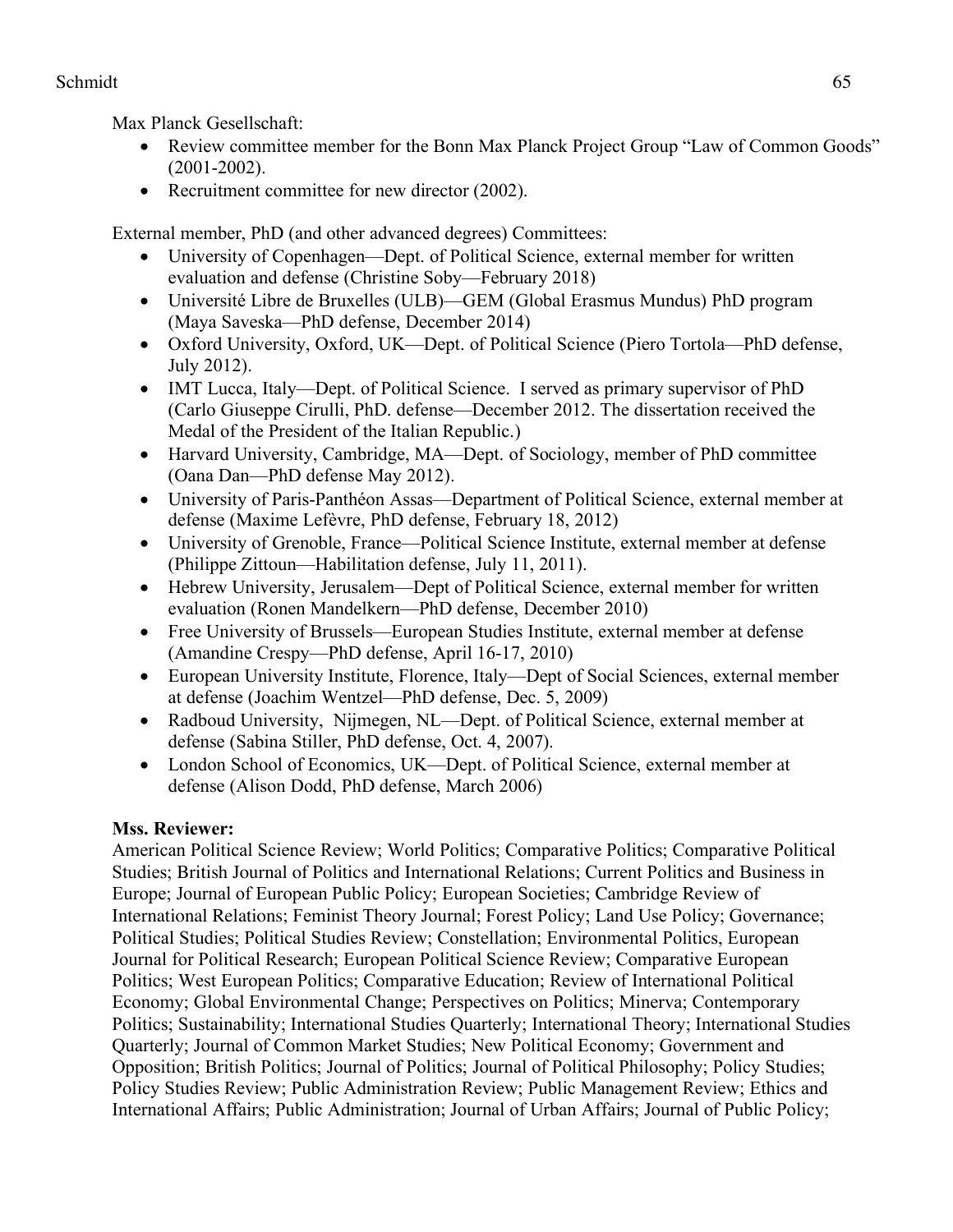Max Planck Gesellschaft:

- Review committee member for the Bonn Max Planck Project Group "Law of Common Goods" (2001-2002).
- Recruitment committee for new director (2002).

External member, PhD (and other advanced degrees) Committees:

- University of Copenhagen—Dept. of Political Science, external member for written evaluation and defense (Christine Soby—February 2018)
- Université Libre de Bruxelles (ULB)—GEM (Global Erasmus Mundus) PhD program (Maya Saveska—PhD defense, December 2014)
- Oxford University, Oxford, UK—Dept. of Political Science (Piero Tortola—PhD defense, July 2012).
- IMT Lucca, Italy—Dept. of Political Science. I served as primary supervisor of PhD (Carlo Giuseppe Cirulli, PhD. defense—December 2012. The dissertation received the Medal of the President of the Italian Republic.)
- Harvard University, Cambridge, MA—Dept. of Sociology, member of PhD committee (Oana Dan—PhD defense May 2012).
- University of Paris-Panthéon Assas—Department of Political Science, external member at defense (Maxime Lefèvre, PhD defense, February 18, 2012)
- University of Grenoble, France—Political Science Institute, external member at defense (Philippe Zittoun—Habilitation defense, July 11, 2011).
- Hebrew University, Jerusalem—Dept of Political Science, external member for written evaluation (Ronen Mandelkern—PhD defense, December 2010)
- Free University of Brussels—European Studies Institute, external member at defense (Amandine Crespy—PhD defense, April 16-17, 2010)
- European University Institute, Florence, Italy—Dept of Social Sciences, external member at defense (Joachim Wentzel—PhD defense, Dec. 5, 2009)
- Radboud University, Nijmegen, NL—Dept. of Political Science, external member at defense (Sabina Stiller, PhD defense, Oct. 4, 2007).
- London School of Economics, UK—Dept. of Political Science, external member at defense (Alison Dodd, PhD defense, March 2006)

**Mss. Reviewer:**
American Political Science Review; World Politics; Comparative Politics; Comparative Political Studies; British Journal of Politics and International Relations; Current Politics and Business in Europe; Journal of European Public Policy; European Societies; Cambridge Review of International Relations; Feminist Theory Journal; Forest Policy; Land Use Policy; Governance; Political Studies; Political Studies Review; Constellation; Environmental Politics, European Journal for Political Research; European Political Science Review; Comparative European Politics; West European Politics; Comparative Education; Review of International Political Economy; Global Environmental Change; Perspectives on Politics; Minerva; Contemporary Politics; Sustainability; International Studies Quarterly; International Theory; International Studies Quarterly; Journal of Common Market Studies; New Political Economy; Government and Opposition; British Politics; Journal of Politics; Journal of Political Philosophy; Policy Studies; Policy Studies Review; Public Administration Review; Public Management Review; Ethics and International Affairs; Public Administration; Journal of Urban Affairs; Journal of Public Policy;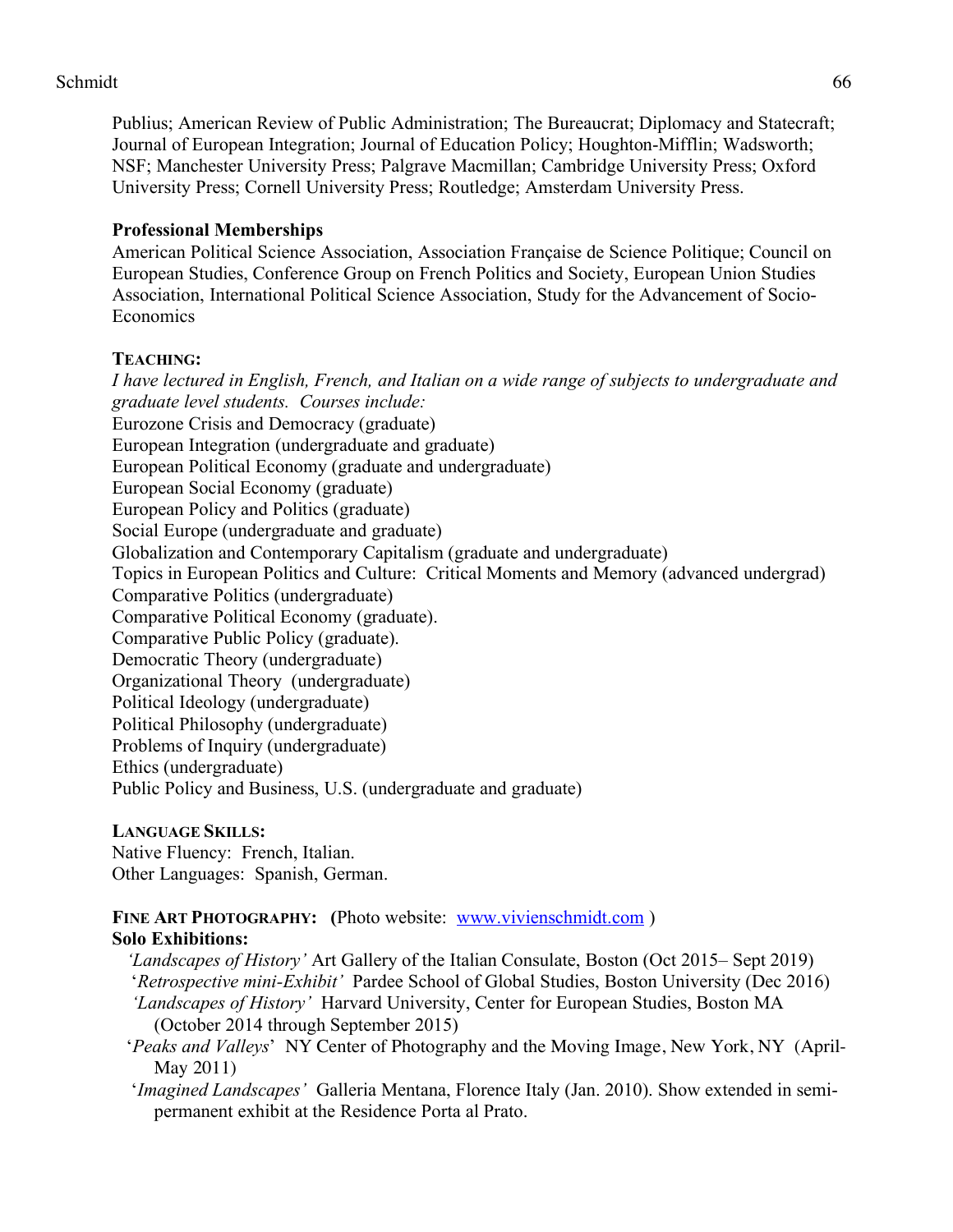Publius; American Review of Public Administration; The Bureaucrat; Diplomacy and Statecraft; Journal of European Integration; Journal of Education Policy; Houghton-Mifflin; Wadsworth; NSF; Manchester University Press; Palgrave Macmillan; Cambridge University Press; Oxford University Press; Cornell University Press; Routledge; Amsterdam University Press.

**Professional Memberships**

American Political Science Association, Association Française de Science Politique; Council on European Studies, Conference Group on French Politics and Society, European Union Studies Association, International Political Science Association, Study for the Advancement of Socio-Economics

**TEACHING:**

*I have lectured in English, French, and Italian on a wide range of subjects to undergraduate and graduate level students. Courses include:*

Eurozone Crisis and Democracy (graduate)
European Integration (undergraduate and graduate)
European Political Economy (graduate and undergraduate)
European Social Economy (graduate)
European Policy and Politics (graduate)
Social Europe (undergraduate and graduate)
Globalization and Contemporary Capitalism (graduate and undergraduate)
Topics in European Politics and Culture: Critical Moments and Memory (advanced undergrad)
Comparative Politics (undergraduate)
Comparative Political Economy (graduate).
Comparative Public Policy (graduate).
Democratic Theory (undergraduate)
Organizational Theory (undergraduate)
Political Ideology (undergraduate)
Political Philosophy (undergraduate)
Problems of Inquiry (undergraduate)
Ethics (undergraduate)
Public Policy and Business, U.S. (undergraduate and graduate)

**LANGUAGE SKILLS:**

Native Fluency: French, Italian.
Other Languages: Spanish, German.

**FINE ART PHOTOGRAPHY: (**Photo website: www.vivienschmidt.com )

**Solo Exhibitions:**

*'Landscapes of History'* Art Gallery of the Italian Consulate, Boston (Oct 2015– Sept 2019)
'*Retrospective mini-Exhibit'* Pardee School of Global Studies, Boston University (Dec 2016)
*'Landscapes of History'* Harvard University, Center for European Studies, Boston MA (October 2014 through September 2015)
'*Peaks and Valleys*' NY Center of Photography and the Moving Image, New York, NY (April-May 2011)
'*Imagined Landscapes'* Galleria Mentana, Florence Italy (Jan. 2010). Show extended in semi-permanent exhibit at the Residence Porta al Prato.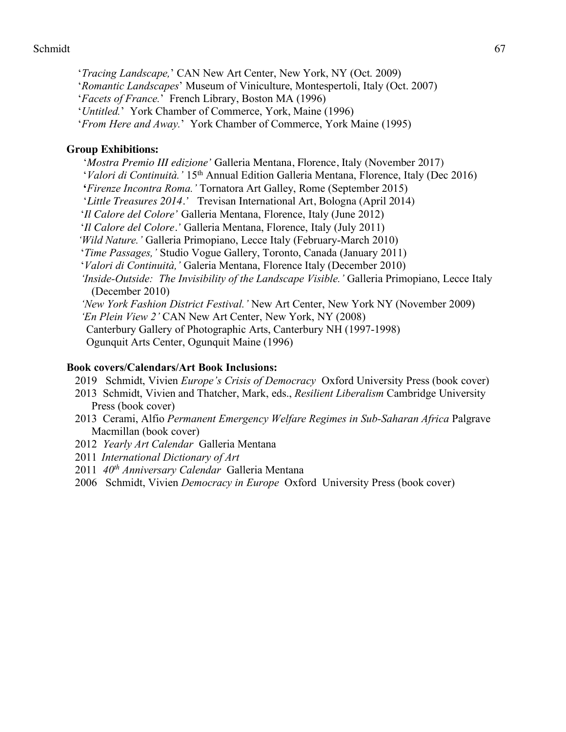'*Tracing Landscape,*' CAN New Art Center, New York, NY (Oct. 2009)
'*Romantic Landscapes*' Museum of Viniculture, Montespertoli, Italy (Oct. 2007)
'*Facets of France.*' French Library, Boston MA (1996)
'*Untitled.*' York Chamber of Commerce, York, Maine (1996)
'*From Here and Away.*' York Chamber of Commerce, York Maine (1995)

**Group Exhibitions:**

'*Mostra Premio III edizione'* Galleria Mentana, Florence, Italy (November 2017)
'*Valori di Continuità.'* 15th Annual Edition Galleria Mentana, Florence, Italy (Dec 2016)
**'***Firenze Incontra Roma.'* Tornatora Art Galley, Rome (September 2015)
'*Little Treasures 2014.'* Trevisan International Art, Bologna (April 2014)
'*Il Calore del Colore'* Galleria Mentana, Florence, Italy (June 2012)
'*Il Calore del Colore.'* Galleria Mentana, Florence, Italy (July 2011)
*'Wild Nature.'* Galleria Primopiano, Lecce Italy (February-March 2010)
'*Time Passages,'* Studio Vogue Gallery, Toronto, Canada (January 2011)
'*Valori di Continuità,'* Galeria Mentana, Florence Italy (December 2010)
*'Inside-Outside: The Invisibility of the Landscape Visible.'* Galleria Primopiano, Lecce Italy (December 2010)
*'New York Fashion District Festival.'* New Art Center, New York NY (November 2009)
*'En Plein View 2'* CAN New Art Center, New York, NY (2008)
Canterbury Gallery of Photographic Arts, Canterbury NH (1997-1998)
Ogunquit Arts Center, Ogunquit Maine (1996)

**Book covers/Calendars/Art Book Inclusions:**

2019 Schmidt, Vivien *Europe's Crisis of Democracy* Oxford University Press (book cover)
2013 Schmidt, Vivien and Thatcher, Mark, eds., *Resilient Liberalism* Cambridge University Press (book cover)
2013 Cerami, Alfio *Permanent Emergency Welfare Regimes in Sub-Saharan Africa* Palgrave Macmillan (book cover)
2012 *Yearly Art Calendar* Galleria Mentana
2011 *International Dictionary of Art*
2011 *40th Anniversary Calendar* Galleria Mentana
2006 Schmidt, Vivien *Democracy in Europe* Oxford University Press (book cover)